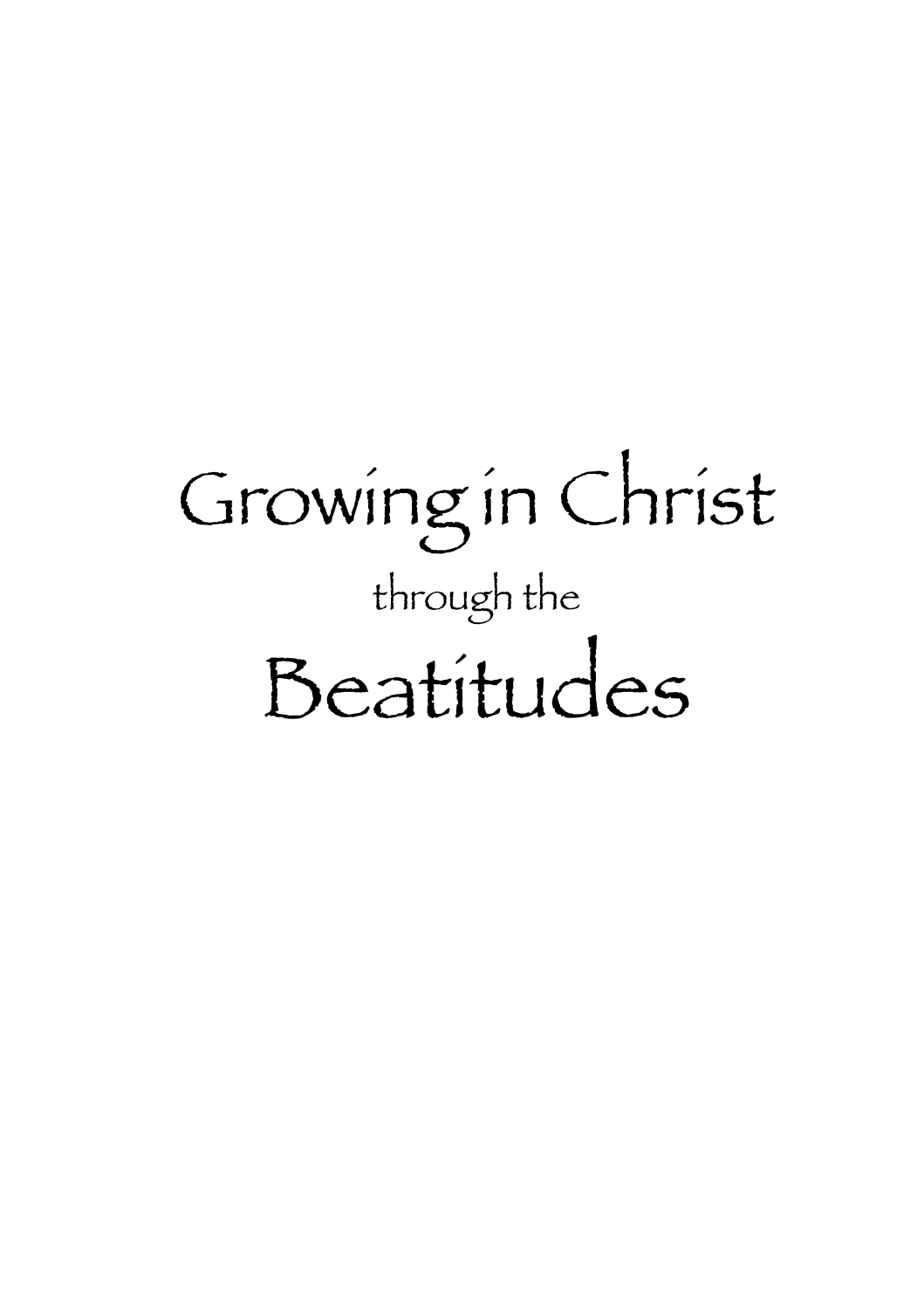# Growing in Christ

through the

# Beatitudes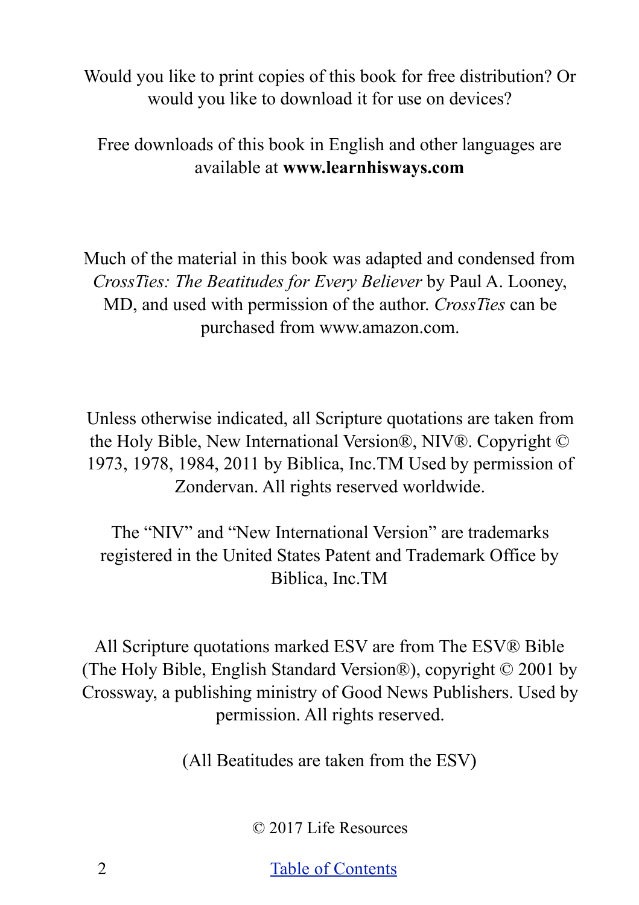Would you like to print copies of this book for free distribution? Or would you like to download it for use on devices?

Free downloads of this book in English and other languages are available at **www.learnhisways.com**

Much of the material in this book was adapted and condensed from *CrossTies: The Beatitudes for Every Believer* by Paul A. Looney, MD, and used with permission of the author. *CrossTies* can be purchased from www.amazon.com.

Unless otherwise indicated, all Scripture quotations are taken from the Holy Bible, New International Version®, NIV®. Copyright © 1973, 1978, 1984, 2011 by Biblica, Inc.TM Used by permission of Zondervan. All rights reserved worldwide.

The "NIV" and "New International Version" are trademarks registered in the United States Patent and Trademark Office by Biblica, Inc.TM

All Scripture quotations marked ESV are from The ESV® Bible (The Holy Bible, English Standard Version®), copyright © 2001 by Crossway, a publishing ministry of Good News Publishers. Used by permission. All rights reserved.

(All Beatitudes are taken from the ESV)

© 2017 Life Resources

Table of Contents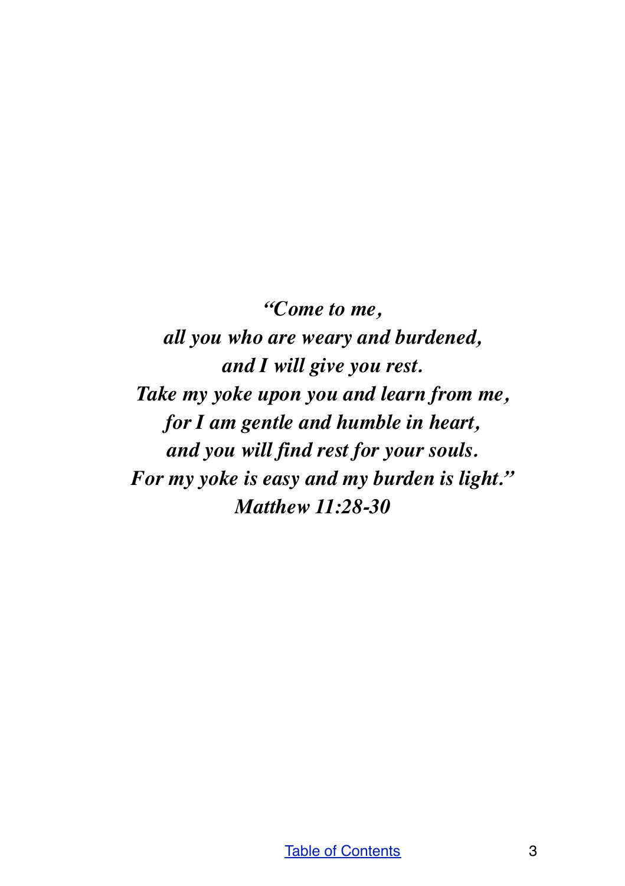*"Come to me,*
*all you who are weary and burdened,*
*and I will give you rest.*
*Take my yoke upon you and learn from me,*
*for I am gentle and humble in heart,*
*and you will find rest for your souls.*
*For my yoke is easy and my burden is light."*
***Matthew 11:28-30***

[Table of Contents]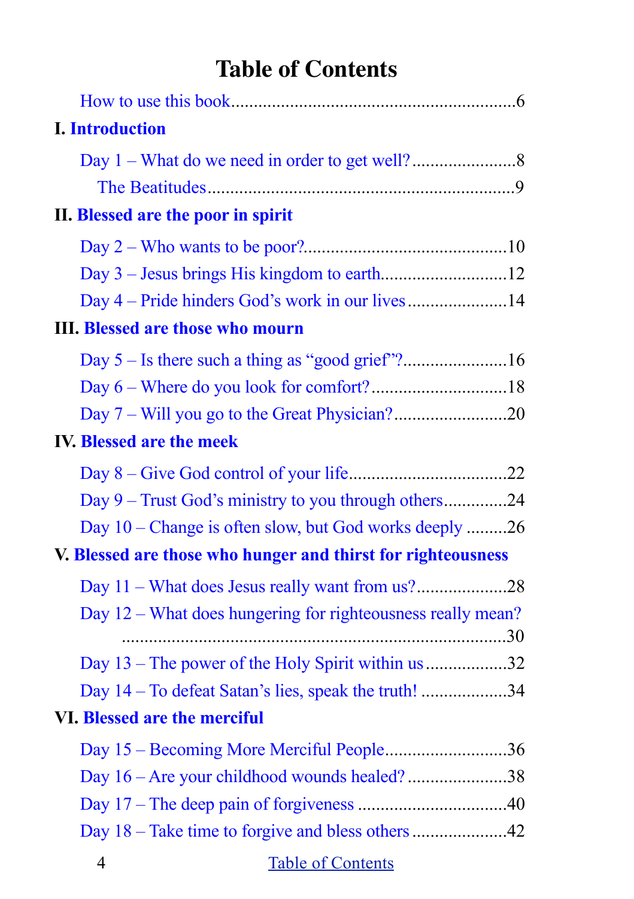# Table of Contents

How to use this book ........................................................ 6

**I. Introduction**

- Day 1 – What do we need in order to get well? ........................ 8
  - The Beatitudes ........................................................ 9

**II. Blessed are the poor in spirit**

- Day 2 – Who wants to be poor? ........................................ 10
- Day 3 – Jesus brings His kingdom to earth ........................... 12
- Day 4 – Pride hinders God's work in our lives ....................... 14

**III. Blessed are those who mourn**

- Day 5 – Is there such a thing as "good grief"? ...................... 16
- Day 6 – Where do you look for comfort? .............................. 18
- Day 7 – Will you go to the Great Physician? ......................... 20

**IV. Blessed are the meek**

- Day 8 – Give God control of your life ................................. 22
- Day 9 – Trust God's ministry to you through others .................. 24
- Day 10 – Change is often slow, but God works deeply .................. 26

**V. Blessed are those who hunger and thirst for righteousness**

- Day 11 – What does Jesus really want from us? ........................ 28
- Day 12 – What does hungering for righteousness really mean? .......... 30
- Day 13 – The power of the Holy Spirit within us ...................... 32
- Day 14 – To defeat Satan's lies, speak the truth! .................... 34

**VI. Blessed are the merciful**

- Day 15 – Becoming More Merciful People ................................ 36
- Day 16 – Are your childhood wounds healed? ........................... 38
- Day 17 – The deep pain of forgiveness ................................. 40
- Day 18 – Take time to forgive and bless others ........................ 42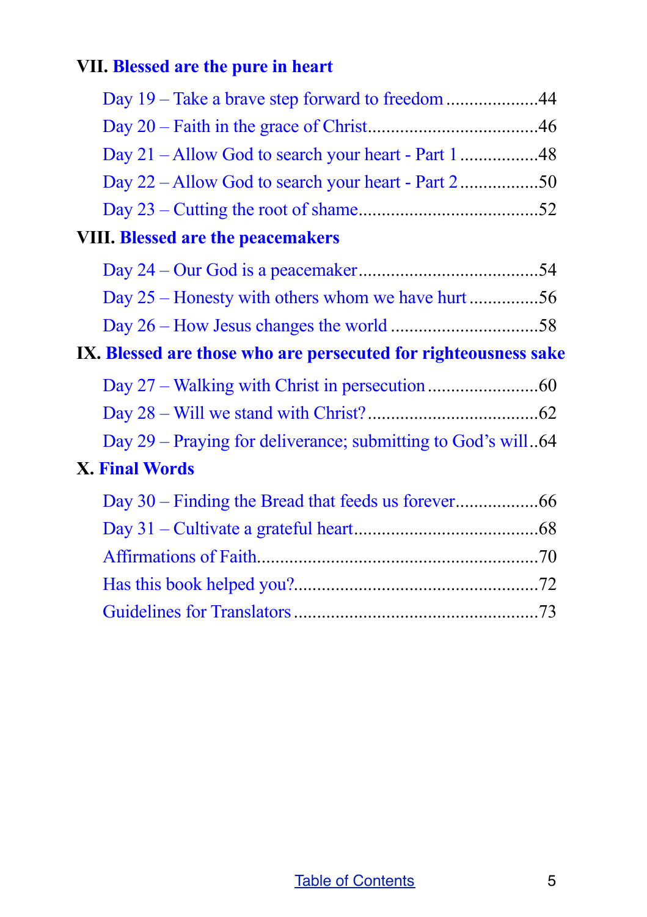**VII. Blessed are the pure in heart**

- Day 19 – Take a brave step forward to freedom ....................44
- Day 20 – Faith in the grace of Christ....................................46
- Day 21 – Allow God to search your heart - Part 1 .................48
- Day 22 – Allow God to search your heart - Part 2 .................50
- Day 23 – Cutting the root of shame......................................52

**VIII. Blessed are the peacemakers**

- Day 24 – Our God is a peacemaker......................................54
- Day 25 – Honesty with others whom we have hurt ...............56
- Day 26 – How Jesus changes the world ................................58

**IX. Blessed are those who are persecuted for righteousness sake**

- Day 27 – Walking with Christ in persecution ........................60
- Day 28 – Will we stand with Christ?....................................62
- Day 29 – Praying for deliverance; submitting to God's will..64

**X. Final Words**

- Day 30 – Finding the Bread that feeds us forever..................66
- Day 31 – Cultivate a grateful heart.......................................68
- Affirmations of Faith............................................................70
- Has this book helped you?....................................................72
- Guidelines for Translators ....................................................73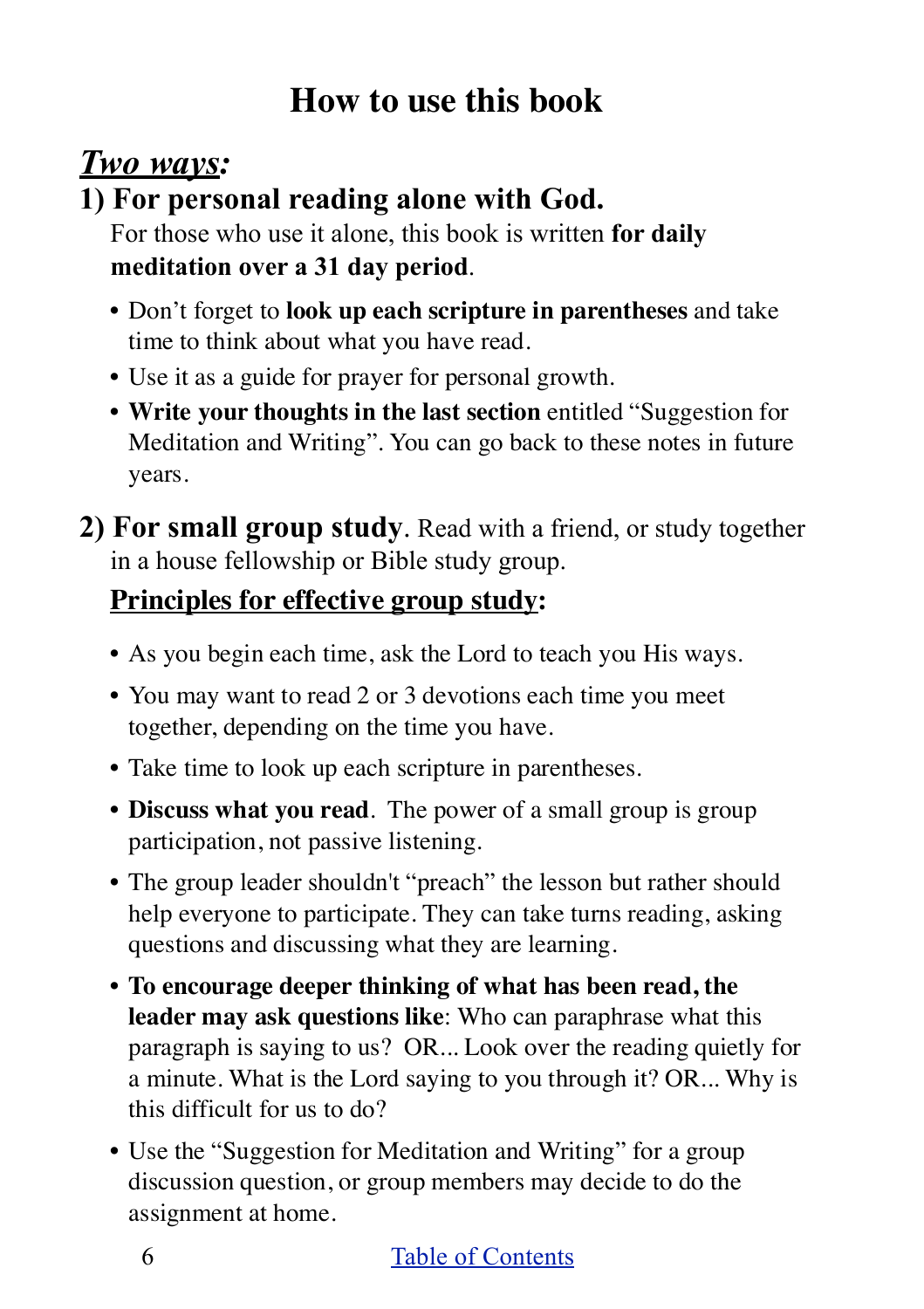# How to use this book

***Two ways:***

## 1) For personal reading alone with God.

For those who use it alone, this book is written **for daily meditation over a 31 day period**.

- Don't forget to **look up each scripture in parentheses** and take time to think about what you have read.
- Use it as a guide for prayer for personal growth.
- **Write your thoughts in the last section** entitled "Suggestion for Meditation and Writing". You can go back to these notes in future years.

## 2) For small group study. 

Read with a friend, or study together in a house fellowship or Bible study group.

**Principles for effective group study:**

- As you begin each time, ask the Lord to teach you His ways.
- You may want to read 2 or 3 devotions each time you meet together, depending on the time you have.
- Take time to look up each scripture in parentheses.
- **Discuss what you read**. The power of a small group is group participation, not passive listening.
- The group leader shouldn't "preach" the lesson but rather should help everyone to participate. They can take turns reading, asking questions and discussing what they are learning.
- **To encourage deeper thinking of what has been read, the leader may ask questions like**: Who can paraphrase what this paragraph is saying to us? OR... Look over the reading quietly for a minute. What is the Lord saying to you through it? OR... Why is this difficult for us to do?
- Use the "Suggestion for Meditation and Writing" for a group discussion question, or group members may decide to do the assignment at home.

Table of Contents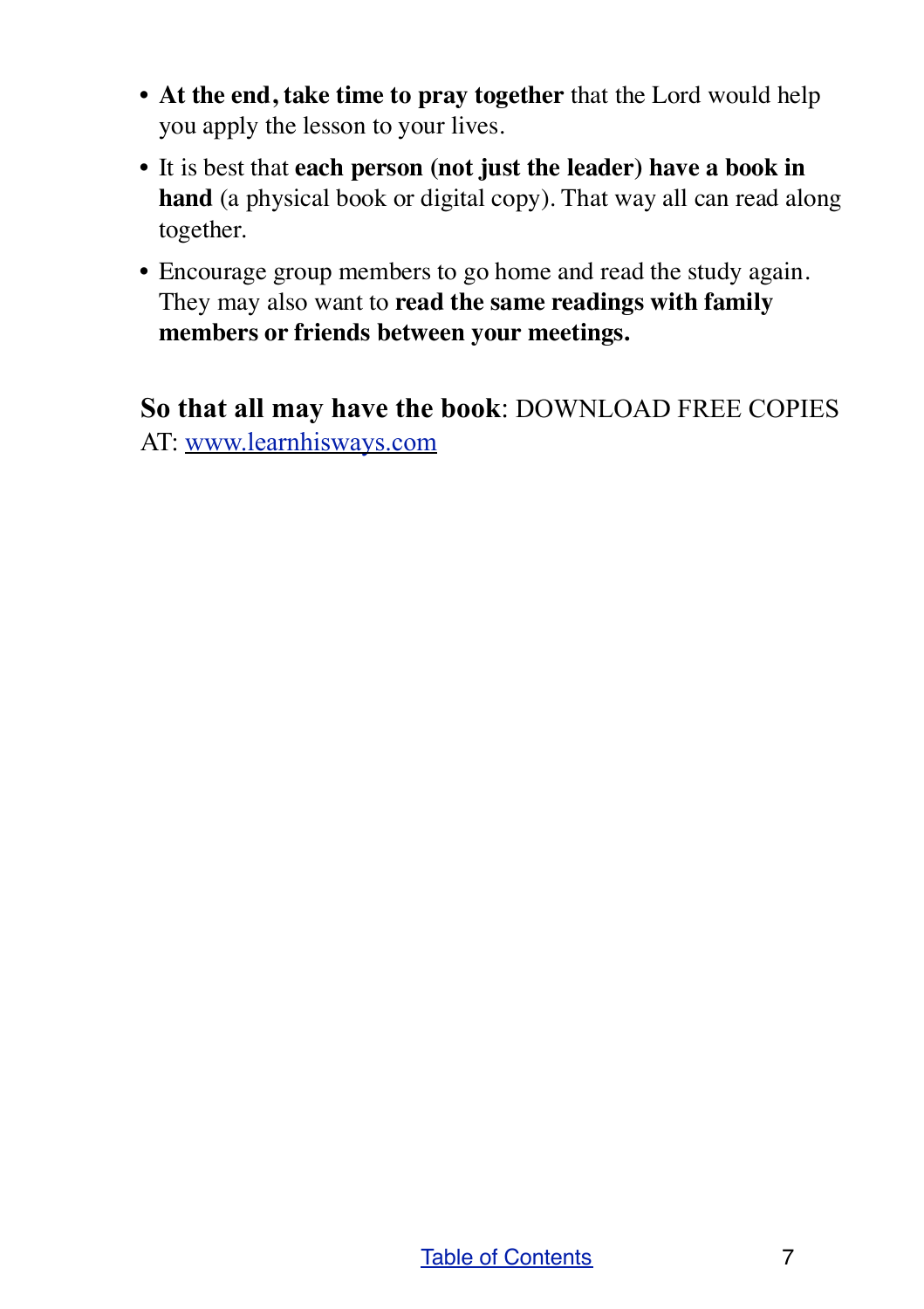- **At the end, take time to pray together** that the Lord would help you apply the lesson to your lives.
- It is best that **each person (not just the leader) have a book in hand** (a physical book or digital copy). That way all can read along together.
- Encourage group members to go home and read the study again. They may also want to **read the same readings with family members or friends between your meetings.**

**So that all may have the book**: DOWNLOAD FREE COPIES AT: [www.learnhisways.com](www.learnhisways.com)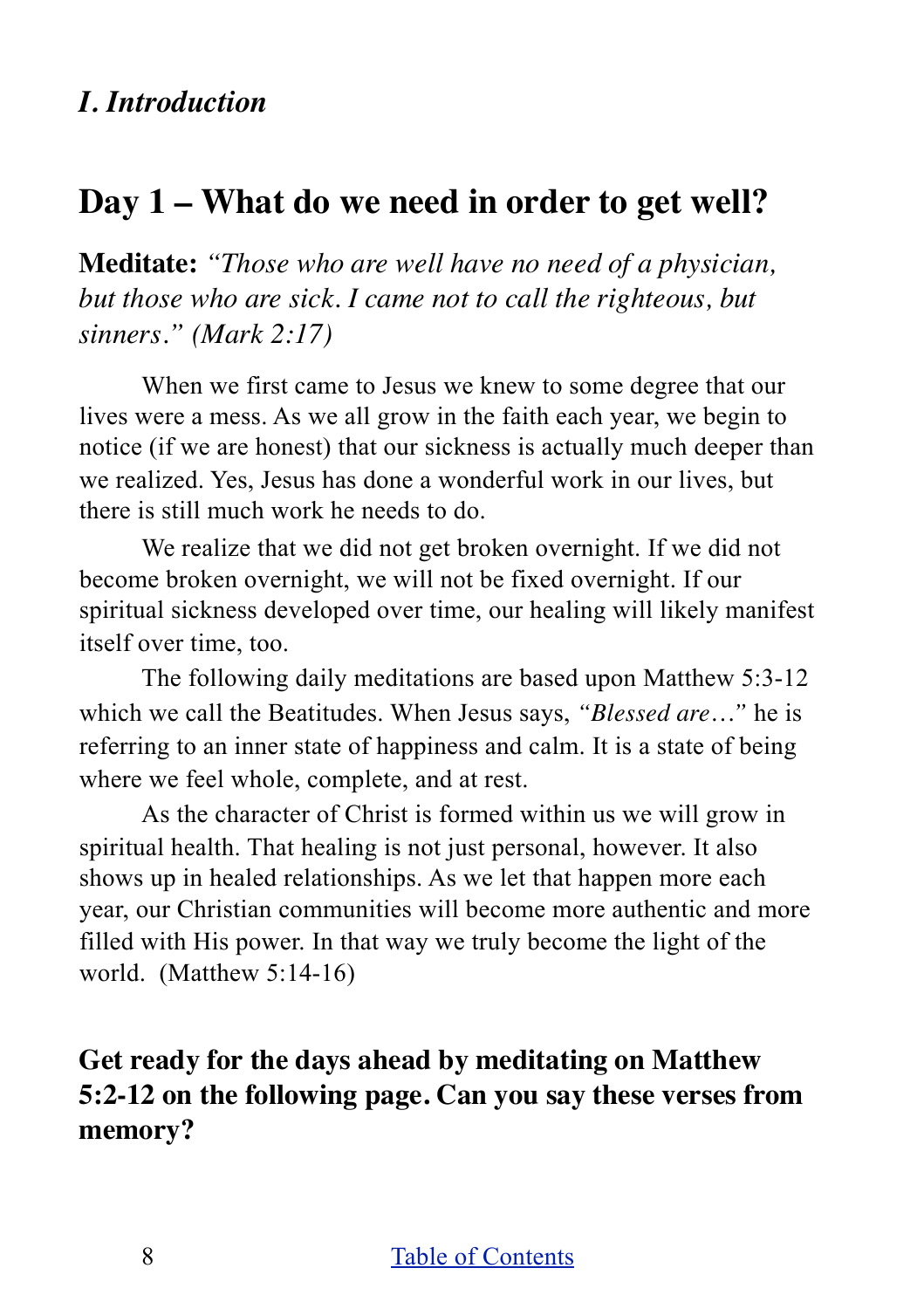## *I. Introduction*

# Day 1 – What do we need in order to get well?

**Meditate:** *"Those who are well have no need of a physician, but those who are sick. I came not to call the righteous, but sinners." (Mark 2:17)*

When we first came to Jesus we knew to some degree that our lives were a mess. As we all grow in the faith each year, we begin to notice (if we are honest) that our sickness is actually much deeper than we realized. Yes, Jesus has done a wonderful work in our lives, but there is still much work he needs to do.

We realize that we did not get broken overnight. If we did not become broken overnight, we will not be fixed overnight. If our spiritual sickness developed over time, our healing will likely manifest itself over time, too.

The following daily meditations are based upon Matthew 5:3-12 which we call the Beatitudes. When Jesus says, *"Blessed are…"* he is referring to an inner state of happiness and calm. It is a state of being where we feel whole, complete, and at rest.

As the character of Christ is formed within us we will grow in spiritual health. That healing is not just personal, however. It also shows up in healed relationships. As we let that happen more each year, our Christian communities will become more authentic and more filled with His power. In that way we truly become the light of the world. (Matthew 5:14-16)

**Get ready for the days ahead by meditating on Matthew 5:2-12 on the following page. Can you say these verses from memory?**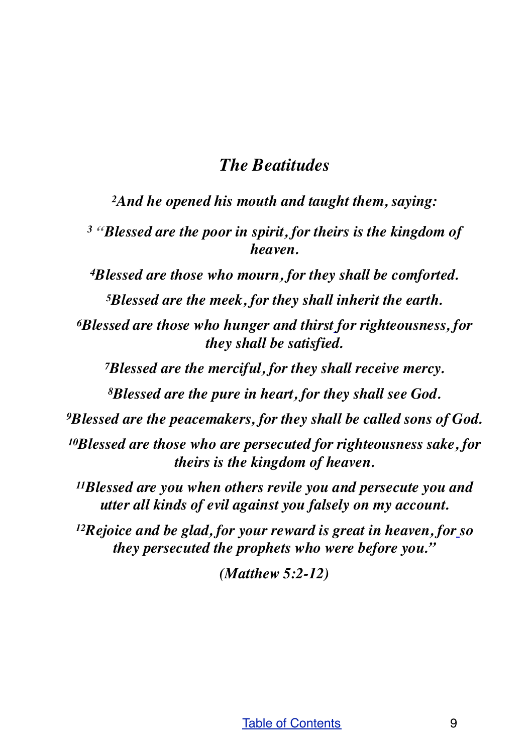## *The Beatitudes*

*[2]And he opened his mouth and taught them, saying:*

*[3] "Blessed are the poor in spirit, for theirs is the kingdom of heaven.*

*[4]Blessed are those who mourn, for they shall be comforted.*

*[5]Blessed are the meek, for they shall inherit the earth.*

*[6]Blessed are those who hunger and thirst for righteousness, for they shall be satisfied.*

*[7]Blessed are the merciful, for they shall receive mercy.*

*[8]Blessed are the pure in heart, for they shall see God.*

*[9]Blessed are the peacemakers, for they shall be called sons of God.*

*[10]Blessed are those who are persecuted for righteousness sake, for theirs is the kingdom of heaven.*

*[11]Blessed are you when others revile you and persecute you and utter all kinds of evil against you falsely on my account.*

*[12]Rejoice and be glad, for your reward is great in heaven, for so they persecuted the prophets who were before you."*

*(Matthew 5:2-12)*

Table of Contents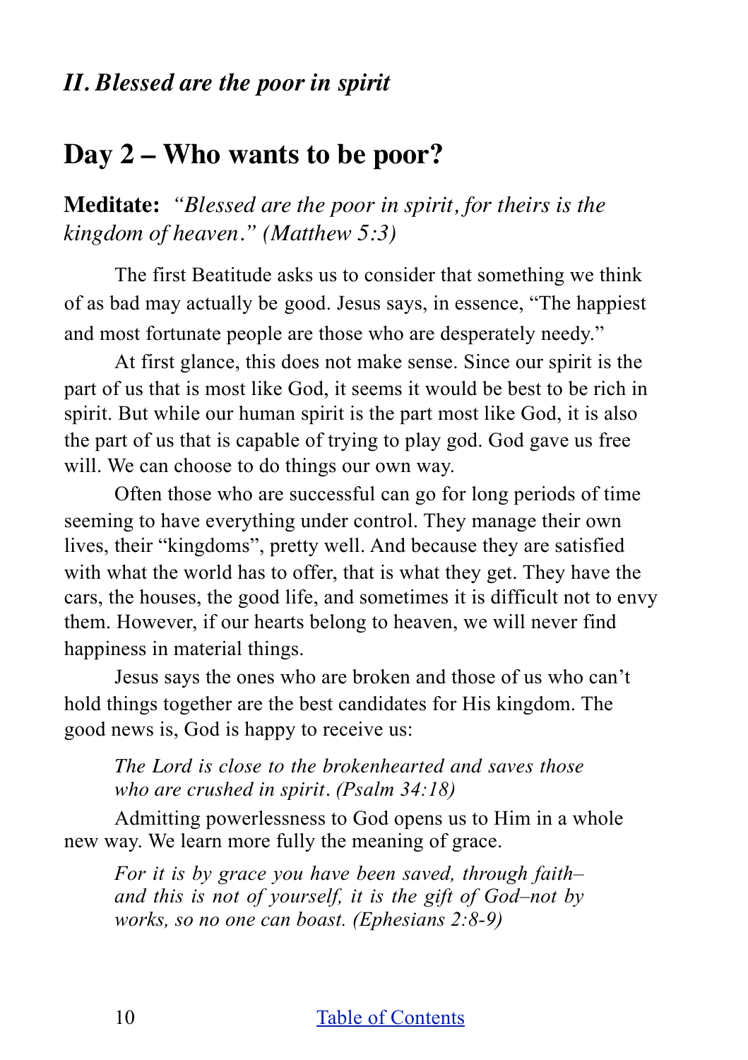## *II. Blessed are the poor in spirit*

# Day 2 – Who wants to be poor?

**Meditate:** *"Blessed are the poor in spirit, for theirs is the kingdom of heaven." (Matthew 5:3)*

The first Beatitude asks us to consider that something we think of as bad may actually be good. Jesus says, in essence, "The happiest and most fortunate people are those who are desperately needy."

At first glance, this does not make sense. Since our spirit is the part of us that is most like God, it seems it would be best to be rich in spirit. But while our human spirit is the part most like God, it is also the part of us that is capable of trying to play god. God gave us free will. We can choose to do things our own way.

Often those who are successful can go for long periods of time seeming to have everything under control. They manage their own lives, their "kingdoms", pretty well. And because they are satisfied with what the world has to offer, that is what they get. They have the cars, the houses, the good life, and sometimes it is difficult not to envy them. However, if our hearts belong to heaven, we will never find happiness in material things.

Jesus says the ones who are broken and those of us who can't hold things together are the best candidates for His kingdom. The good news is, God is happy to receive us:

> *The Lord is close to the brokenhearted and saves those who are crushed in spirit. (Psalm 34:18)*

Admitting powerlessness to God opens us to Him in a whole new way. We learn more fully the meaning of grace.

> *For it is by grace you have been saved, through faith–and this is not of yourself, it is the gift of God–not by works, so no one can boast. (Ephesians 2:8-9)*

[Table of Contents]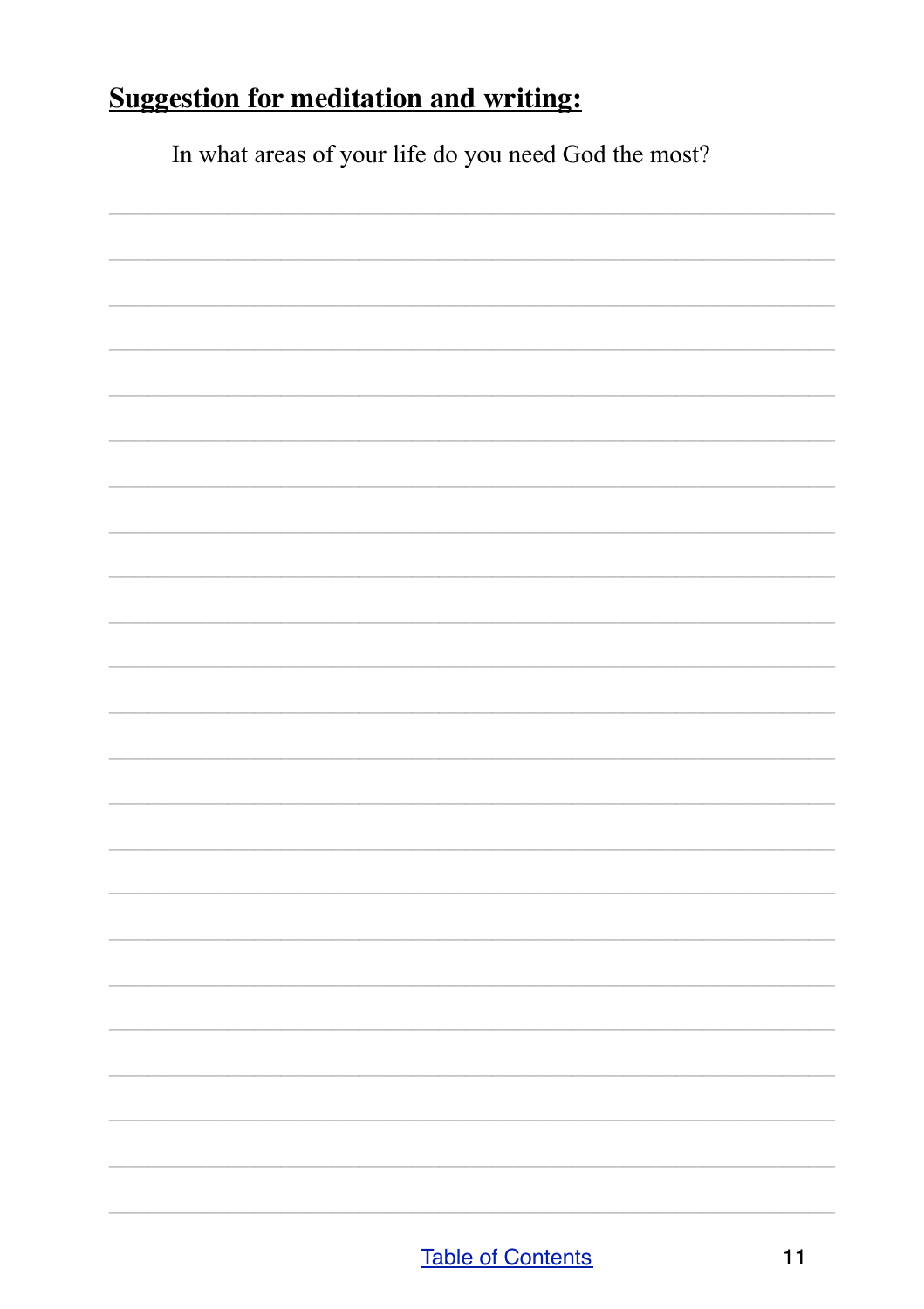## Suggestion for meditation and writing:

In what areas of your life do you need God the most?

[Table of Contents]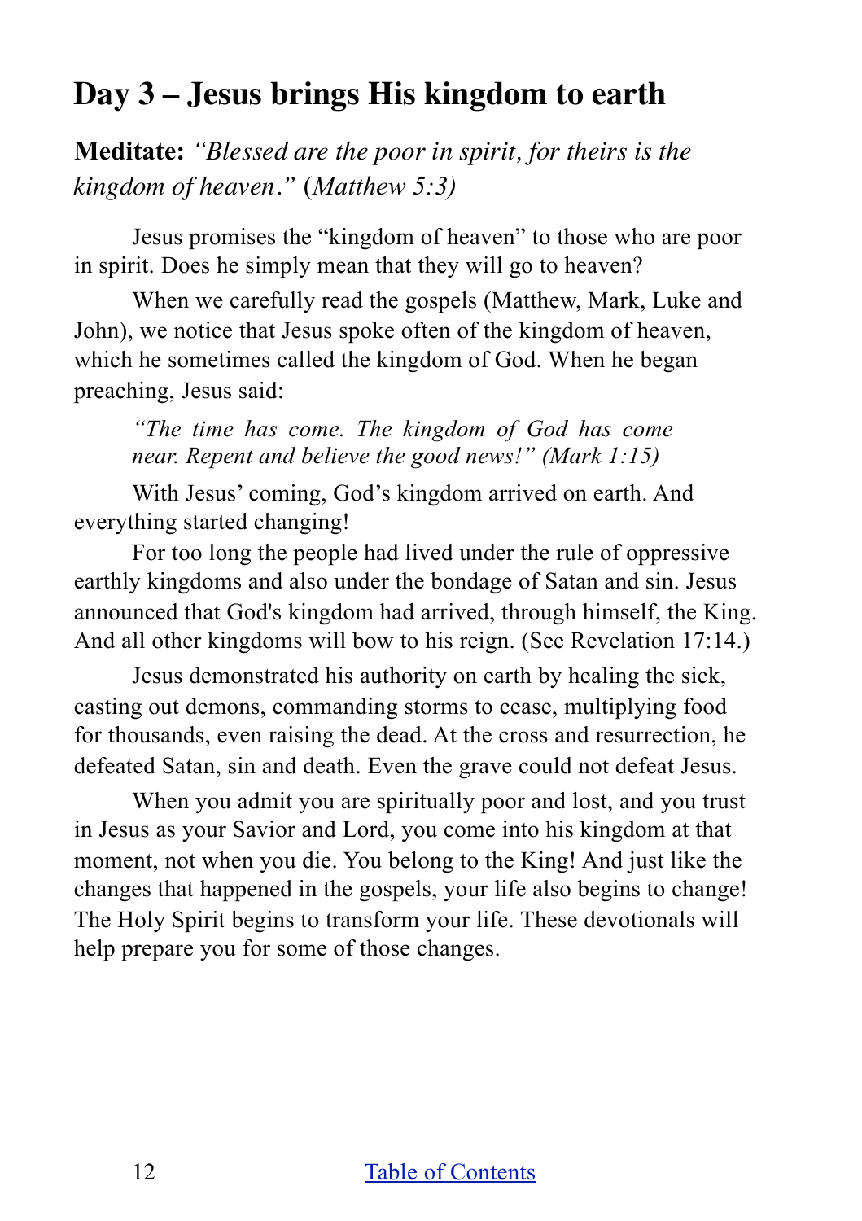## Day 3 – Jesus brings His kingdom to earth

**Meditate:** *"Blessed are the poor in spirit, for theirs is the kingdom of heaven*." (*Matthew 5:3)*

Jesus promises the "kingdom of heaven" to those who are poor in spirit. Does he simply mean that they will go to heaven?

When we carefully read the gospels (Matthew, Mark, Luke and John), we notice that Jesus spoke often of the kingdom of heaven, which he sometimes called the kingdom of God. When he began preaching, Jesus said:

> *"The time has come. The kingdom of God has come near. Repent and believe the good news!" (Mark 1:15)*

With Jesus' coming, God's kingdom arrived on earth. And everything started changing!

For too long the people had lived under the rule of oppressive earthly kingdoms and also under the bondage of Satan and sin. Jesus announced that God's kingdom had arrived, through himself, the King. And all other kingdoms will bow to his reign. (See Revelation 17:14.)

Jesus demonstrated his authority on earth by healing the sick, casting out demons, commanding storms to cease, multiplying food for thousands, even raising the dead. At the cross and resurrection, he defeated Satan, sin and death. Even the grave could not defeat Jesus.

When you admit you are spiritually poor and lost, and you trust in Jesus as your Savior and Lord, you come into his kingdom at that moment, not when you die. You belong to the King! And just like the changes that happened in the gospels, your life also begins to change! The Holy Spirit begins to transform your life. These devotionals will help prepare you for some of those changes.

[Table of Contents]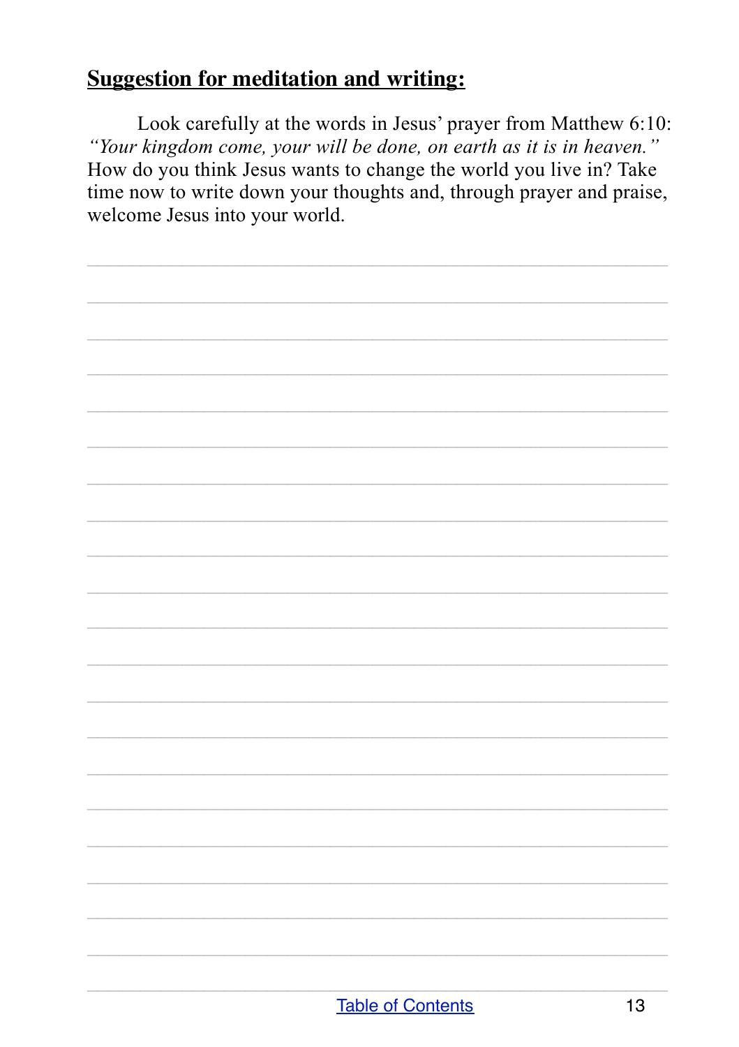**Suggestion for meditation and writing:**

Look carefully at the words in Jesus' prayer from Matthew 6:10: *"Your kingdom come, your will be done, on earth as it is in heaven."* How do you think Jesus wants to change the world you live in? Take time now to write down your thoughts and, through prayer and praise, welcome Jesus into your world.

[Table of Contents]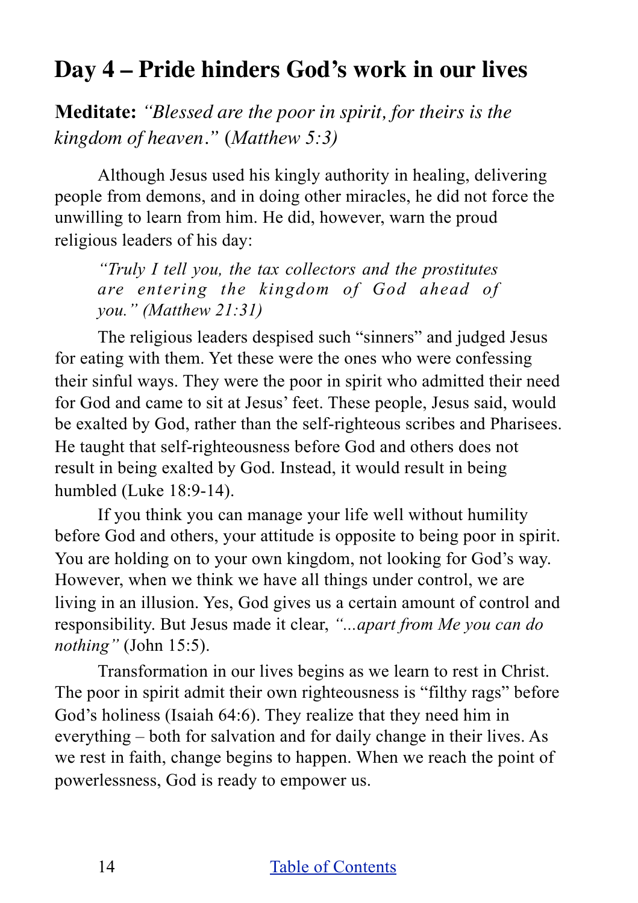## Day 4 – Pride hinders God's work in our lives

**Meditate:** *"Blessed are the poor in spirit, for theirs is the kingdom of heaven."* (*Matthew 5:3)*

Although Jesus used his kingly authority in healing, delivering people from demons, and in doing other miracles, he did not force the unwilling to learn from him. He did, however, warn the proud religious leaders of his day:

> *"Truly I tell you, the tax collectors and the prostitutes are entering the kingdom of God ahead of you." (Matthew 21:31)*

The religious leaders despised such "sinners" and judged Jesus for eating with them. Yet these were the ones who were confessing their sinful ways. They were the poor in spirit who admitted their need for God and came to sit at Jesus' feet. These people, Jesus said, would be exalted by God, rather than the self-righteous scribes and Pharisees. He taught that self-righteousness before God and others does not result in being exalted by God. Instead, it would result in being humbled (Luke 18:9-14).

If you think you can manage your life well without humility before God and others, your attitude is opposite to being poor in spirit. You are holding on to your own kingdom, not looking for God's way. However, when we think we have all things under control, we are living in an illusion. Yes, God gives us a certain amount of control and responsibility. But Jesus made it clear, *"...apart from Me you can do nothing"* (John 15:5).

Transformation in our lives begins as we learn to rest in Christ. The poor in spirit admit their own righteousness is "filthy rags" before God's holiness (Isaiah 64:6). They realize that they need him in everything – both for salvation and for daily change in their lives. As we rest in faith, change begins to happen. When we reach the point of powerlessness, God is ready to empower us.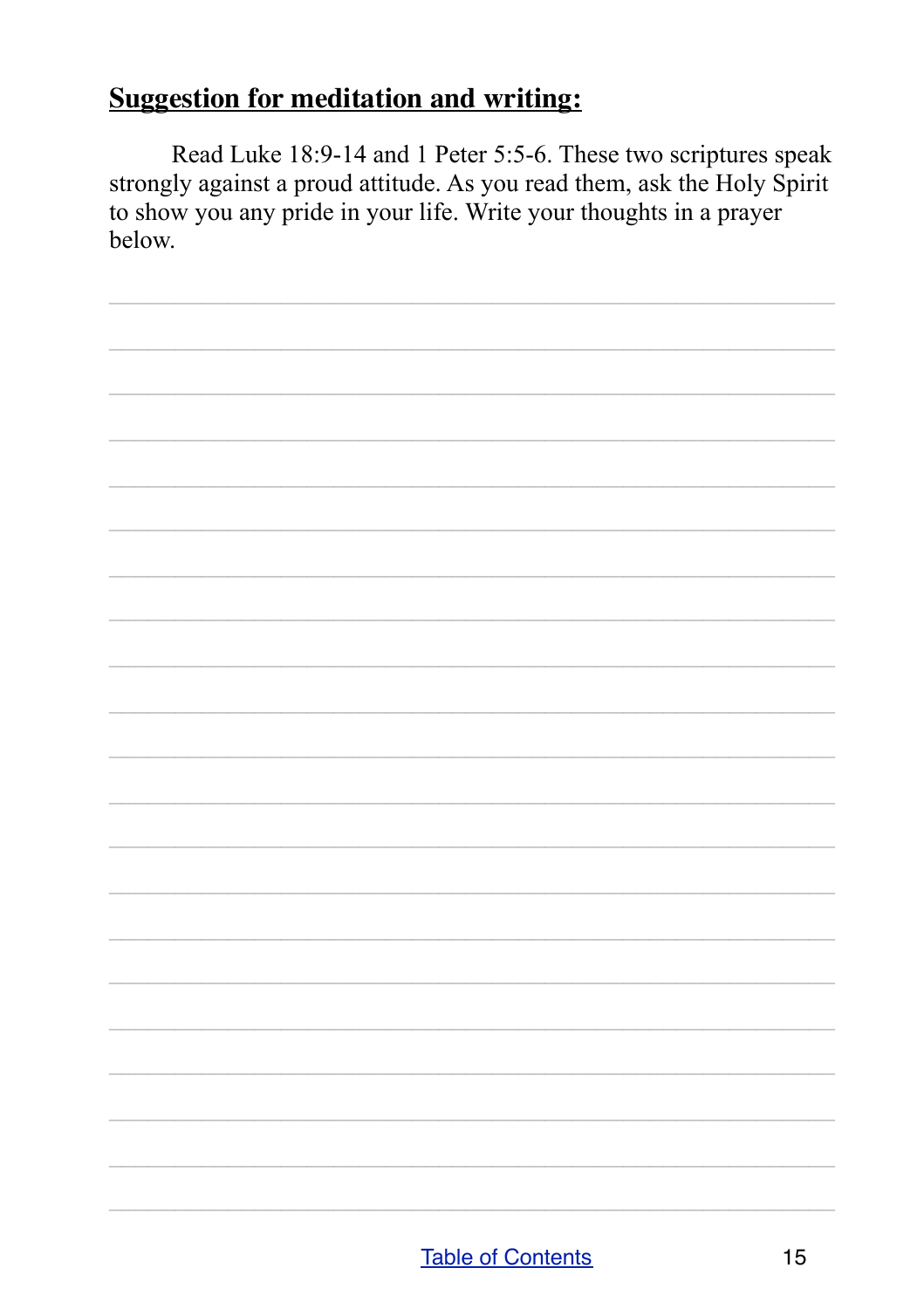## Suggestion for meditation and writing:

Read Luke 18:9-14 and 1 Peter 5:5-6. These two scriptures speak strongly against a proud attitude. As you read them, ask the Holy Spirit to show you any pride in your life. Write your thoughts in a prayer below.

[Table of Contents](#)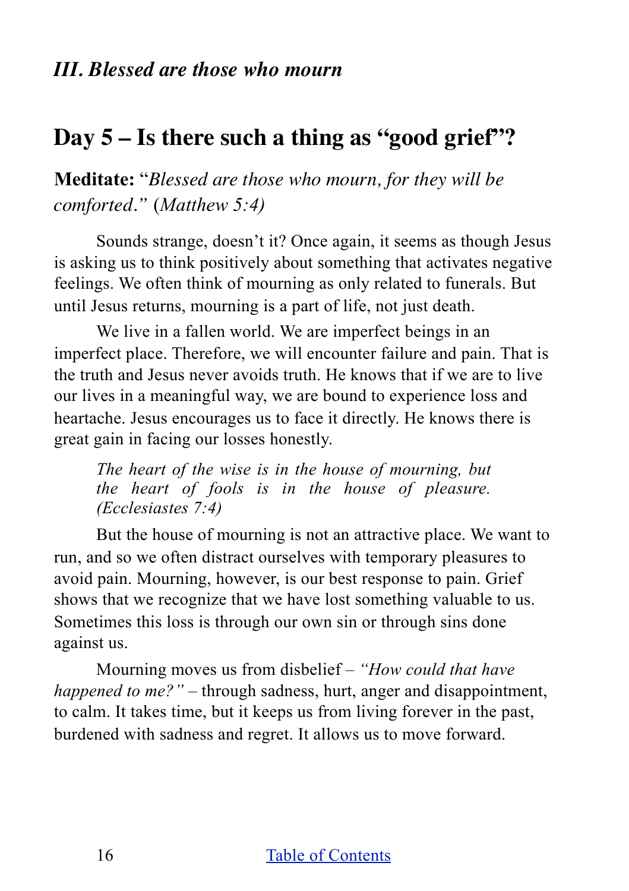### *III. Blessed are those who mourn*

## Day 5 – Is there such a thing as "good grief"?

**Meditate:** "*Blessed are those who mourn, for they will be comforted*." (*Matthew 5:4)*

Sounds strange, doesn't it? Once again, it seems as though Jesus is asking us to think positively about something that activates negative feelings. We often think of mourning as only related to funerals. But until Jesus returns, mourning is a part of life, not just death.

We live in a fallen world. We are imperfect beings in an imperfect place. Therefore, we will encounter failure and pain. That is the truth and Jesus never avoids truth. He knows that if we are to live our lives in a meaningful way, we are bound to experience loss and heartache. Jesus encourages us to face it directly. He knows there is great gain in facing our losses honestly.

> *The heart of the wise is in the house of mourning, but the heart of fools is in the house of pleasure. (Ecclesiastes 7:4)*

But the house of mourning is not an attractive place. We want to run, and so we often distract ourselves with temporary pleasures to avoid pain. Mourning, however, is our best response to pain. Grief shows that we recognize that we have lost something valuable to us. Sometimes this loss is through our own sin or through sins done against us.

Mourning moves us from disbelief – *"How could that have happened to me?"* – through sadness, hurt, anger and disappointment, to calm. It takes time, but it keeps us from living forever in the past, burdened with sadness and regret. It allows us to move forward.

[Table of Contents]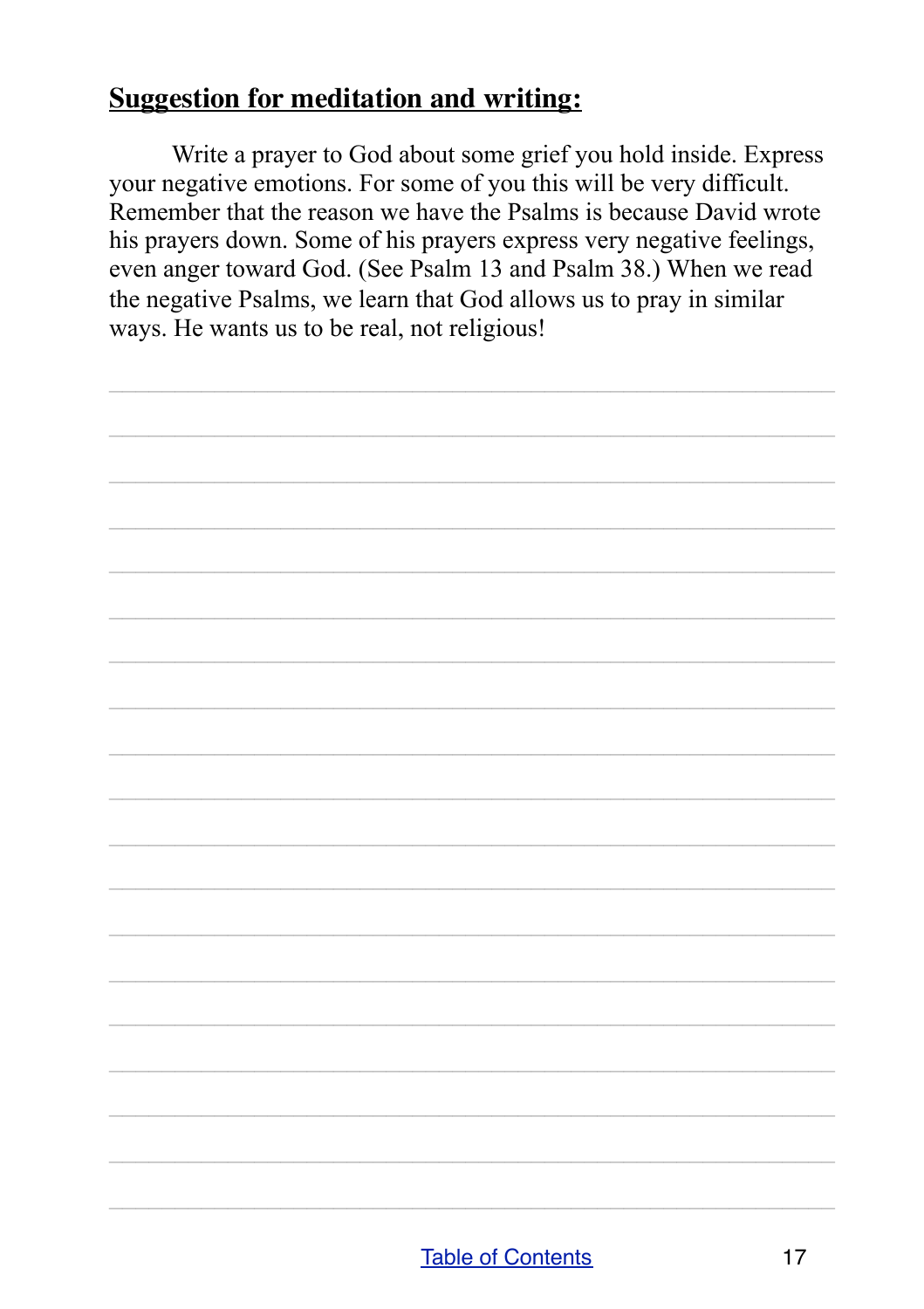## **Suggestion for meditation and writing:**

Write a prayer to God about some grief you hold inside. Express your negative emotions. For some of you this will be very difficult. Remember that the reason we have the Psalms is because David wrote his prayers down. Some of his prayers express very negative feelings, even anger toward God. (See Psalm 13 and Psalm 38.) When we read the negative Psalms, we learn that God allows us to pray in similar ways. He wants us to be real, not religious!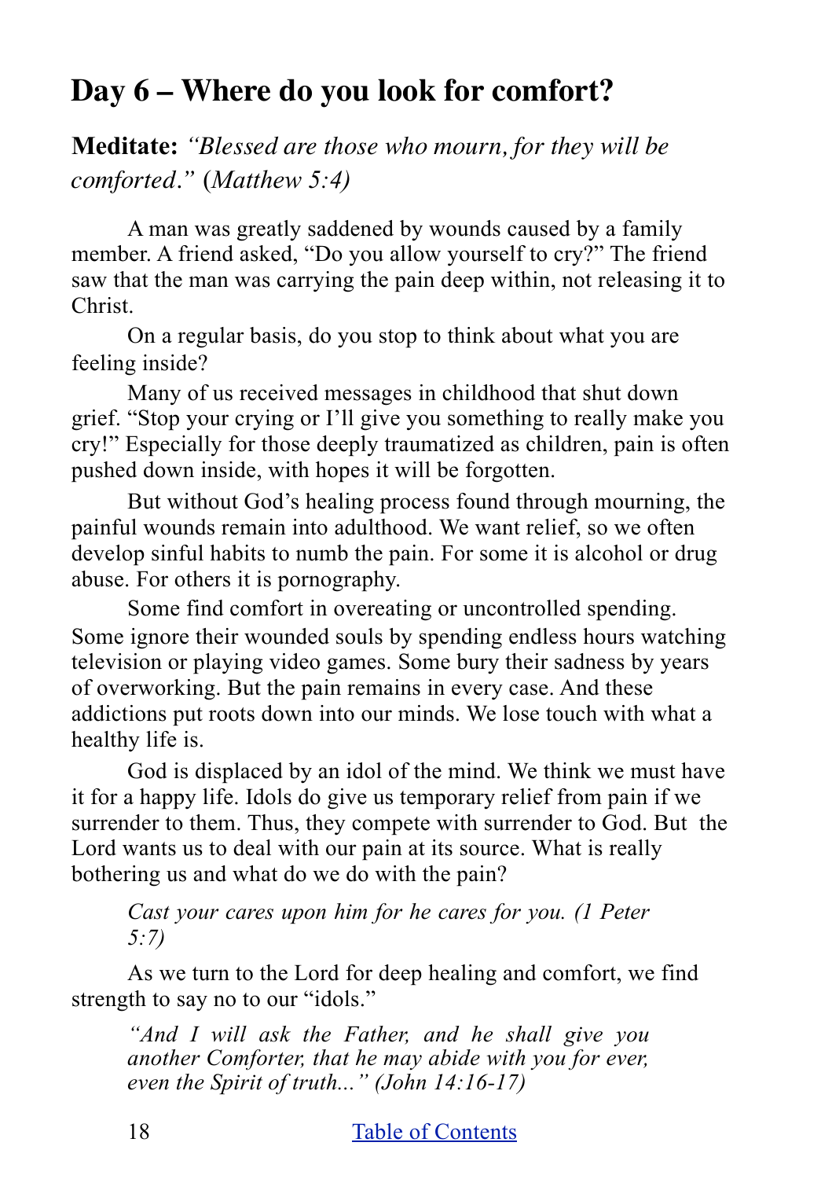## Day 6 – Where do you look for comfort?

**Meditate:** *"Blessed are those who mourn, for they will be comforted." (Matthew 5:4)*

A man was greatly saddened by wounds caused by a family member. A friend asked, "Do you allow yourself to cry?" The friend saw that the man was carrying the pain deep within, not releasing it to Christ.

On a regular basis, do you stop to think about what you are feeling inside?

Many of us received messages in childhood that shut down grief. "Stop your crying or I'll give you something to really make you cry!" Especially for those deeply traumatized as children, pain is often pushed down inside, with hopes it will be forgotten.

But without God's healing process found through mourning, the painful wounds remain into adulthood. We want relief, so we often develop sinful habits to numb the pain. For some it is alcohol or drug abuse. For others it is pornography.

Some find comfort in overeating or uncontrolled spending. Some ignore their wounded souls by spending endless hours watching television or playing video games. Some bury their sadness by years of overworking. But the pain remains in every case. And these addictions put roots down into our minds. We lose touch with what a healthy life is.

God is displaced by an idol of the mind. We think we must have it for a happy life. Idols do give us temporary relief from pain if we surrender to them. Thus, they compete with surrender to God. But the Lord wants us to deal with our pain at its source. What is really bothering us and what do we do with the pain?

> *Cast your cares upon him for he cares for you. (1 Peter 5:7)*

As we turn to the Lord for deep healing and comfort, we find strength to say no to our "idols."

> *"And I will ask the Father, and he shall give you another Comforter, that he may abide with you for ever, even the Spirit of truth..." (John 14:16-17)*

[Table of Contents]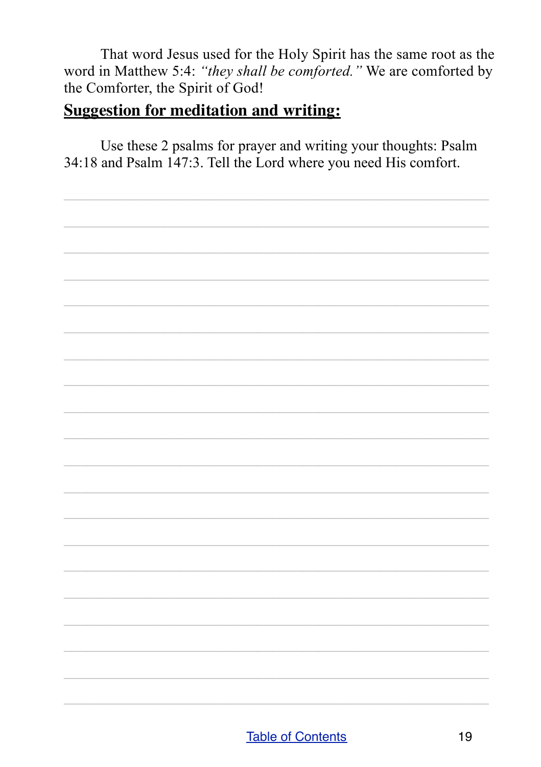That word Jesus used for the Holy Spirit has the same root as the word in Matthew 5:4: *"they shall be comforted."* We are comforted by the Comforter, the Spirit of God!

## **Suggestion for meditation and writing:**

Use these 2 psalms for prayer and writing your thoughts: Psalm 34:18 and Psalm 147:3. Tell the Lord where you need His comfort.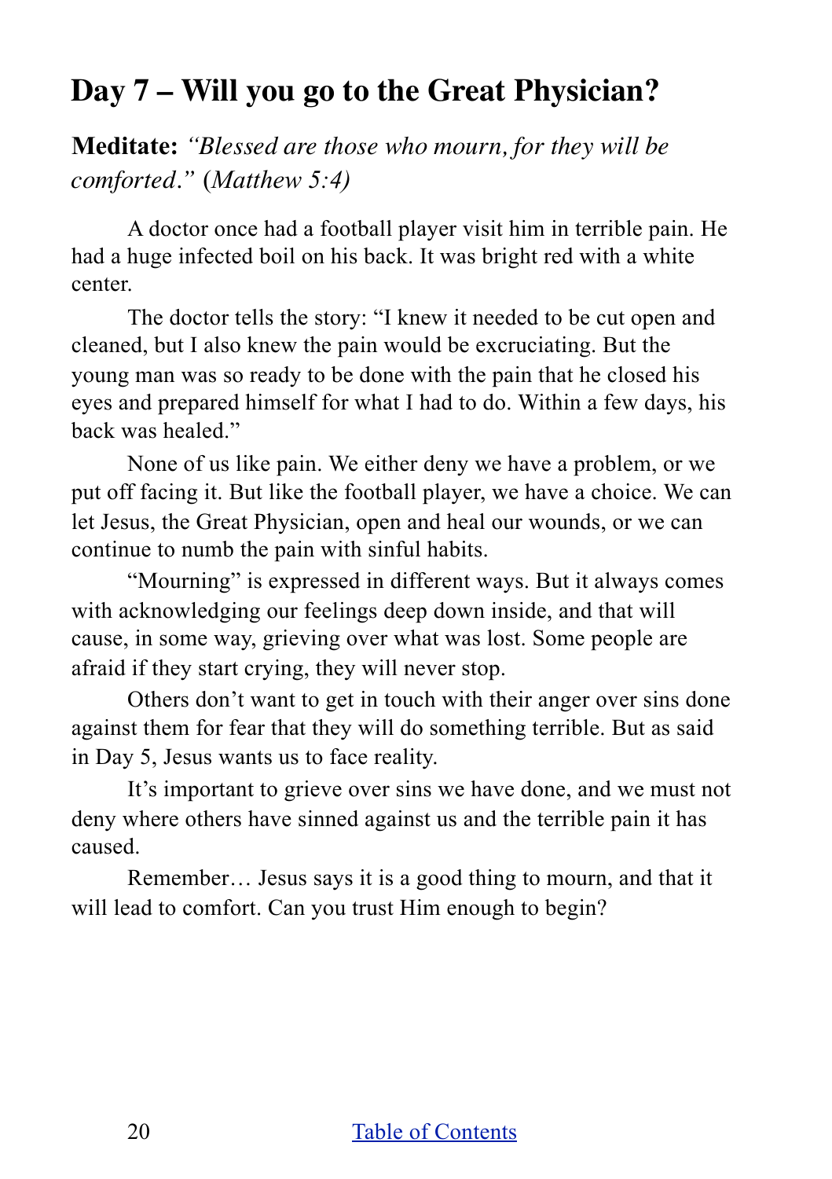## Day 7 – Will you go to the Great Physician?

**Meditate:** *"Blessed are those who mourn, for they will be comforted."* (*Matthew 5:4)*

A doctor once had a football player visit him in terrible pain. He had a huge infected boil on his back. It was bright red with a white center.

The doctor tells the story: "I knew it needed to be cut open and cleaned, but I also knew the pain would be excruciating. But the young man was so ready to be done with the pain that he closed his eyes and prepared himself for what I had to do. Within a few days, his back was healed."

None of us like pain. We either deny we have a problem, or we put off facing it. But like the football player, we have a choice. We can let Jesus, the Great Physician, open and heal our wounds, or we can continue to numb the pain with sinful habits.

"Mourning" is expressed in different ways. But it always comes with acknowledging our feelings deep down inside, and that will cause, in some way, grieving over what was lost. Some people are afraid if they start crying, they will never stop.

Others don't want to get in touch with their anger over sins done against them for fear that they will do something terrible. But as said in Day 5, Jesus wants us to face reality.

It's important to grieve over sins we have done, and we must not deny where others have sinned against us and the terrible pain it has caused.

Remember… Jesus says it is a good thing to mourn, and that it will lead to comfort. Can you trust Him enough to begin?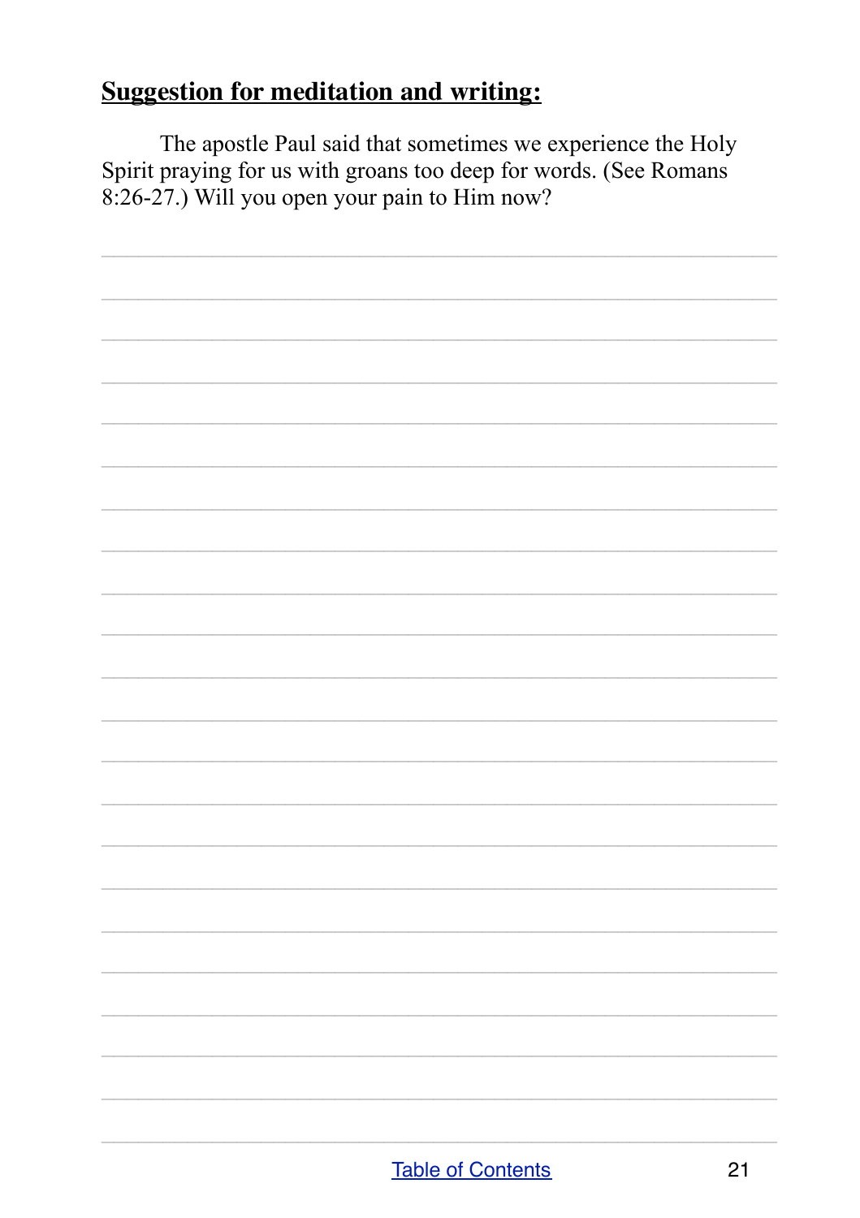## **Suggestion for meditation and writing:**

The apostle Paul said that sometimes we experience the Holy Spirit praying for us with groans too deep for words. (See Romans 8:26-27.) Will you open your pain to Him now?

[Table of Contents]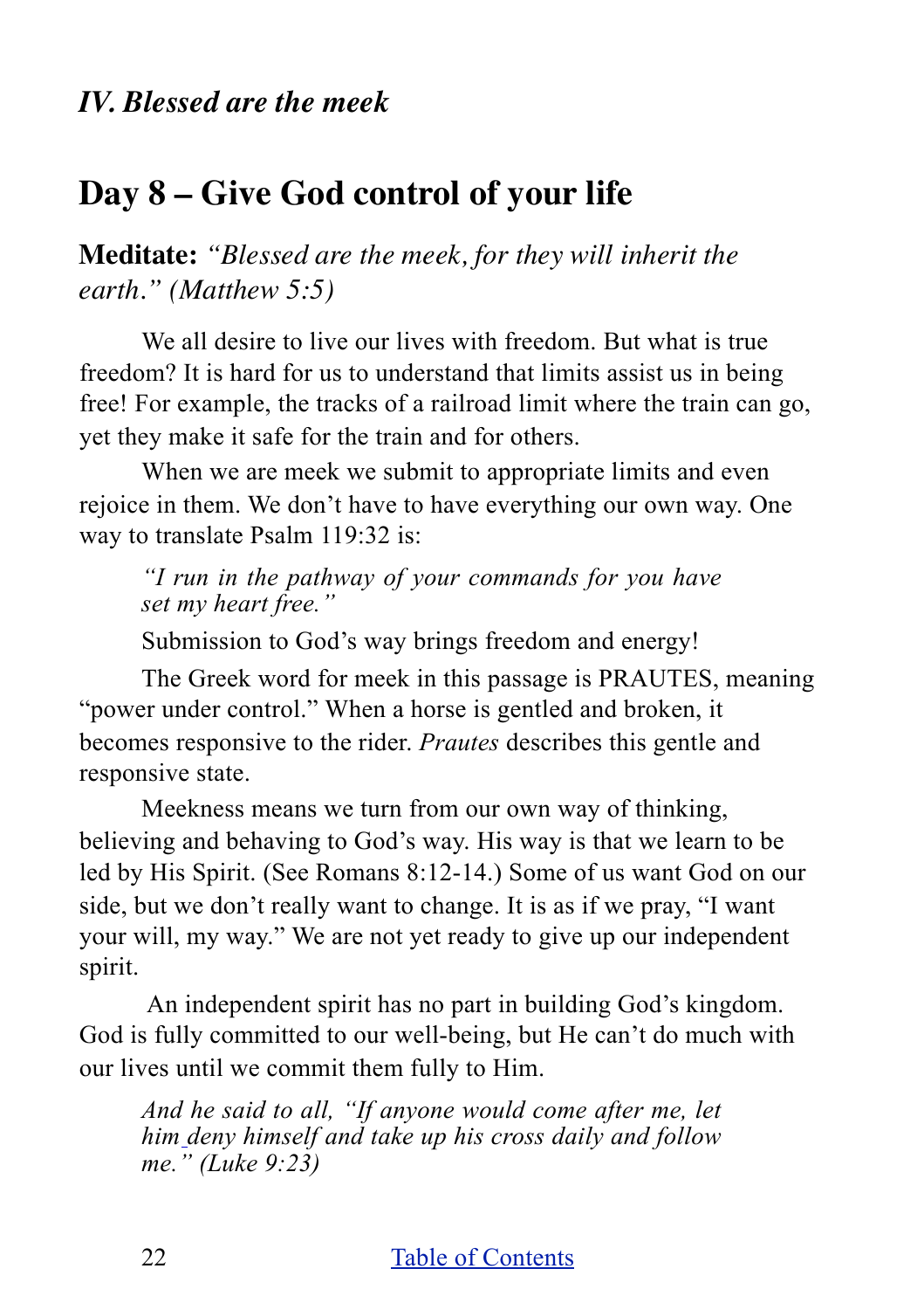### *IV. Blessed are the meek*

## Day 8 – Give God control of your life

**Meditate:** *"Blessed are the meek, for they will inherit the earth." (Matthew 5:5)*

We all desire to live our lives with freedom. But what is true freedom? It is hard for us to understand that limits assist us in being free! For example, the tracks of a railroad limit where the train can go, yet they make it safe for the train and for others.

When we are meek we submit to appropriate limits and even rejoice in them. We don't have to have everything our own way. One way to translate Psalm 119:32 is:

> *"I run in the pathway of your commands for you have set my heart free."*

Submission to God's way brings freedom and energy!

The Greek word for meek in this passage is PRAUTES, meaning "power under control." When a horse is gentled and broken, it becomes responsive to the rider. *Prautes* describes this gentle and responsive state.

Meekness means we turn from our own way of thinking, believing and behaving to God's way. His way is that we learn to be led by His Spirit. (See Romans 8:12-14.) Some of us want God on our side, but we don't really want to change. It is as if we pray, "I want your will, my way." We are not yet ready to give up our independent spirit.

An independent spirit has no part in building God's kingdom. God is fully committed to our well-being, but He can't do much with our lives until we commit them fully to Him.

> *And he said to all, "If anyone would come after me, let him deny himself and take up his cross daily and follow me." (Luke 9:23)*

[Table of Contents]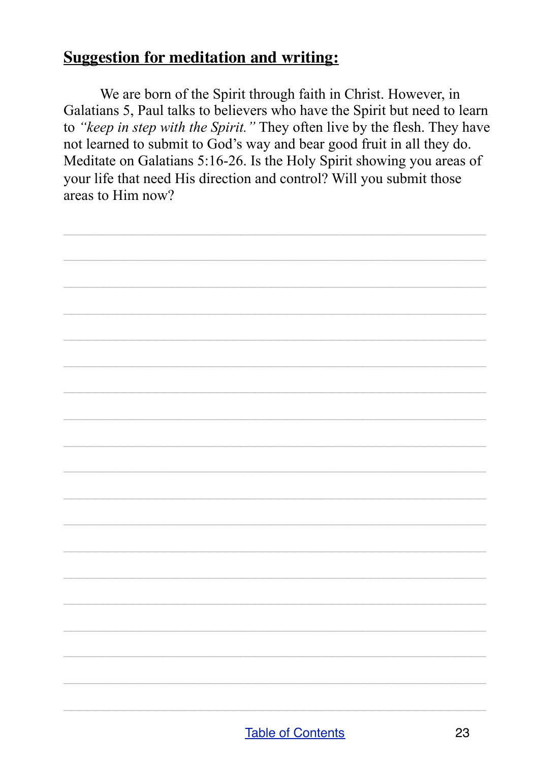## Suggestion for meditation and writing:

We are born of the Spirit through faith in Christ. However, in Galatians 5, Paul talks to believers who have the Spirit but need to learn to *"keep in step with the Spirit."* They often live by the flesh. They have not learned to submit to God's way and bear good fruit in all they do. Meditate on Galatians 5:16-26. Is the Holy Spirit showing you areas of your life that need His direction and control? Will you submit those areas to Him now?

[Table of Contents](#)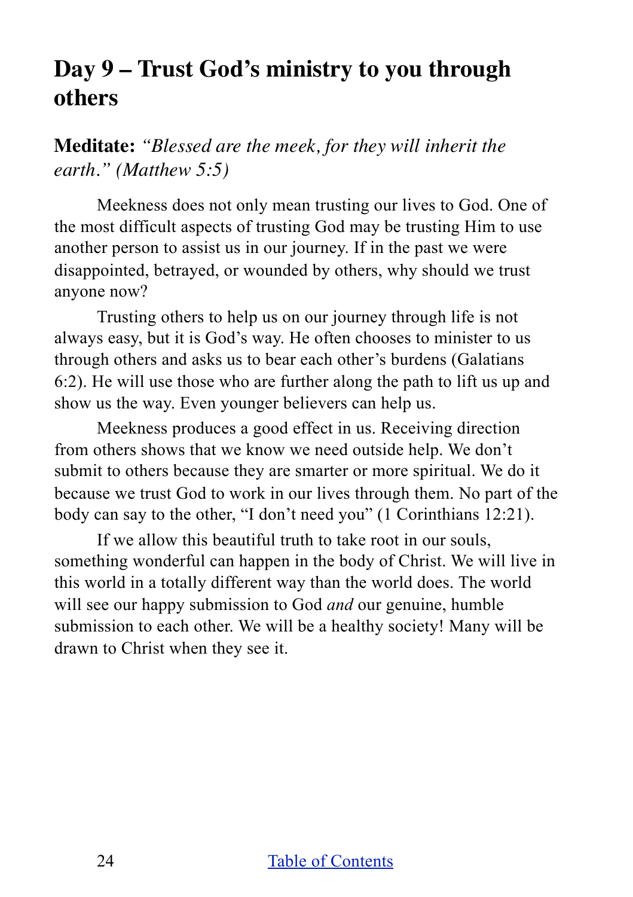## Day 9 – Trust God's ministry to you through others

**Meditate:** *"Blessed are the meek, for they will inherit the earth." (Matthew 5:5)*

Meekness does not only mean trusting our lives to God. One of the most difficult aspects of trusting God may be trusting Him to use another person to assist us in our journey. If in the past we were disappointed, betrayed, or wounded by others, why should we trust anyone now?

Trusting others to help us on our journey through life is not always easy, but it is God's way. He often chooses to minister to us through others and asks us to bear each other's burdens (Galatians 6:2). He will use those who are further along the path to lift us up and show us the way. Even younger believers can help us.

Meekness produces a good effect in us. Receiving direction from others shows that we know we need outside help. We don't submit to others because they are smarter or more spiritual. We do it because we trust God to work in our lives through them. No part of the body can say to the other, "I don't need you" (1 Corinthians 12:21).

If we allow this beautiful truth to take root in our souls, something wonderful can happen in the body of Christ. We will live in this world in a totally different way than the world does. The world will see our happy submission to God *and* our genuine, humble submission to each other. We will be a healthy society! Many will be drawn to Christ when they see it.

[Table of Contents]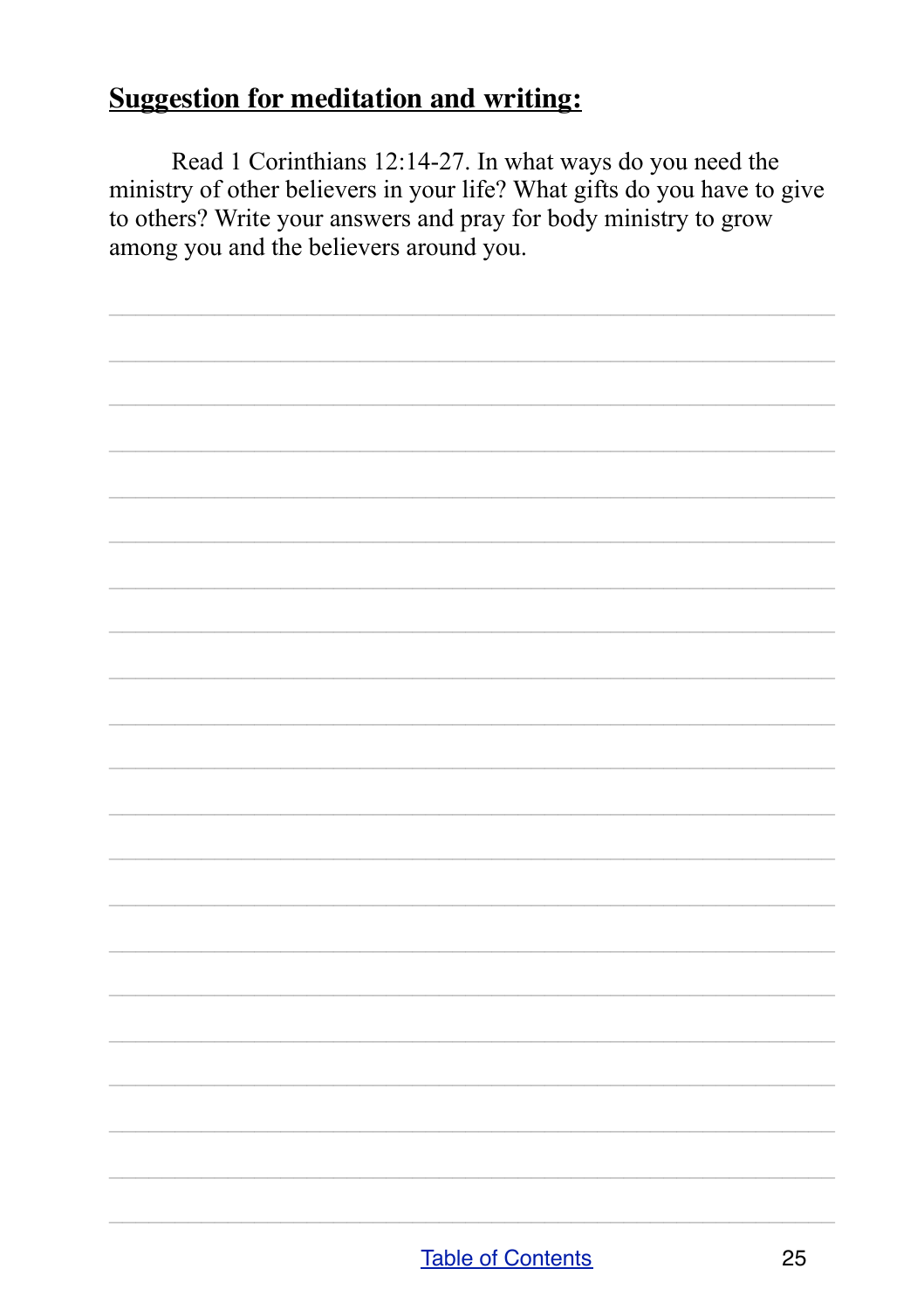## **Suggestion for meditation and writing:**

Read 1 Corinthians 12:14-27. In what ways do you need the ministry of other believers in your life? What gifts do you have to give to others? Write your answers and pray for body ministry to grow among you and the believers around you.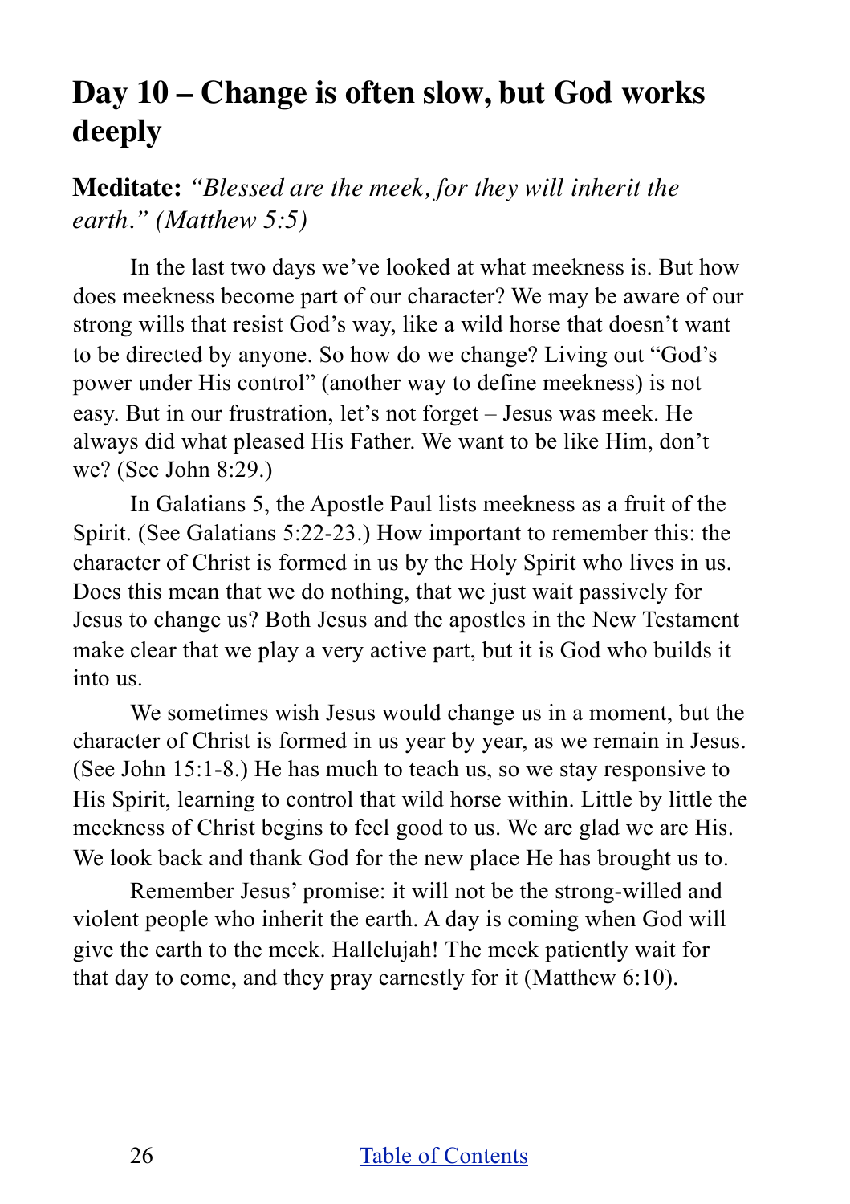# Day 10 – Change is often slow, but God works deeply

**Meditate:** *"Blessed are the meek, for they will inherit the earth." (Matthew 5:5)*

In the last two days we've looked at what meekness is. But how does meekness become part of our character? We may be aware of our strong wills that resist God's way, like a wild horse that doesn't want to be directed by anyone. So how do we change? Living out "God's power under His control" (another way to define meekness) is not easy. But in our frustration, let's not forget – Jesus was meek. He always did what pleased His Father. We want to be like Him, don't we? (See John 8:29.)

In Galatians 5, the Apostle Paul lists meekness as a fruit of the Spirit. (See Galatians 5:22-23.) How important to remember this: the character of Christ is formed in us by the Holy Spirit who lives in us. Does this mean that we do nothing, that we just wait passively for Jesus to change us? Both Jesus and the apostles in the New Testament make clear that we play a very active part, but it is God who builds it into us.

We sometimes wish Jesus would change us in a moment, but the character of Christ is formed in us year by year, as we remain in Jesus. (See John 15:1-8.) He has much to teach us, so we stay responsive to His Spirit, learning to control that wild horse within. Little by little the meekness of Christ begins to feel good to us. We are glad we are His. We look back and thank God for the new place He has brought us to.

Remember Jesus' promise: it will not be the strong-willed and violent people who inherit the earth. A day is coming when God will give the earth to the meek. Hallelujah! The meek patiently wait for that day to come, and they pray earnestly for it (Matthew 6:10).

[Table of Contents]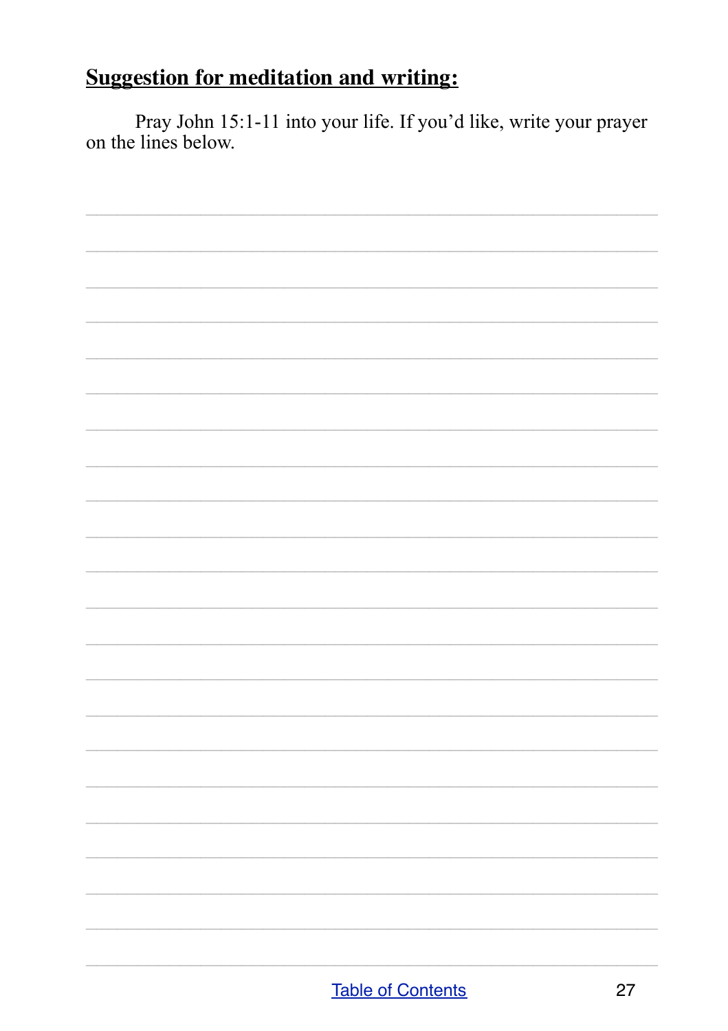## Suggestion for meditation and writing:

Pray John 15:1-11 into your life. If you'd like, write your prayer on the lines below.

[Table of Contents](#)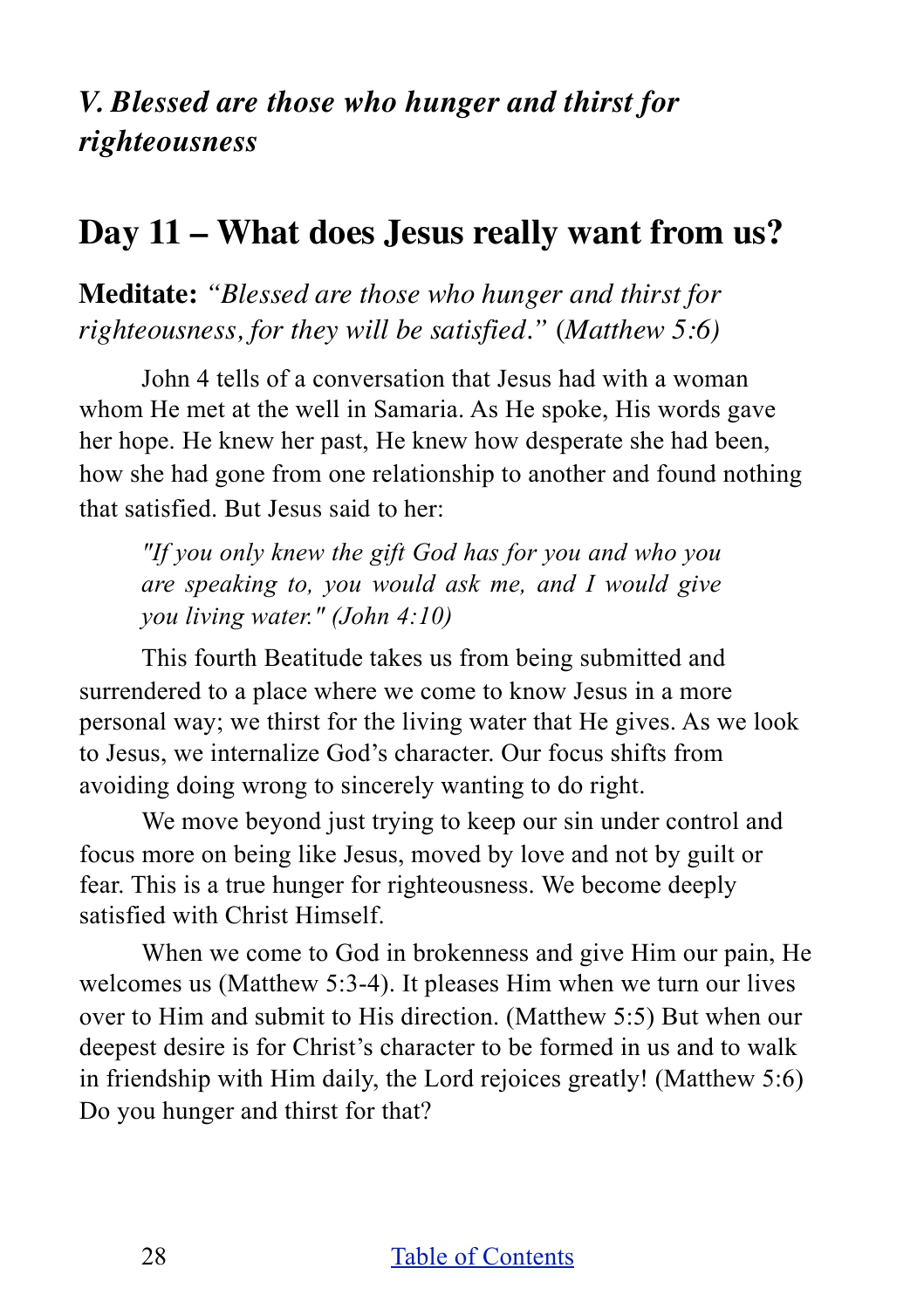### *V. Blessed are those who hunger and thirst for righteousness*

## Day 11 – What does Jesus really want from us?

**Meditate:** *"Blessed are those who hunger and thirst for righteousness, for they will be satisfied." (Matthew 5:6)*

John 4 tells of a conversation that Jesus had with a woman whom He met at the well in Samaria. As He spoke, His words gave her hope. He knew her past, He knew how desperate she had been, how she had gone from one relationship to another and found nothing that satisfied. But Jesus said to her:

> *"If you only knew the gift God has for you and who you are speaking to, you would ask me, and I would give you living water." (John 4:10)*

This fourth Beatitude takes us from being submitted and surrendered to a place where we come to know Jesus in a more personal way; we thirst for the living water that He gives. As we look to Jesus, we internalize God's character. Our focus shifts from avoiding doing wrong to sincerely wanting to do right.

We move beyond just trying to keep our sin under control and focus more on being like Jesus, moved by love and not by guilt or fear. This is a true hunger for righteousness. We become deeply satisfied with Christ Himself.

When we come to God in brokenness and give Him our pain, He welcomes us (Matthew 5:3-4). It pleases Him when we turn our lives over to Him and submit to His direction. (Matthew 5:5) But when our deepest desire is for Christ's character to be formed in us and to walk in friendship with Him daily, the Lord rejoices greatly! (Matthew 5:6) Do you hunger and thirst for that?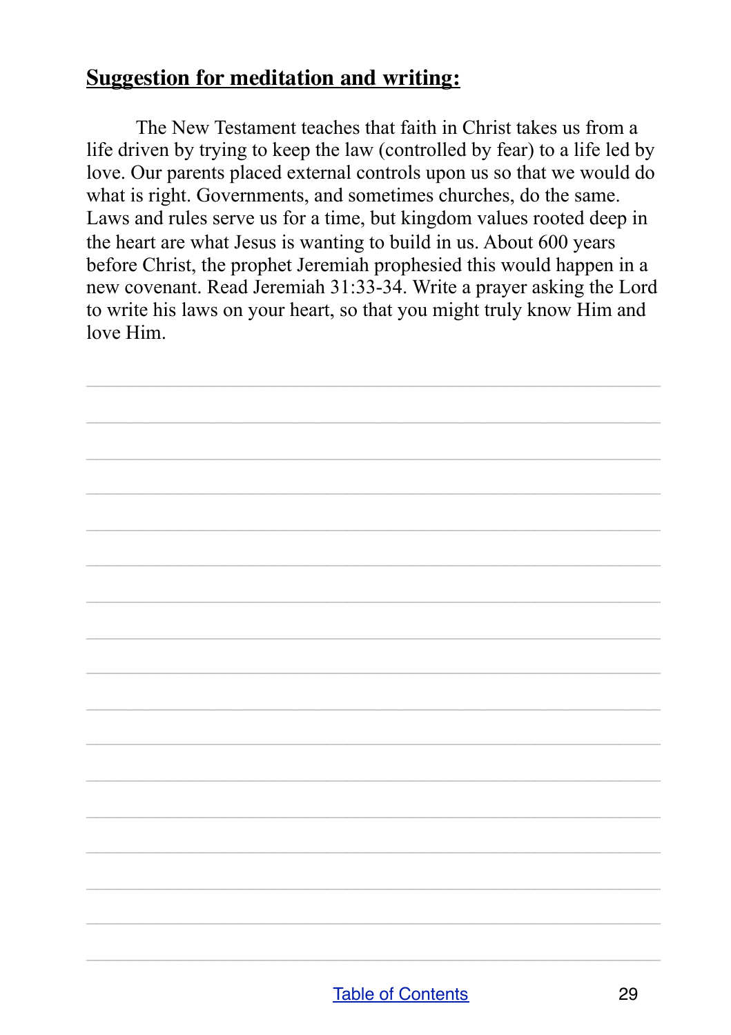## Suggestion for meditation and writing:

The New Testament teaches that faith in Christ takes us from a life driven by trying to keep the law (controlled by fear) to a life led by love. Our parents placed external controls upon us so that we would do what is right. Governments, and sometimes churches, do the same. Laws and rules serve us for a time, but kingdom values rooted deep in the heart are what Jesus is wanting to build in us. About 600 years before Christ, the prophet Jeremiah prophesied this would happen in a new covenant. Read Jeremiah 31:33-34. Write a prayer asking the Lord to write his laws on your heart, so that you might truly know Him and love Him.

[Table of Contents](#)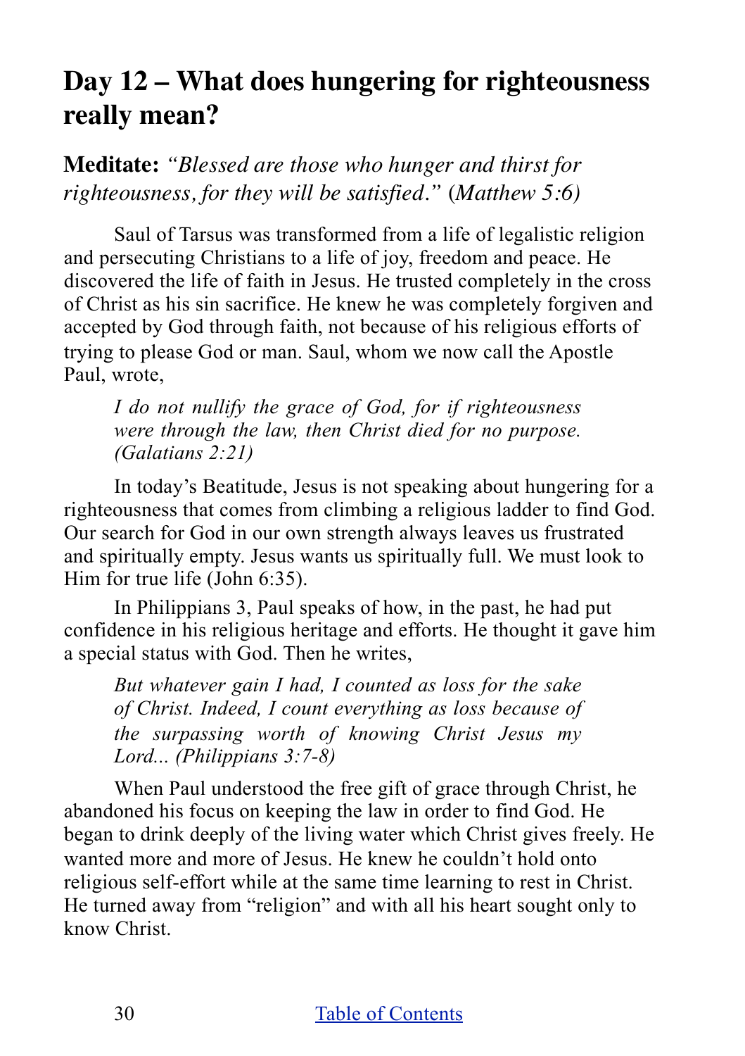# Day 12 – What does hungering for righteousness really mean?

**Meditate:** *"Blessed are those who hunger and thirst for righteousness, for they will be satisfied."* (*Matthew 5:6*)

Saul of Tarsus was transformed from a life of legalistic religion and persecuting Christians to a life of joy, freedom and peace. He discovered the life of faith in Jesus. He trusted completely in the cross of Christ as his sin sacrifice. He knew he was completely forgiven and accepted by God through faith, not because of his religious efforts of trying to please God or man. Saul, whom we now call the Apostle Paul, wrote,

> *I do not nullify the grace of God, for if righteousness were through the law, then Christ died for no purpose. (Galatians 2:21)*

In today's Beatitude, Jesus is not speaking about hungering for a righteousness that comes from climbing a religious ladder to find God. Our search for God in our own strength always leaves us frustrated and spiritually empty. Jesus wants us spiritually full. We must look to Him for true life (John 6:35).

In Philippians 3, Paul speaks of how, in the past, he had put confidence in his religious heritage and efforts. He thought it gave him a special status with God. Then he writes,

> *But whatever gain I had, I counted as loss for the sake of Christ. Indeed, I count everything as loss because of the surpassing worth of knowing Christ Jesus my Lord... (Philippians 3:7-8)*

When Paul understood the free gift of grace through Christ, he abandoned his focus on keeping the law in order to find God. He began to drink deeply of the living water which Christ gives freely. He wanted more and more of Jesus. He knew he couldn't hold onto religious self-effort while at the same time learning to rest in Christ. He turned away from "religion" and with all his heart sought only to know Christ.

[Table of Contents]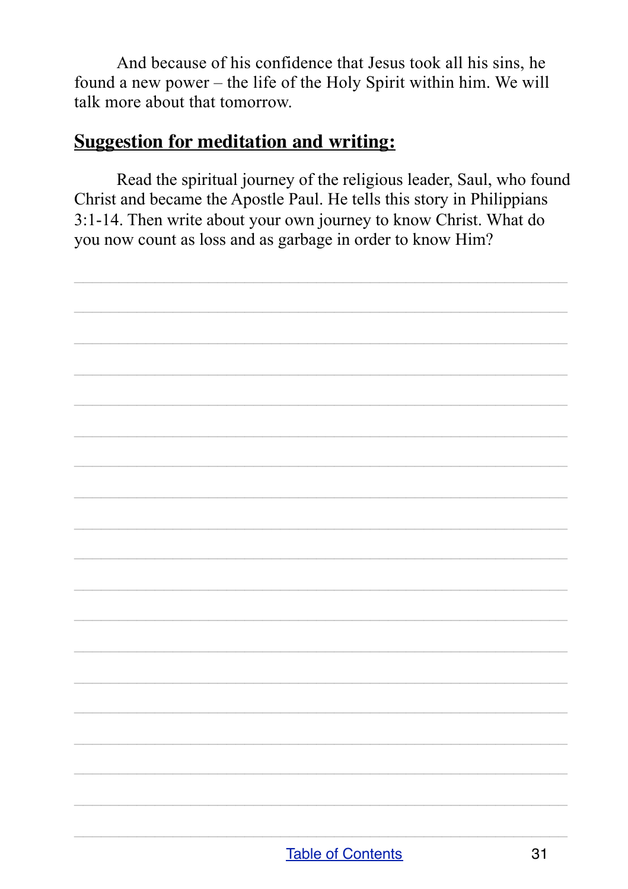And because of his confidence that Jesus took all his sins, he found a new power – the life of the Holy Spirit within him. We will talk more about that tomorrow.

## **Suggestion for meditation and writing:**

Read the spiritual journey of the religious leader, Saul, who found Christ and became the Apostle Paul. He tells this story in Philippians 3:1-14. Then write about your own journey to know Christ. What do you now count as loss and as garbage in order to know Him?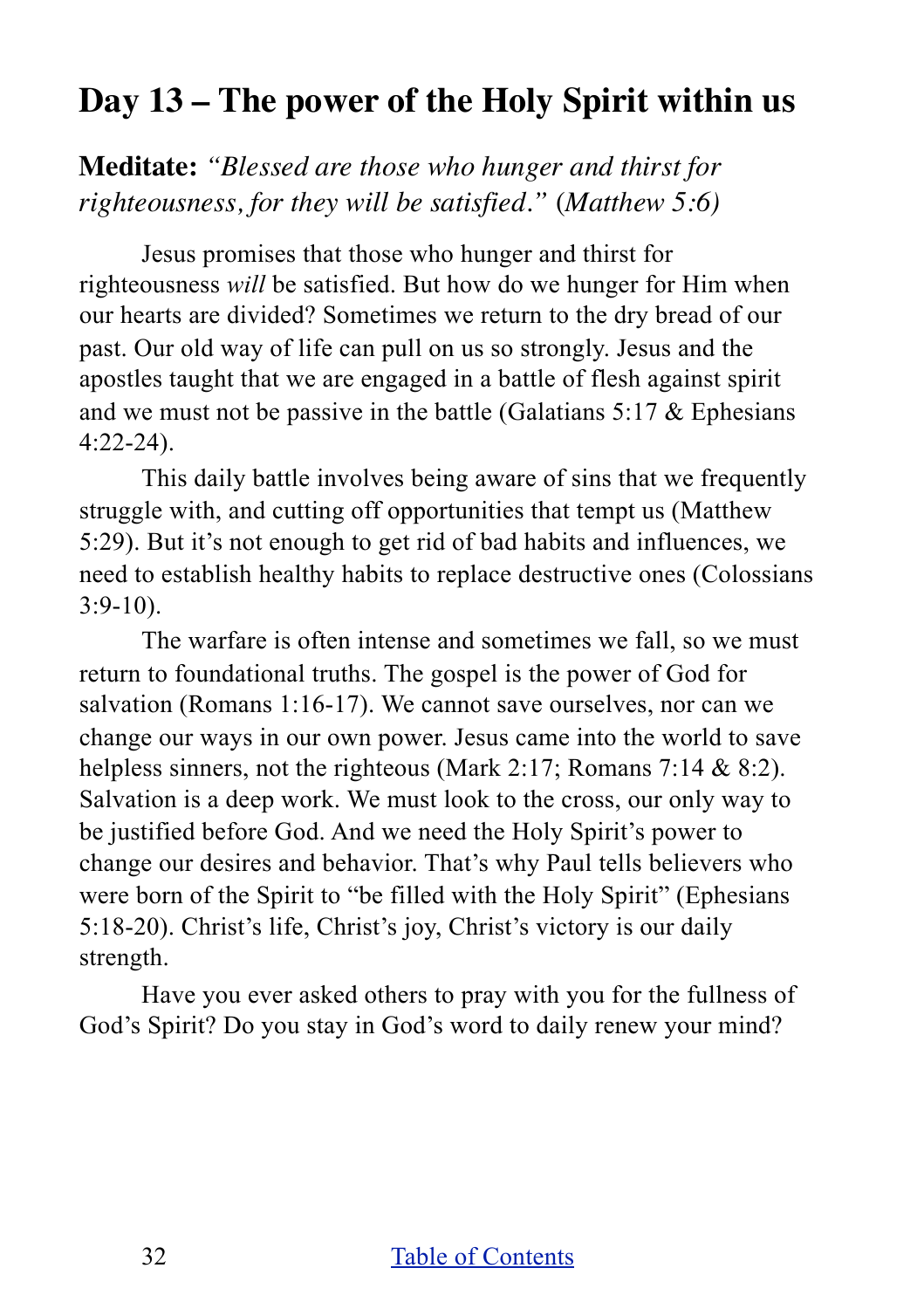## Day 13 – The power of the Holy Spirit within us

**Meditate:** *"Blessed are those who hunger and thirst for righteousness, for they will be satisfied."* (*Matthew 5:6)*

Jesus promises that those who hunger and thirst for righteousness *will* be satisfied. But how do we hunger for Him when our hearts are divided? Sometimes we return to the dry bread of our past. Our old way of life can pull on us so strongly. Jesus and the apostles taught that we are engaged in a battle of flesh against spirit and we must not be passive in the battle (Galatians 5:17 & Ephesians 4:22-24).

This daily battle involves being aware of sins that we frequently struggle with, and cutting off opportunities that tempt us (Matthew 5:29). But it's not enough to get rid of bad habits and influences, we need to establish healthy habits to replace destructive ones (Colossians 3:9-10).

The warfare is often intense and sometimes we fall, so we must return to foundational truths. The gospel is the power of God for salvation (Romans 1:16-17). We cannot save ourselves, nor can we change our ways in our own power. Jesus came into the world to save helpless sinners, not the righteous (Mark 2:17; Romans 7:14 & 8:2). Salvation is a deep work. We must look to the cross, our only way to be justified before God. And we need the Holy Spirit's power to change our desires and behavior. That's why Paul tells believers who were born of the Spirit to "be filled with the Holy Spirit" (Ephesians 5:18-20). Christ's life, Christ's joy, Christ's victory is our daily strength.

Have you ever asked others to pray with you for the fullness of God's Spirit? Do you stay in God's word to daily renew your mind?

[Table of Contents]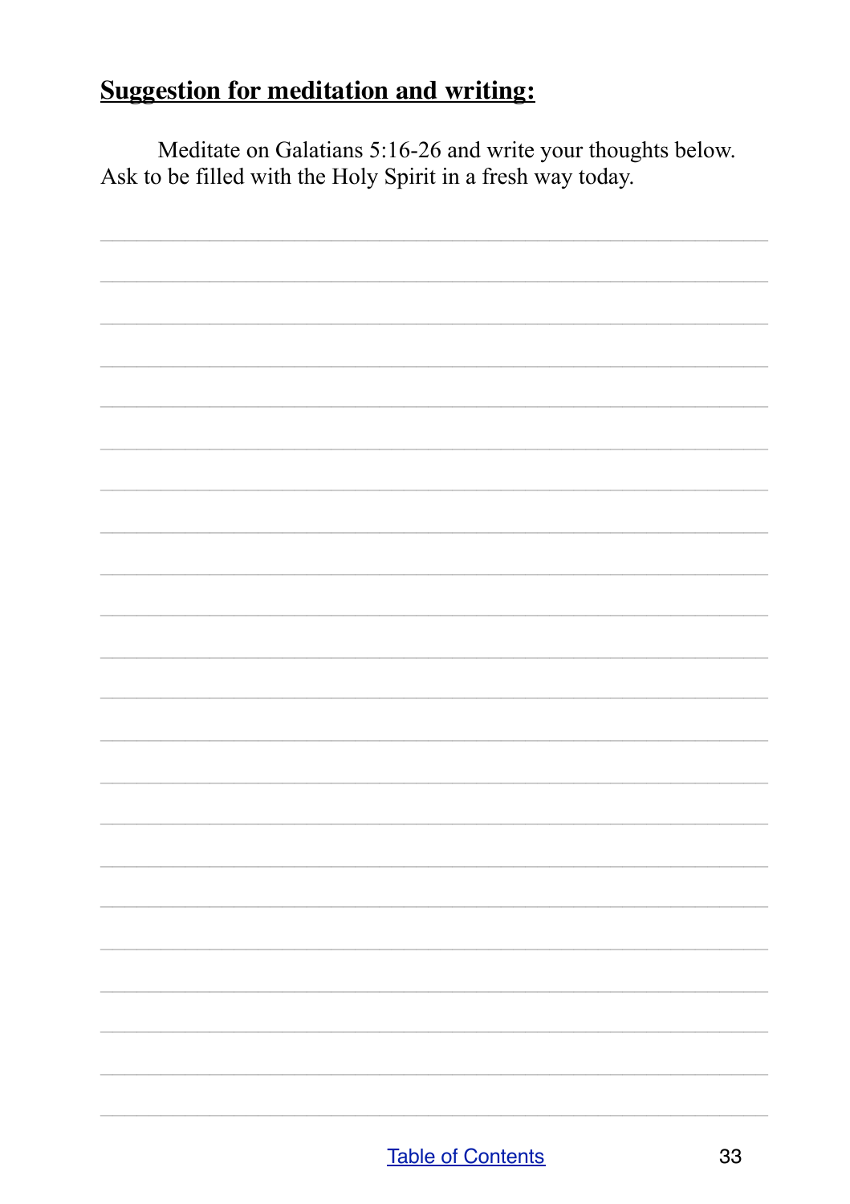## **Suggestion for meditation and writing:**

Meditate on Galatians 5:16-26 and write your thoughts below. Ask to be filled with the Holy Spirit in a fresh way today.

[Table of Contents](#)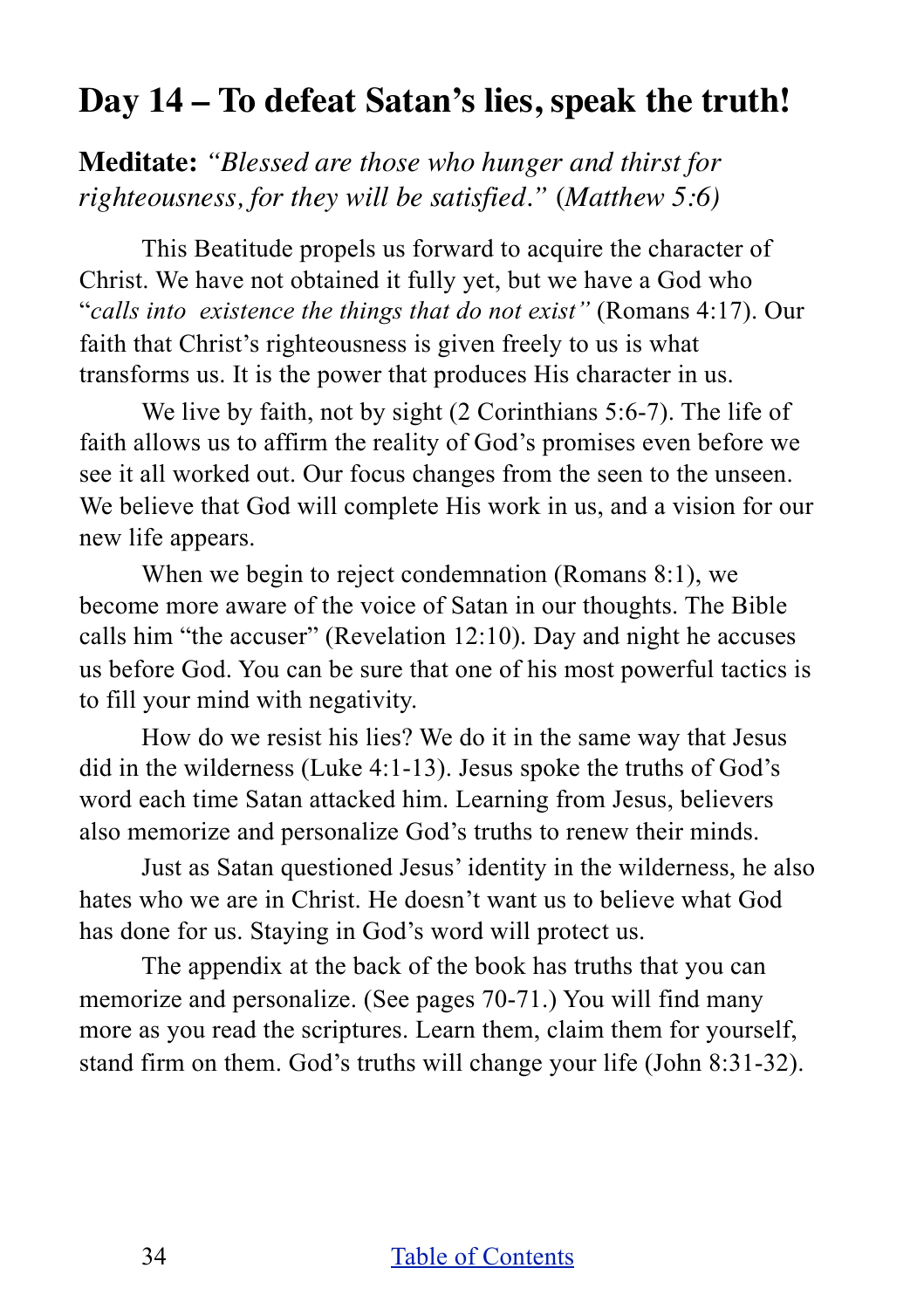## Day 14 – To defeat Satan's lies, speak the truth!

**Meditate:** *"Blessed are those who hunger and thirst for righteousness, for they will be satisfied."* (*Matthew 5:6)*

This Beatitude propels us forward to acquire the character of Christ. We have not obtained it fully yet, but we have a God who "*calls into existence the things that do not exist"* (Romans 4:17). Our faith that Christ's righteousness is given freely to us is what transforms us. It is the power that produces His character in us.

We live by faith, not by sight (2 Corinthians 5:6-7). The life of faith allows us to affirm the reality of God's promises even before we see it all worked out. Our focus changes from the seen to the unseen. We believe that God will complete His work in us, and a vision for our new life appears.

When we begin to reject condemnation (Romans 8:1), we become more aware of the voice of Satan in our thoughts. The Bible calls him "the accuser" (Revelation 12:10). Day and night he accuses us before God. You can be sure that one of his most powerful tactics is to fill your mind with negativity.

How do we resist his lies? We do it in the same way that Jesus did in the wilderness (Luke 4:1-13). Jesus spoke the truths of God's word each time Satan attacked him. Learning from Jesus, believers also memorize and personalize God's truths to renew their minds.

Just as Satan questioned Jesus' identity in the wilderness, he also hates who we are in Christ. He doesn't want us to believe what God has done for us. Staying in God's word will protect us.

The appendix at the back of the book has truths that you can memorize and personalize. (See pages 70-71.) You will find many more as you read the scriptures. Learn them, claim them for yourself, stand firm on them. God's truths will change your life (John 8:31-32).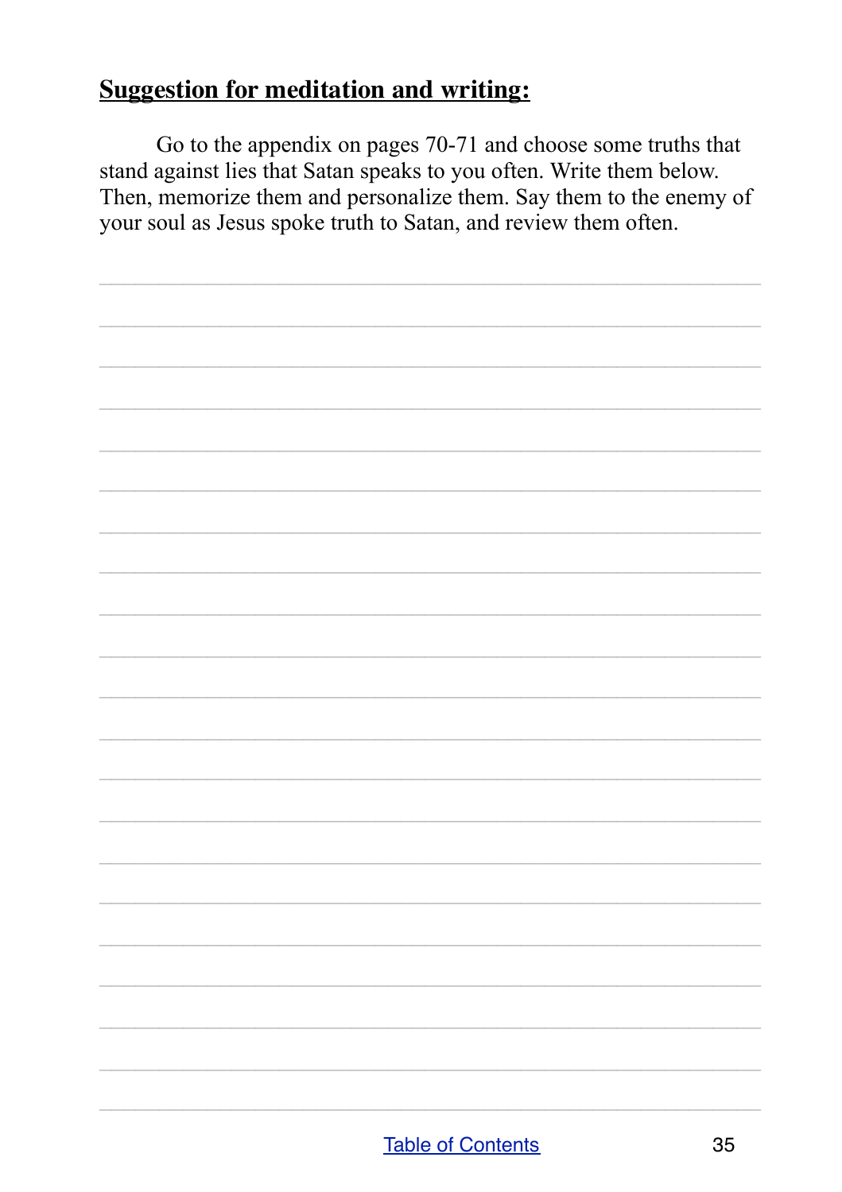**Suggestion for meditation and writing:**

Go to the appendix on pages 70-71 and choose some truths that stand against lies that Satan speaks to you often. Write them below. Then, memorize them and personalize them. Say them to the enemy of your soul as Jesus spoke truth to Satan, and review them often.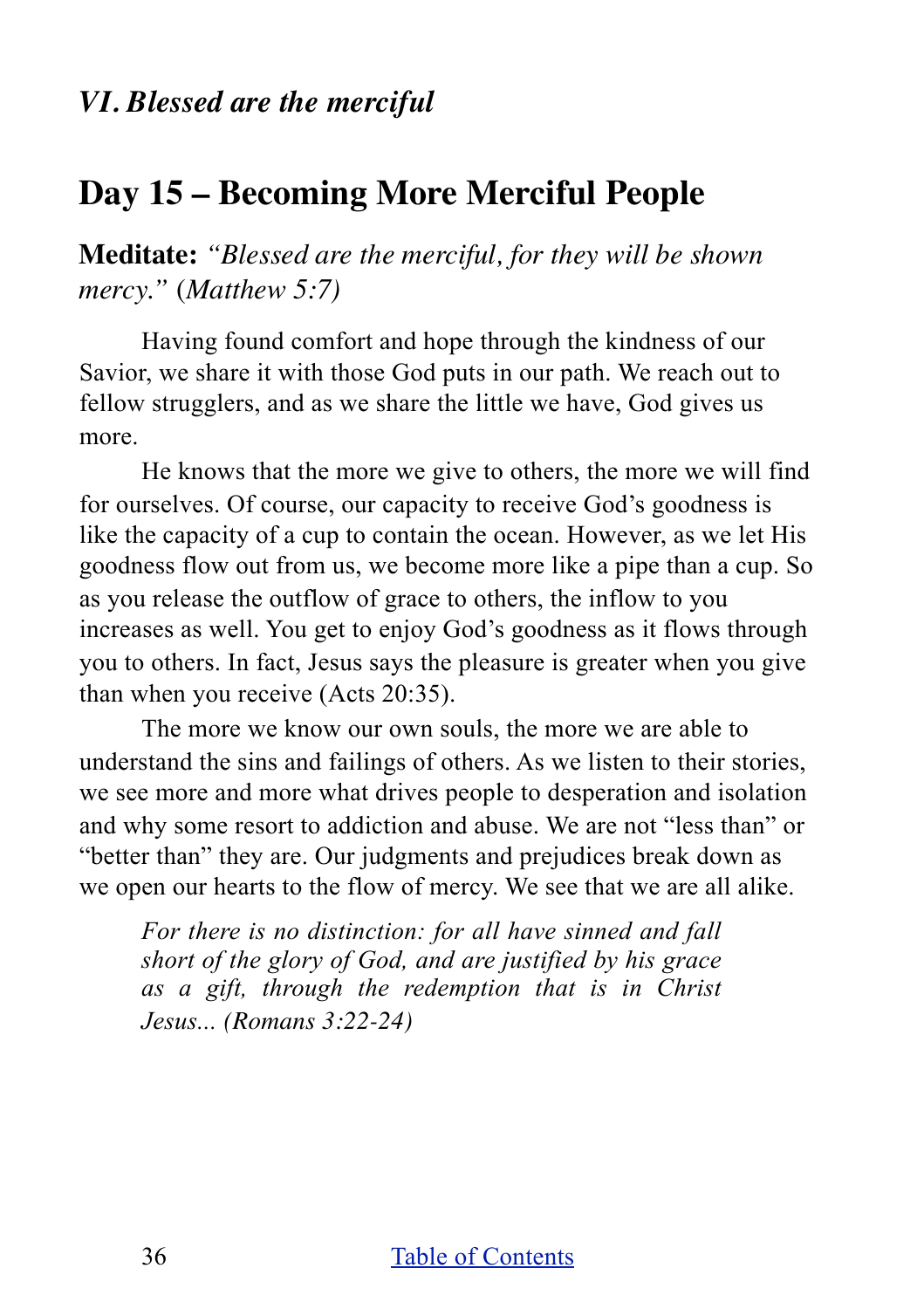### *VI. Blessed are the merciful*

## Day 15 – Becoming More Merciful People

**Meditate:** *"Blessed are the merciful, for they will be shown mercy."* (*Matthew 5:7)*

Having found comfort and hope through the kindness of our Savior, we share it with those God puts in our path. We reach out to fellow strugglers, and as we share the little we have, God gives us more.

He knows that the more we give to others, the more we will find for ourselves. Of course, our capacity to receive God's goodness is like the capacity of a cup to contain the ocean. However, as we let His goodness flow out from us, we become more like a pipe than a cup. So as you release the outflow of grace to others, the inflow to you increases as well. You get to enjoy God's goodness as it flows through you to others. In fact, Jesus says the pleasure is greater when you give than when you receive (Acts 20:35).

The more we know our own souls, the more we are able to understand the sins and failings of others. As we listen to their stories, we see more and more what drives people to desperation and isolation and why some resort to addiction and abuse. We are not "less than" or "better than" they are. Our judgments and prejudices break down as we open our hearts to the flow of mercy. We see that we are all alike.

> *For there is no distinction: for all have sinned and fall short of the glory of God, and are justified by his grace as a gift, through the redemption that is in Christ Jesus... (Romans 3:22-24)*

Table of Contents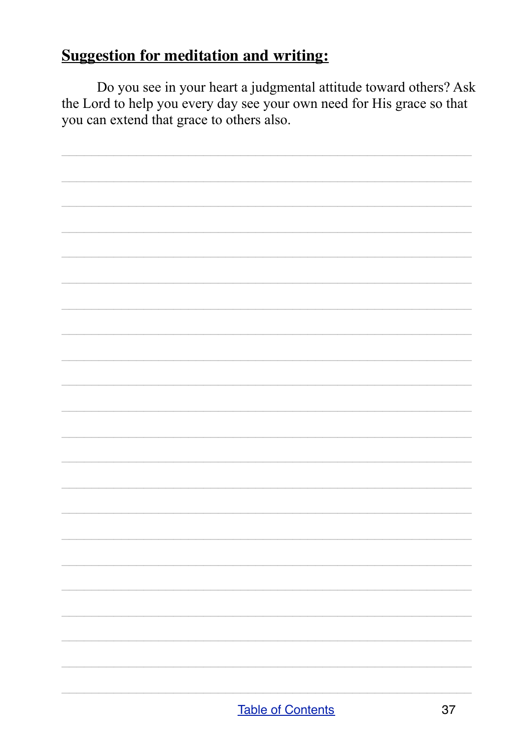## Suggestion for meditation and writing:

Do you see in your heart a judgmental attitude toward others? Ask the Lord to help you every day see your own need for His grace so that you can extend that grace to others also.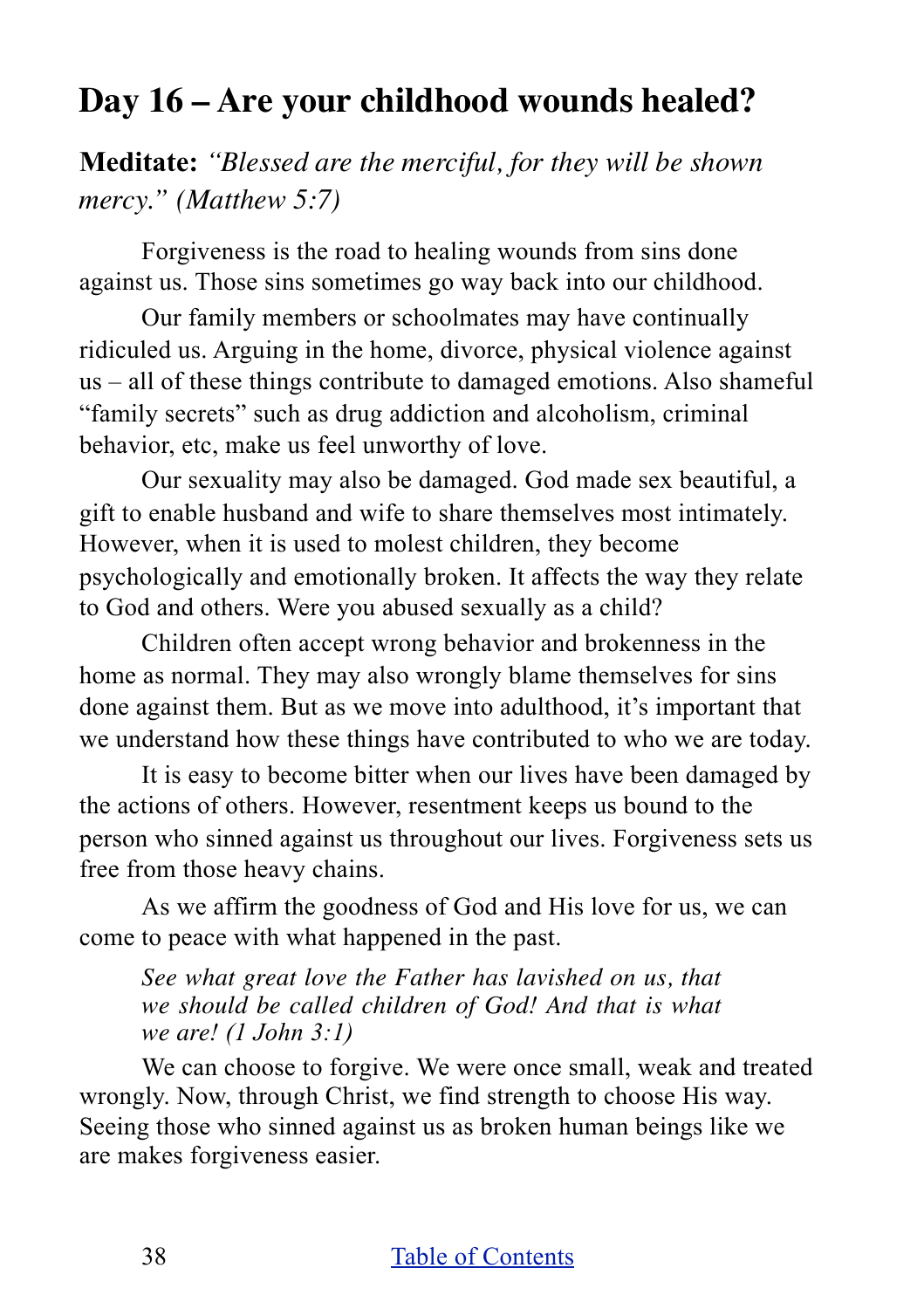## Day 16 – Are your childhood wounds healed?

**Meditate:** *"Blessed are the merciful, for they will be shown mercy." (Matthew 5:7)*

Forgiveness is the road to healing wounds from sins done against us. Those sins sometimes go way back into our childhood.

Our family members or schoolmates may have continually ridiculed us. Arguing in the home, divorce, physical violence against us – all of these things contribute to damaged emotions. Also shameful "family secrets" such as drug addiction and alcoholism, criminal behavior, etc, make us feel unworthy of love.

Our sexuality may also be damaged. God made sex beautiful, a gift to enable husband and wife to share themselves most intimately. However, when it is used to molest children, they become psychologically and emotionally broken. It affects the way they relate to God and others. Were you abused sexually as a child?

Children often accept wrong behavior and brokenness in the home as normal. They may also wrongly blame themselves for sins done against them. But as we move into adulthood, it's important that we understand how these things have contributed to who we are today.

It is easy to become bitter when our lives have been damaged by the actions of others. However, resentment keeps us bound to the person who sinned against us throughout our lives. Forgiveness sets us free from those heavy chains.

As we affirm the goodness of God and His love for us, we can come to peace with what happened in the past.

> *See what great love the Father has lavished on us, that we should be called children of God! And that is what we are! (1 John 3:1)*

We can choose to forgive. We were once small, weak and treated wrongly. Now, through Christ, we find strength to choose His way. Seeing those who sinned against us as broken human beings like we are makes forgiveness easier.

[Table of Contents]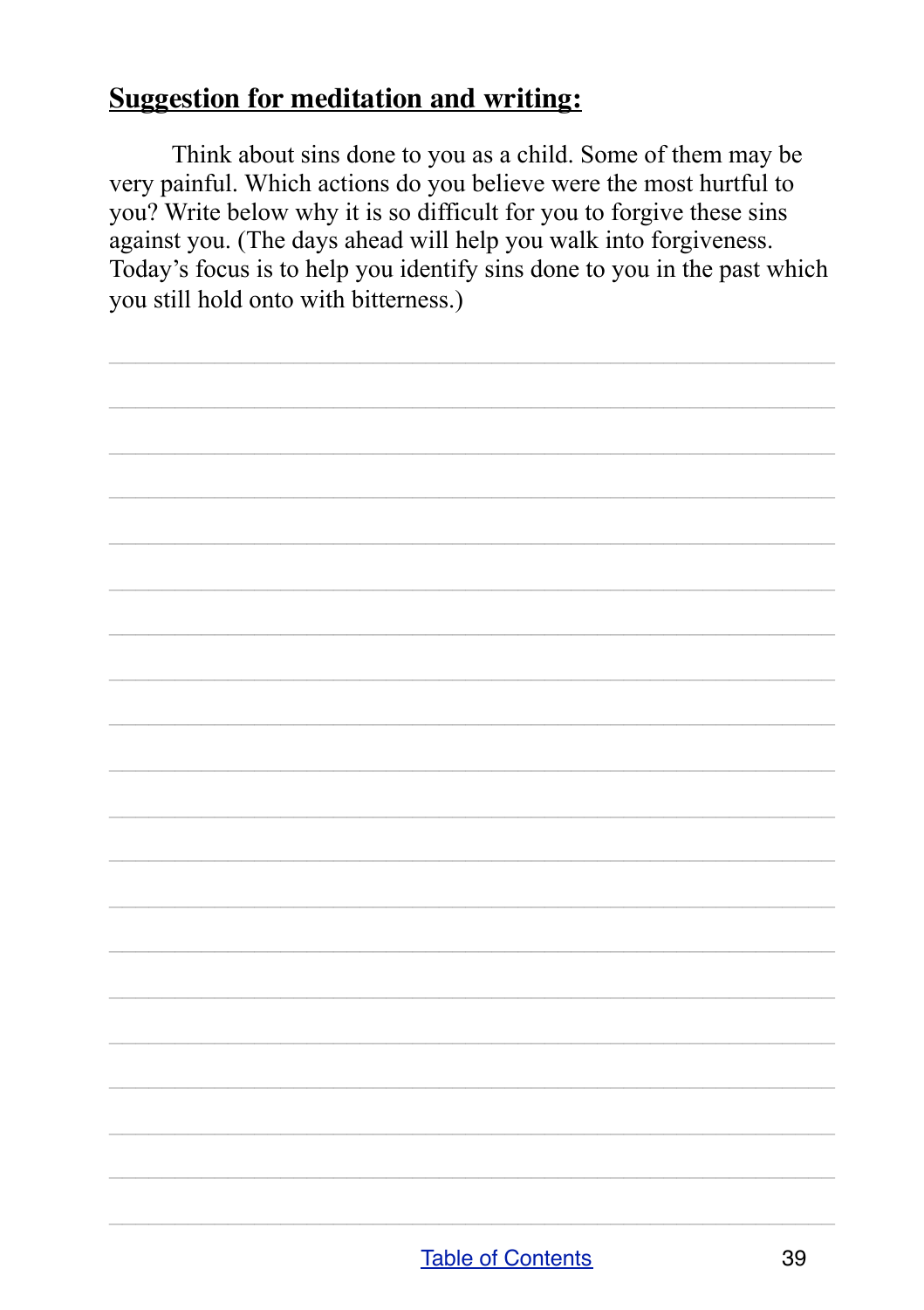## Suggestion for meditation and writing:

Think about sins done to you as a child. Some of them may be very painful. Which actions do you believe were the most hurtful to you? Write below why it is so difficult for you to forgive these sins against you. (The days ahead will help you walk into forgiveness. Today's focus is to help you identify sins done to you in the past which you still hold onto with bitterness.)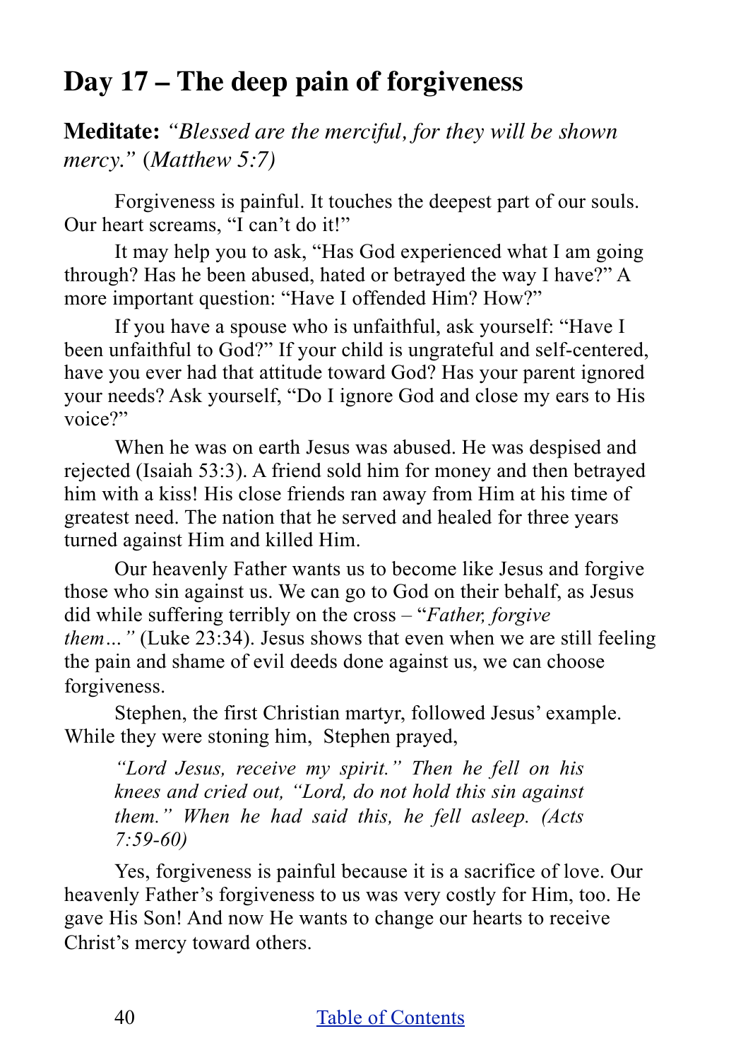## Day 17 – The deep pain of forgiveness

**Meditate:** *"Blessed are the merciful, for they will be shown mercy."* (*Matthew 5:7)*

Forgiveness is painful. It touches the deepest part of our souls. Our heart screams, "I can't do it!"

It may help you to ask, "Has God experienced what I am going through? Has he been abused, hated or betrayed the way I have?" A more important question: "Have I offended Him? How?"

If you have a spouse who is unfaithful, ask yourself: "Have I been unfaithful to God?" If your child is ungrateful and self-centered, have you ever had that attitude toward God? Has your parent ignored your needs? Ask yourself, "Do I ignore God and close my ears to His voice?"

When he was on earth Jesus was abused. He was despised and rejected (Isaiah 53:3). A friend sold him for money and then betrayed him with a kiss! His close friends ran away from Him at his time of greatest need. The nation that he served and healed for three years turned against Him and killed Him.

Our heavenly Father wants us to become like Jesus and forgive those who sin against us. We can go to God on their behalf, as Jesus did while suffering terribly on the cross – "*Father, forgive them…"* (Luke 23:34). Jesus shows that even when we are still feeling the pain and shame of evil deeds done against us, we can choose forgiveness.

Stephen, the first Christian martyr, followed Jesus' example. While they were stoning him, Stephen prayed,

> *"Lord Jesus, receive my spirit." Then he fell on his knees and cried out, "Lord, do not hold this sin against them." When he had said this, he fell asleep. (Acts 7:59-60)*

Yes, forgiveness is painful because it is a sacrifice of love. Our heavenly Father's forgiveness to us was very costly for Him, too. He gave His Son! And now He wants to change our hearts to receive Christ's mercy toward others.

[Table of Contents]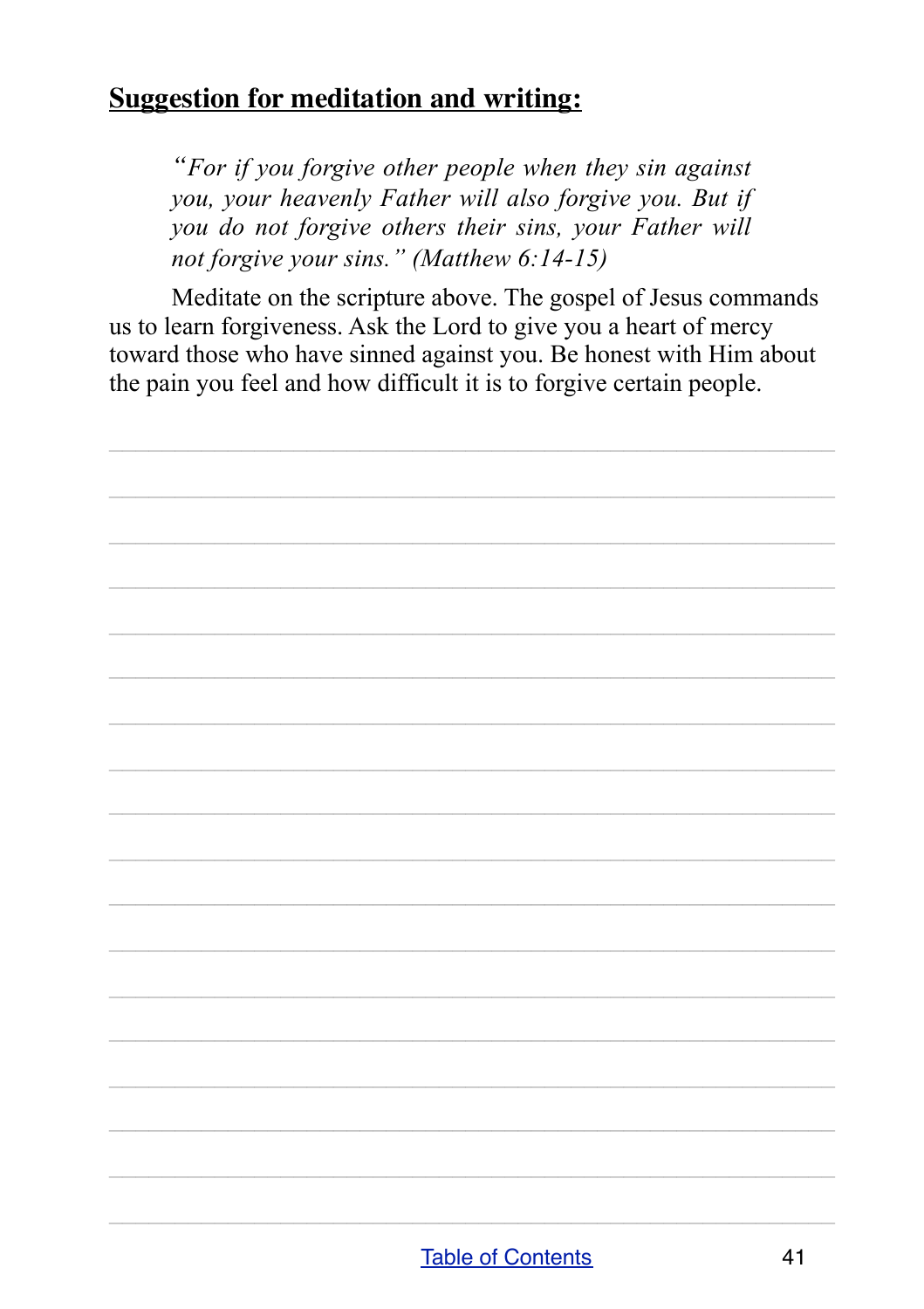## **Suggestion for meditation and writing:**

> *"For if you forgive other people when they sin against you, your heavenly Father will also forgive you. But if you do not forgive others their sins, your Father will not forgive your sins." (Matthew 6:14-15)*

Meditate on the scripture above. The gospel of Jesus commands us to learn forgiveness. Ask the Lord to give you a heart of mercy toward those who have sinned against you. Be honest with Him about the pain you feel and how difficult it is to forgive certain people.

[Table of Contents](#)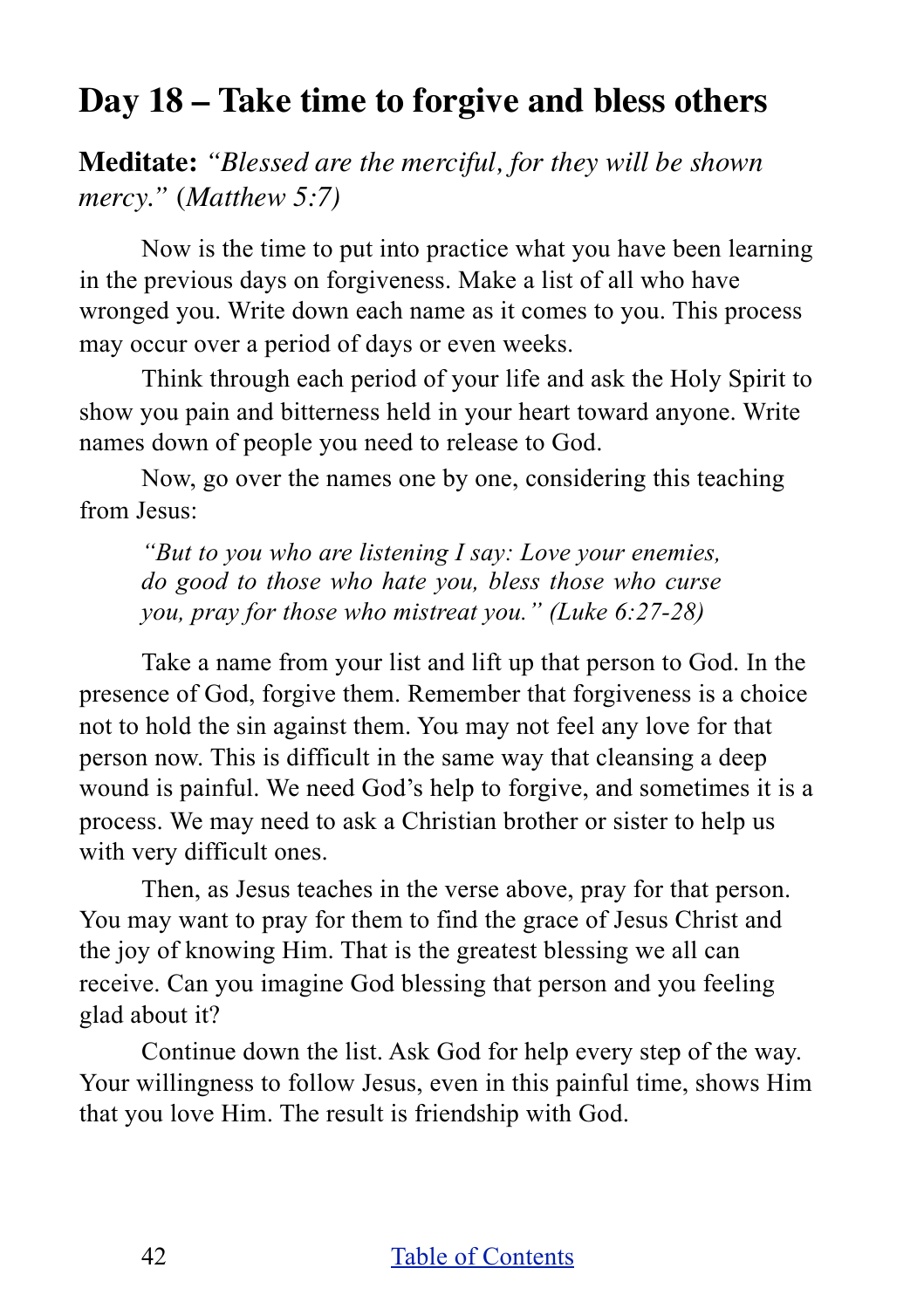## Day 18 – Take time to forgive and bless others

**Meditate:** *"Blessed are the merciful, for they will be shown mercy."* (*Matthew 5:7*)

Now is the time to put into practice what you have been learning in the previous days on forgiveness. Make a list of all who have wronged you. Write down each name as it comes to you. This process may occur over a period of days or even weeks.

Think through each period of your life and ask the Holy Spirit to show you pain and bitterness held in your heart toward anyone. Write names down of people you need to release to God.

Now, go over the names one by one, considering this teaching from Jesus:

> *"But to you who are listening I say: Love your enemies, do good to those who hate you, bless those who curse you, pray for those who mistreat you." (Luke 6:27-28)*

Take a name from your list and lift up that person to God. In the presence of God, forgive them. Remember that forgiveness is a choice not to hold the sin against them. You may not feel any love for that person now. This is difficult in the same way that cleansing a deep wound is painful. We need God's help to forgive, and sometimes it is a process. We may need to ask a Christian brother or sister to help us with very difficult ones.

Then, as Jesus teaches in the verse above, pray for that person. You may want to pray for them to find the grace of Jesus Christ and the joy of knowing Him. That is the greatest blessing we all can receive. Can you imagine God blessing that person and you feeling glad about it?

Continue down the list. Ask God for help every step of the way. Your willingness to follow Jesus, even in this painful time, shows Him that you love Him. The result is friendship with God.

[Table of Contents]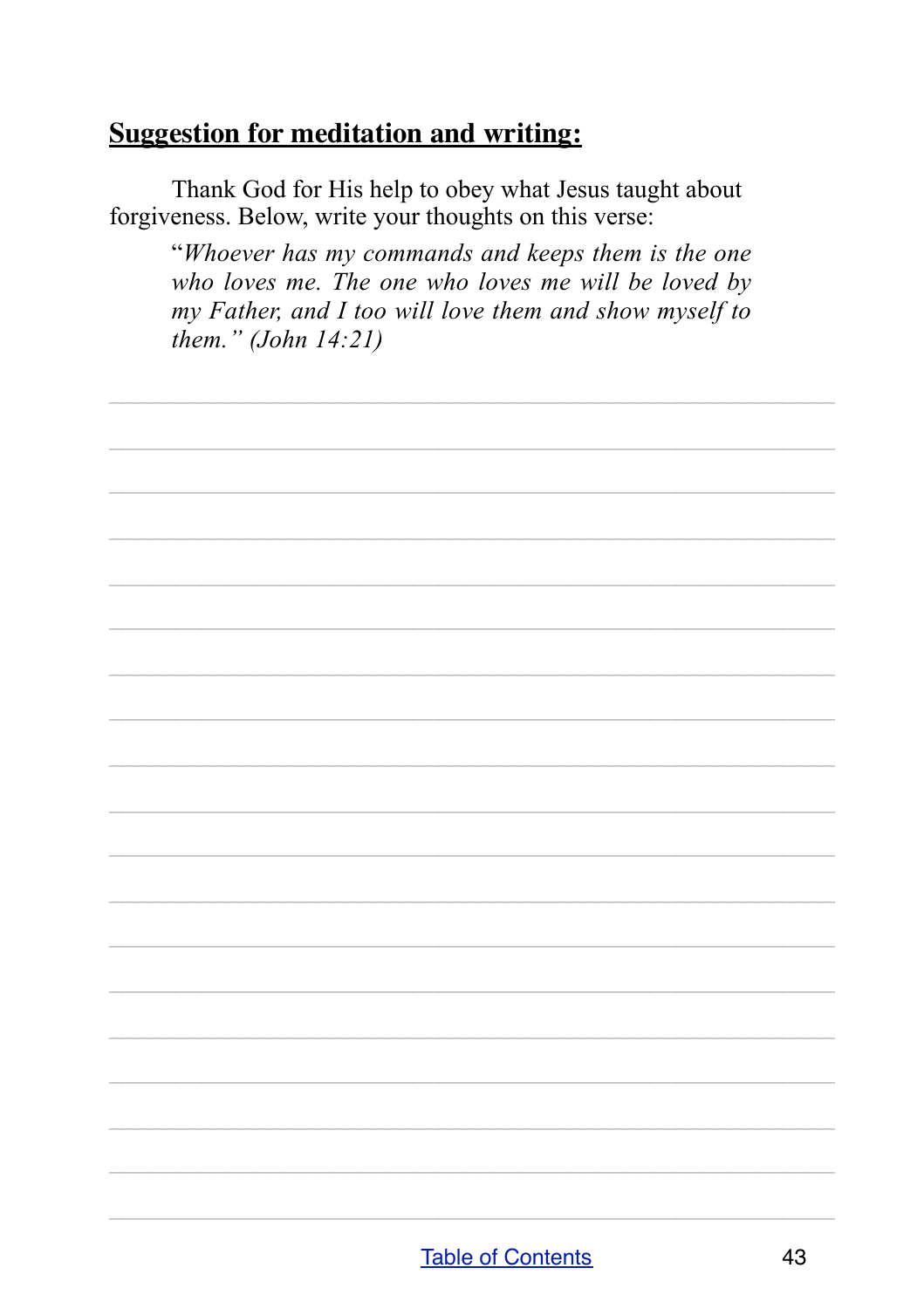## **Suggestion for meditation and writing:**

Thank God for His help to obey what Jesus taught about forgiveness. Below, write your thoughts on this verse:

> "*Whoever has my commands and keeps them is the one who loves me. The one who loves me will be loved by my Father, and I too will love them and show myself to them." (John 14:21)*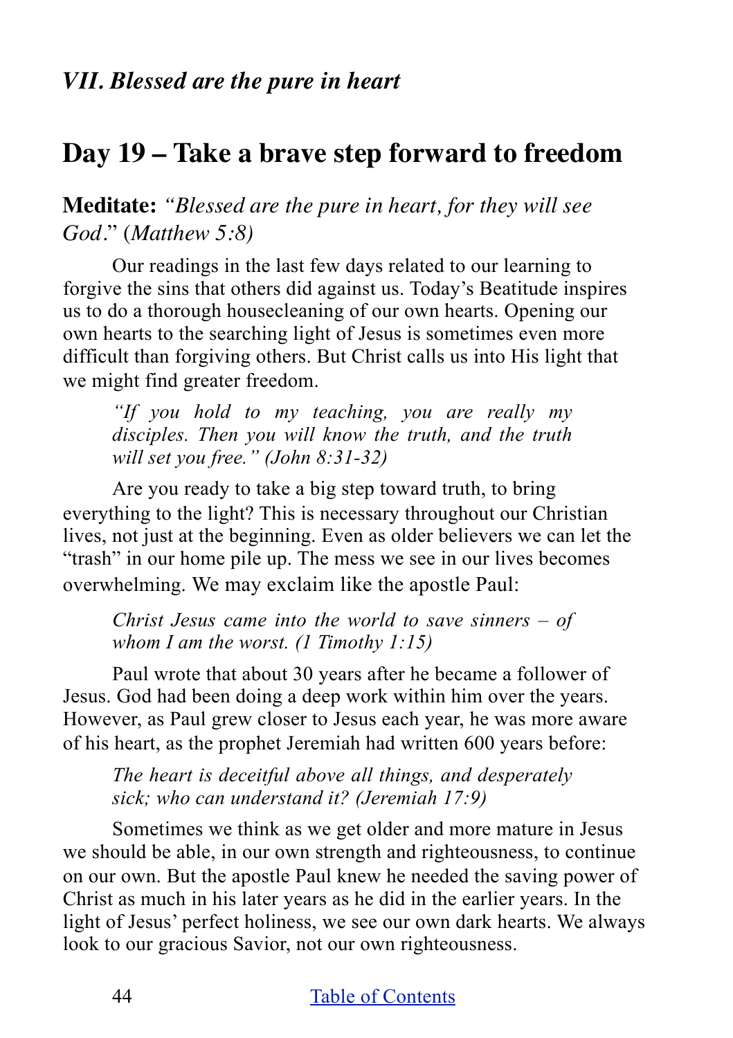### *VII. Blessed are the pure in heart*

## Day 19 – Take a brave step forward to freedom

**Meditate:** *"Blessed are the pure in heart, for they will see God*." (*Matthew 5:8)*

Our readings in the last few days related to our learning to forgive the sins that others did against us. Today's Beatitude inspires us to do a thorough housecleaning of our own hearts. Opening our own hearts to the searching light of Jesus is sometimes even more difficult than forgiving others. But Christ calls us into His light that we might find greater freedom.

> *"If you hold to my teaching, you are really my disciples. Then you will know the truth, and the truth will set you free." (John 8:31-32)*

Are you ready to take a big step toward truth, to bring everything to the light? This is necessary throughout our Christian lives, not just at the beginning. Even as older believers we can let the "trash" in our home pile up. The mess we see in our lives becomes overwhelming. We may exclaim like the apostle Paul:

> *Christ Jesus came into the world to save sinners – of whom I am the worst. (1 Timothy 1:15)*

Paul wrote that about 30 years after he became a follower of Jesus. God had been doing a deep work within him over the years. However, as Paul grew closer to Jesus each year, he was more aware of his heart, as the prophet Jeremiah had written 600 years before:

> *The heart is deceitful above all things, and desperately sick; who can understand it? (Jeremiah 17:9)*

Sometimes we think as we get older and more mature in Jesus we should be able, in our own strength and righteousness, to continue on our own. But the apostle Paul knew he needed the saving power of Christ as much in his later years as he did in the earlier years. In the light of Jesus' perfect holiness, we see our own dark hearts. We always look to our gracious Savior, not our own righteousness.

[Table of Contents]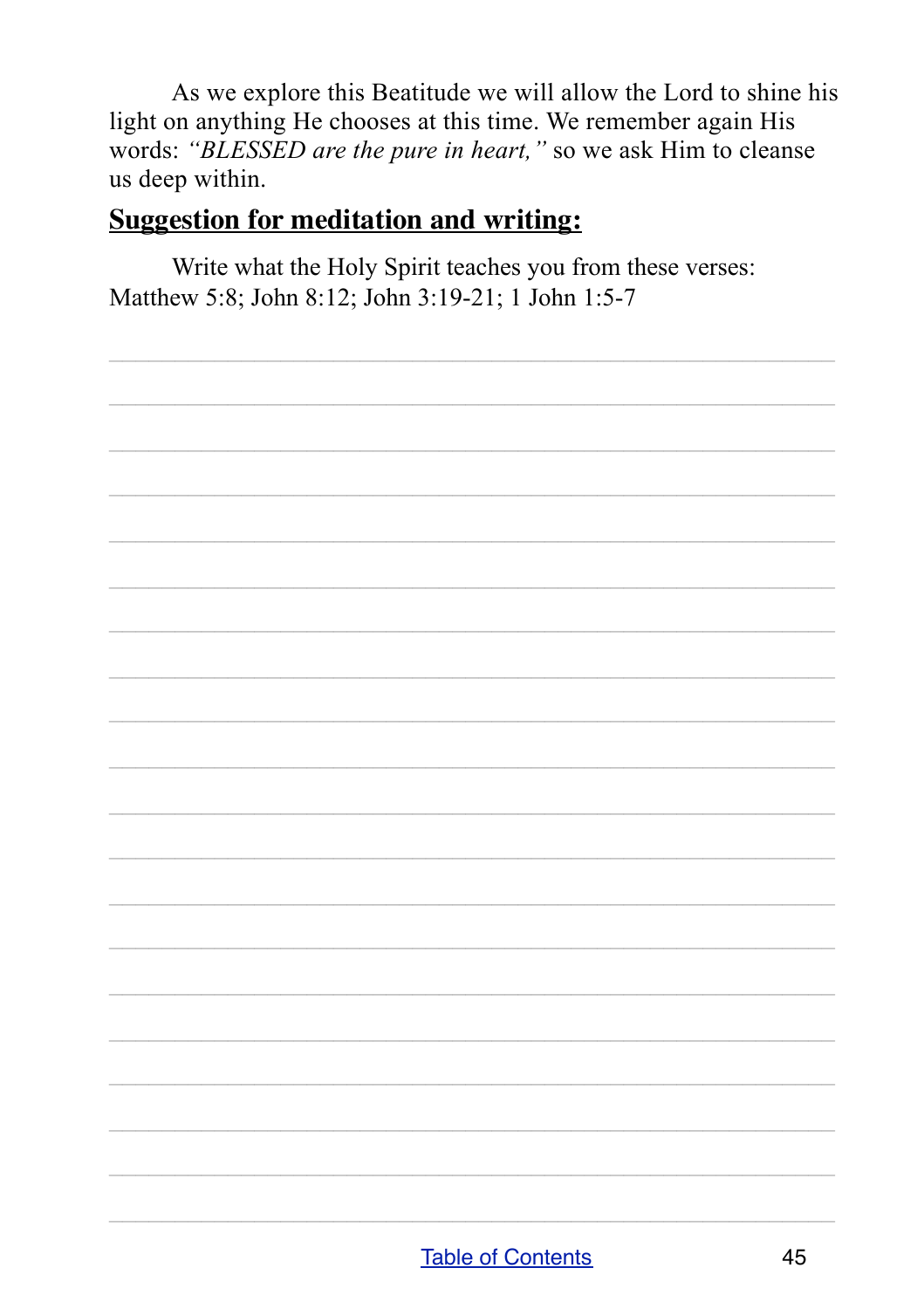As we explore this Beatitude we will allow the Lord to shine his light on anything He chooses at this time. We remember again His words: *"BLESSED are the pure in heart,"* so we ask Him to cleanse us deep within.

## Suggestion for meditation and writing:

Write what the Holy Spirit teaches you from these verses: Matthew 5:8; John 8:12; John 3:19-21; 1 John 1:5-7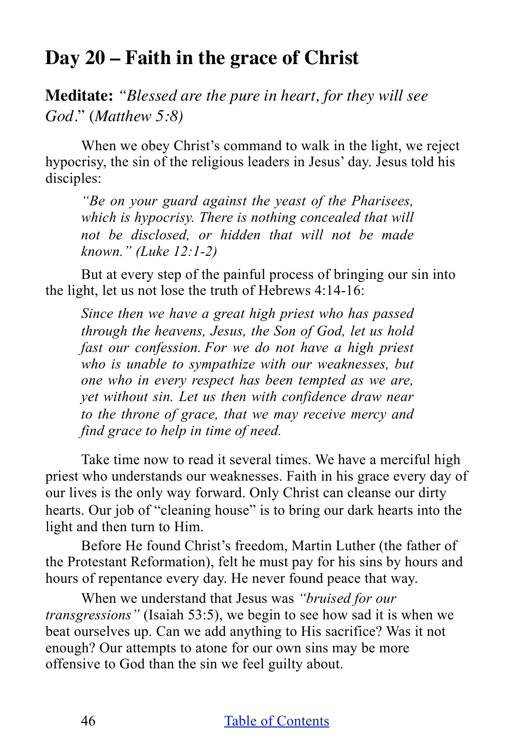## Day 20 – Faith in the grace of Christ

**Meditate:** *"Blessed are the pure in heart, for they will see God*." (*Matthew 5:8)*

When we obey Christ's command to walk in the light, we reject hypocrisy, the sin of the religious leaders in Jesus' day. Jesus told his disciples:

> *"Be on your guard against the yeast of the Pharisees, which is hypocrisy. There is nothing concealed that will not be disclosed, or hidden that will not be made known." (Luke 12:1-2)*

But at every step of the painful process of bringing our sin into the light, let us not lose the truth of Hebrews 4:14-16:

> *Since then we have a great high priest who has passed through the heavens, Jesus, the Son of God, let us hold fast our confession. For we do not have a high priest who is unable to sympathize with our weaknesses, but one who in every respect has been tempted as we are, yet without sin. Let us then with confidence draw near to the throne of grace, that we may receive mercy and find grace to help in time of need.*

Take time now to read it several times. We have a merciful high priest who understands our weaknesses. Faith in his grace every day of our lives is the only way forward. Only Christ can cleanse our dirty hearts. Our job of "cleaning house" is to bring our dark hearts into the light and then turn to Him.

Before He found Christ's freedom, Martin Luther (the father of the Protestant Reformation), felt he must pay for his sins by hours and hours of repentance every day. He never found peace that way.

When we understand that Jesus was *"bruised for our transgressions"* (Isaiah 53:5), we begin to see how sad it is when we beat ourselves up. Can we add anything to His sacrifice? Was it not enough? Our attempts to atone for our own sins may be more offensive to God than the sin we feel guilty about.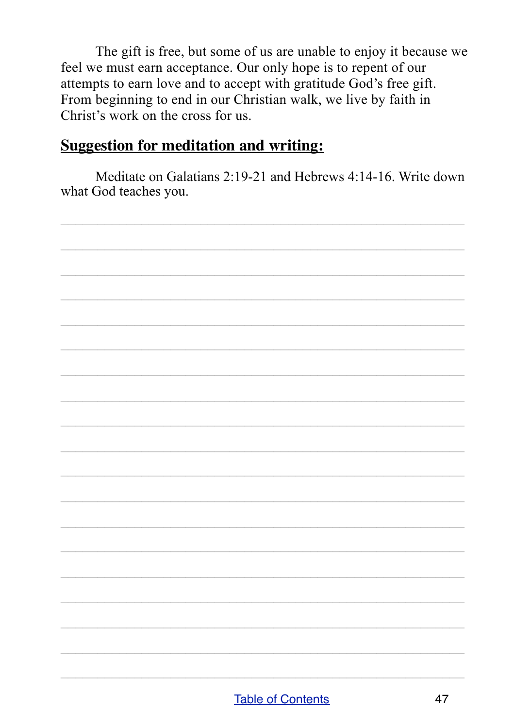The gift is free, but some of us are unable to enjoy it because we feel we must earn acceptance. Our only hope is to repent of our attempts to earn love and to accept with gratitude God's free gift. From beginning to end in our Christian walk, we live by faith in Christ's work on the cross for us.

## Suggestion for meditation and writing:

Meditate on Galatians 2:19-21 and Hebrews 4:14-16. Write down what God teaches you.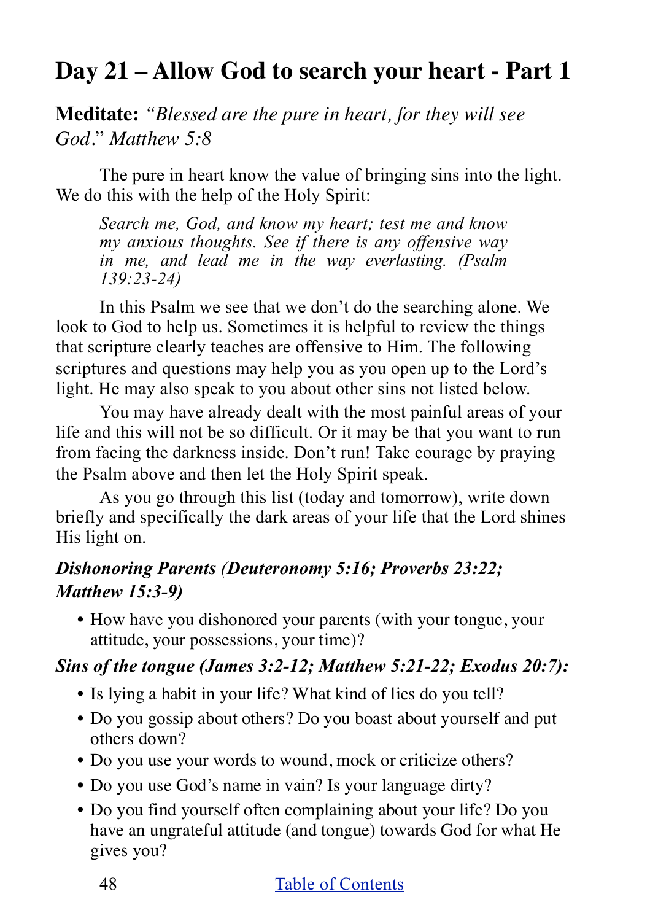# Day 21 – Allow God to search your heart - Part 1

**Meditate:** *"Blessed are the pure in heart, for they will see God."* *Matthew 5:8*

The pure in heart know the value of bringing sins into the light. We do this with the help of the Holy Spirit:

> *Search me, God, and know my heart; test me and know my anxious thoughts. See if there is any offensive way in me, and lead me in the way everlasting. (Psalm 139:23-24)*

In this Psalm we see that we don't do the searching alone. We look to God to help us. Sometimes it is helpful to review the things that scripture clearly teaches are offensive to Him. The following scriptures and questions may help you as you open up to the Lord's light. He may also speak to you about other sins not listed below.

You may have already dealt with the most painful areas of your life and this will not be so difficult. Or it may be that you want to run from facing the darkness inside. Don't run! Take courage by praying the Psalm above and then let the Holy Spirit speak.

As you go through this list (today and tomorrow), write down briefly and specifically the dark areas of your life that the Lord shines His light on.

### *Dishonoring Parents (Deuteronomy 5:16; Proverbs 23:22; Matthew 15:3-9)*

- How have you dishonored your parents (with your tongue, your attitude, your possessions, your time)?

### *Sins of the tongue (James 3:2-12; Matthew 5:21-22; Exodus 20:7):*

- Is lying a habit in your life? What kind of lies do you tell?
- Do you gossip about others? Do you boast about yourself and put others down?
- Do you use your words to wound, mock or criticize others?
- Do you use God's name in vain? Is your language dirty?
- Do you find yourself often complaining about your life? Do you have an ungrateful attitude (and tongue) towards God for what He gives you?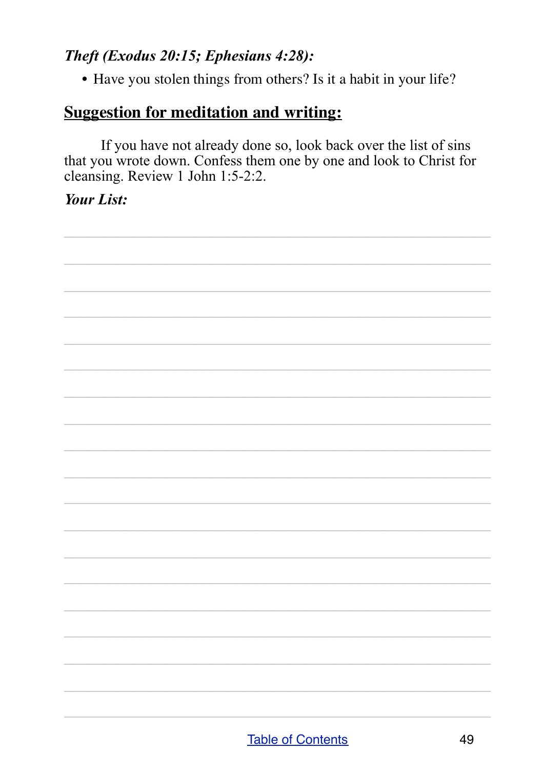***Theft (Exodus 20:15; Ephesians 4:28):***

- Have you stolen things from others? Is it a habit in your life?

## Suggestion for meditation and writing:

If you have not already done so, look back over the list of sins that you wrote down. Confess them one by one and look to Christ for cleansing. Review 1 John 1:5-2:2.

***Your List:***

[Table of Contents](#)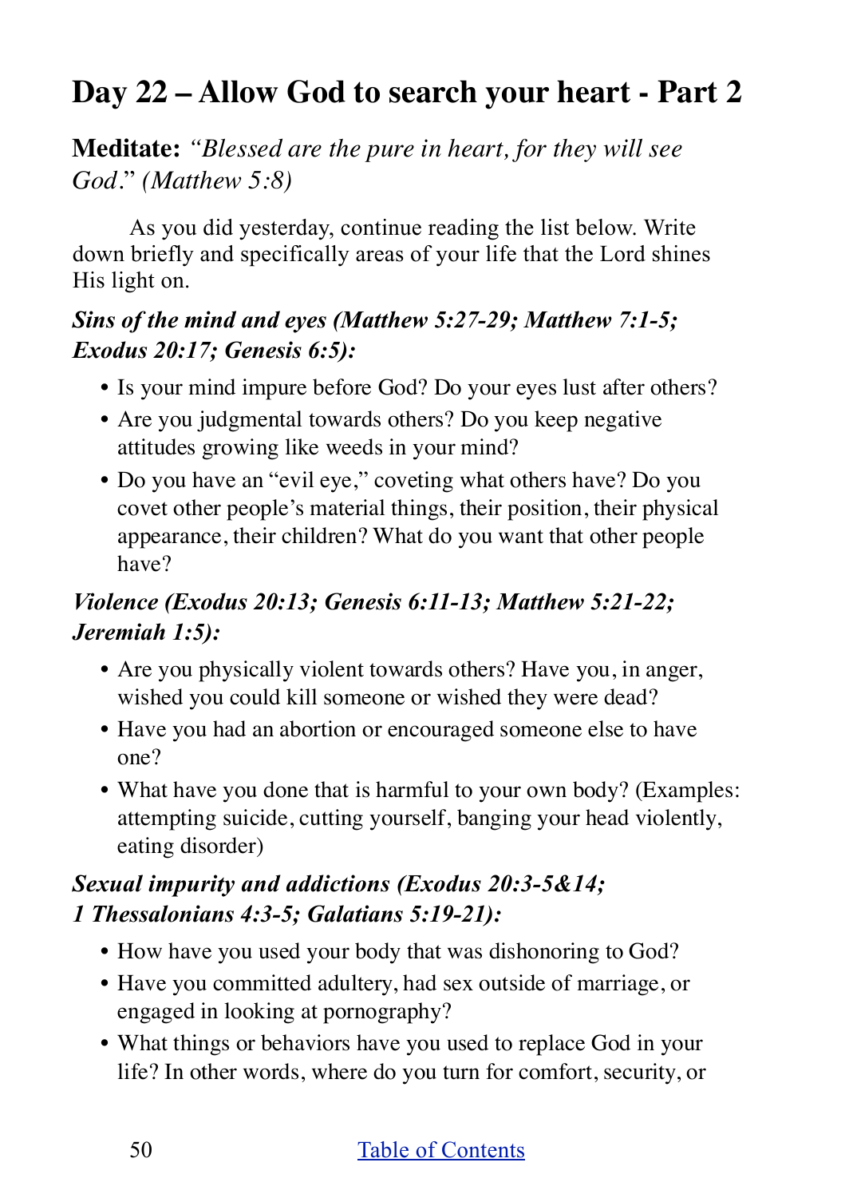# Day 22 – Allow God to search your heart - Part 2

**Meditate:** *"Blessed are the pure in heart, for they will see God." (Matthew 5:8)*

As you did yesterday, continue reading the list below. Write down briefly and specifically areas of your life that the Lord shines His light on.

***Sins of the mind and eyes (Matthew 5:27-29; Matthew 7:1-5; Exodus 20:17; Genesis 6:5):***

- Is your mind impure before God? Do your eyes lust after others?
- Are you judgmental towards others? Do you keep negative attitudes growing like weeds in your mind?
- Do you have an "evil eye," coveting what others have? Do you covet other people's material things, their position, their physical appearance, their children? What do you want that other people have?

***Violence (Exodus 20:13; Genesis 6:11-13; Matthew 5:21-22; Jeremiah 1:5):***

- Are you physically violent towards others? Have you, in anger, wished you could kill someone or wished they were dead?
- Have you had an abortion or encouraged someone else to have one?
- What have you done that is harmful to your own body? (Examples: attempting suicide, cutting yourself, banging your head violently, eating disorder)

***Sexual impurity and addictions (Exodus 20:3-5&14; 1 Thessalonians 4:3-5; Galatians 5:19-21):***

- How have you used your body that was dishonoring to God?
- Have you committed adultery, had sex outside of marriage, or engaged in looking at pornography?
- What things or behaviors have you used to replace God in your life? In other words, where do you turn for comfort, security, or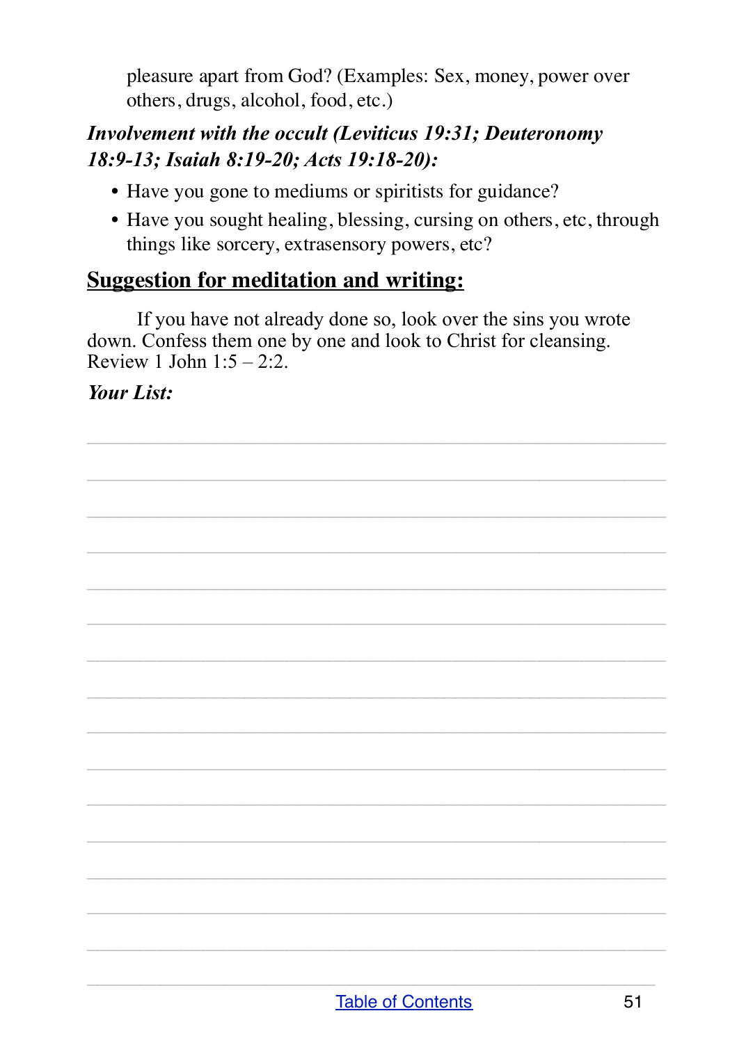pleasure apart from God? (Examples: Sex, money, power over others, drugs, alcohol, food, etc.)

***Involvement with the occult (Leviticus 19:31; Deuteronomy 18:9-13; Isaiah 8:19-20; Acts 19:18-20):***

- Have you gone to mediums or spiritists for guidance?
- Have you sought healing, blessing, cursing on others, etc, through things like sorcery, extrasensory powers, etc?

## Suggestion for meditation and writing:

If you have not already done so, look over the sins you wrote down. Confess them one by one and look to Christ for cleansing. Review 1 John 1:5 – 2:2.

***Your List:***

[Table of Contents](#)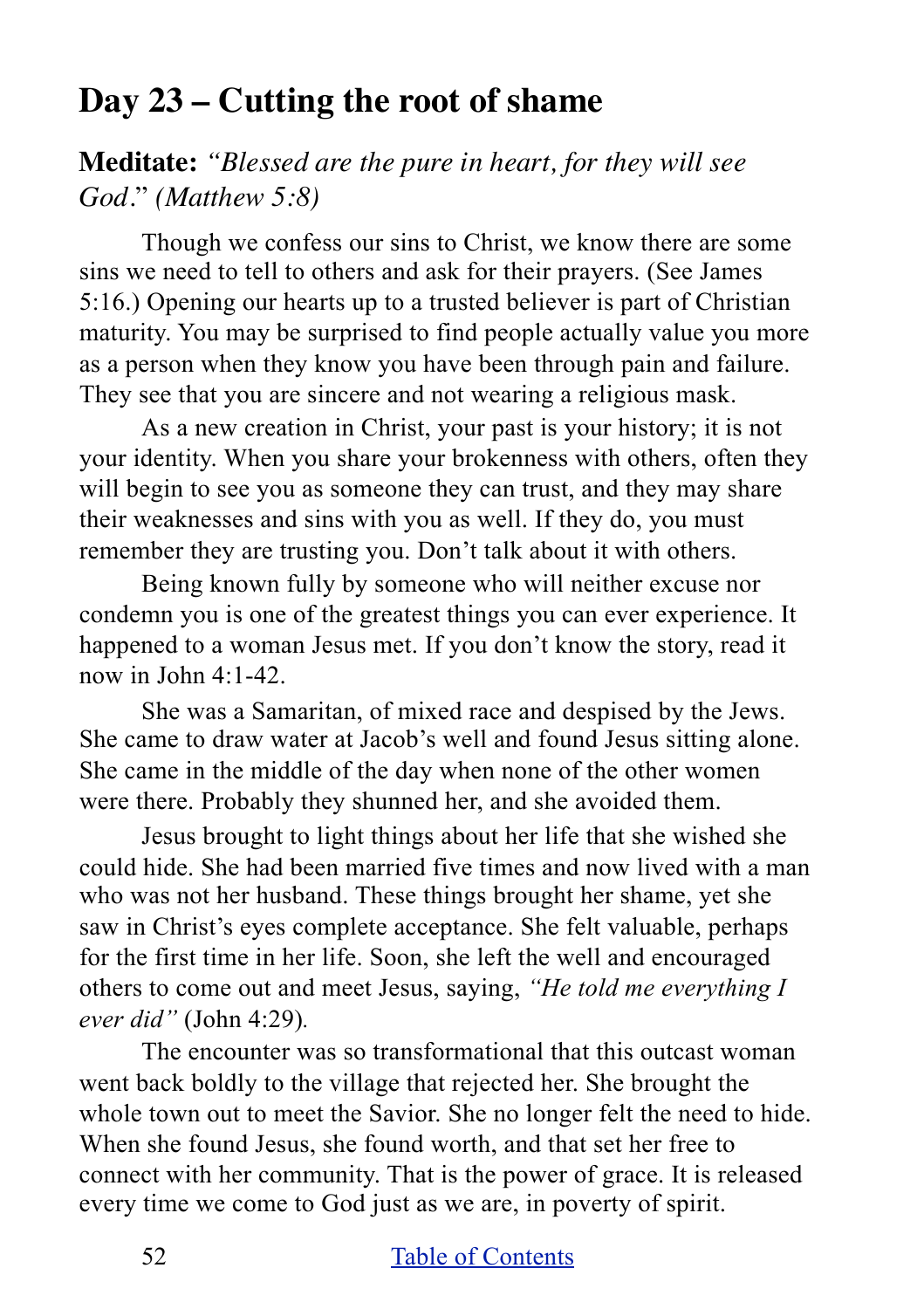## Day 23 – Cutting the root of shame

**Meditate:** *"Blessed are the pure in heart, for they will see God*." *(Matthew 5:8)*

Though we confess our sins to Christ, we know there are some sins we need to tell to others and ask for their prayers. (See James 5:16.) Opening our hearts up to a trusted believer is part of Christian maturity. You may be surprised to find people actually value you more as a person when they know you have been through pain and failure. They see that you are sincere and not wearing a religious mask.

As a new creation in Christ, your past is your history; it is not your identity. When you share your brokenness with others, often they will begin to see you as someone they can trust, and they may share their weaknesses and sins with you as well. If they do, you must remember they are trusting you. Don't talk about it with others.

Being known fully by someone who will neither excuse nor condemn you is one of the greatest things you can ever experience. It happened to a woman Jesus met. If you don't know the story, read it now in John 4:1-42.

She was a Samaritan, of mixed race and despised by the Jews. She came to draw water at Jacob's well and found Jesus sitting alone. She came in the middle of the day when none of the other women were there. Probably they shunned her, and she avoided them.

Jesus brought to light things about her life that she wished she could hide. She had been married five times and now lived with a man who was not her husband. These things brought her shame, yet she saw in Christ's eyes complete acceptance. She felt valuable, perhaps for the first time in her life. Soon, she left the well and encouraged others to come out and meet Jesus, saying, *"He told me everything I ever did"* (John 4:29).

The encounter was so transformational that this outcast woman went back boldly to the village that rejected her. She brought the whole town out to meet the Savior. She no longer felt the need to hide. When she found Jesus, she found worth, and that set her free to connect with her community. That is the power of grace. It is released every time we come to God just as we are, in poverty of spirit.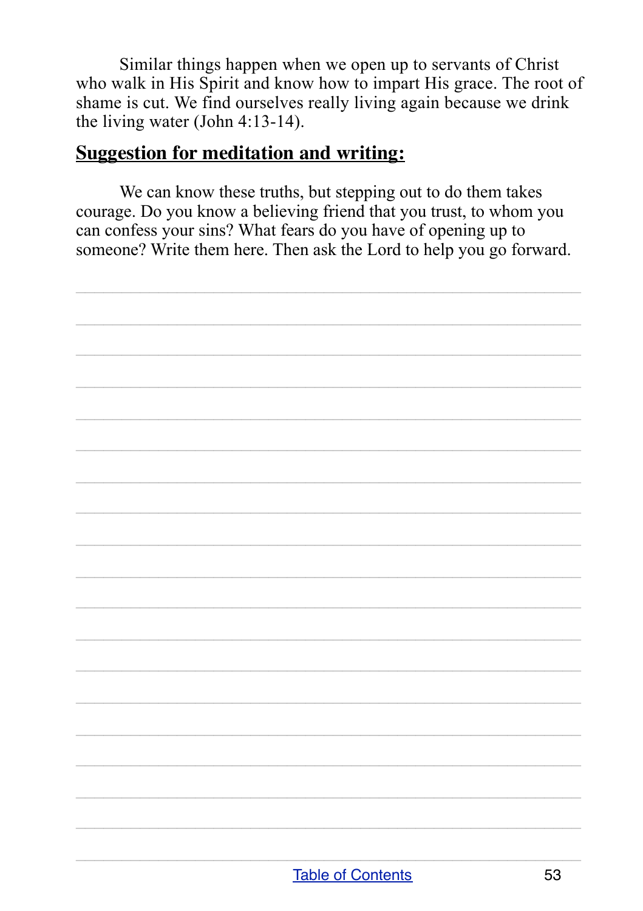Similar things happen when we open up to servants of Christ who walk in His Spirit and know how to impart His grace. The root of shame is cut. We find ourselves really living again because we drink the living water (John 4:13-14).

## Suggestion for meditation and writing:

We can know these truths, but stepping out to do them takes courage. Do you know a believing friend that you trust, to whom you can confess your sins? What fears do you have of opening up to someone? Write them here. Then ask the Lord to help you go forward.

[Table of Contents]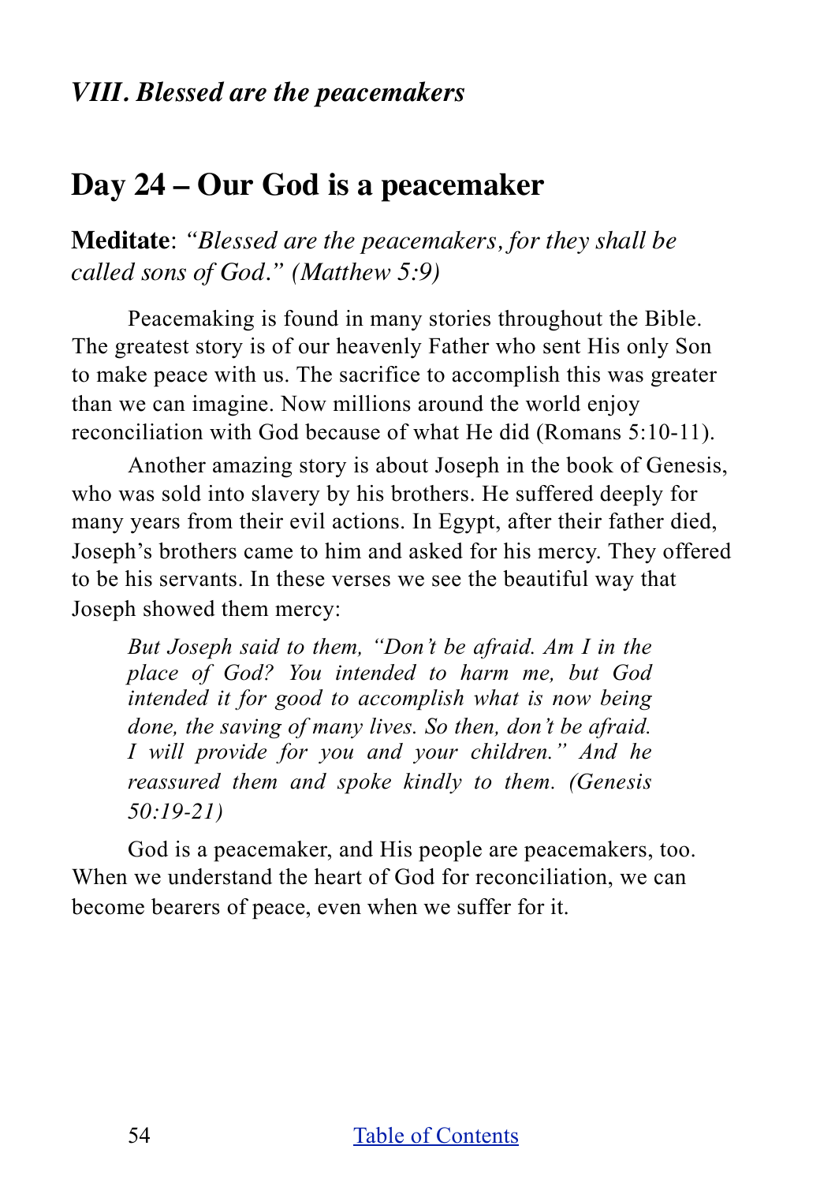### *VIII. Blessed are the peacemakers*

## Day 24 – Our God is a peacemaker

**Meditate**: *"Blessed are the peacemakers, for they shall be called sons of God." (Matthew 5:9)*

Peacemaking is found in many stories throughout the Bible. The greatest story is of our heavenly Father who sent His only Son to make peace with us. The sacrifice to accomplish this was greater than we can imagine. Now millions around the world enjoy reconciliation with God because of what He did (Romans 5:10-11).

Another amazing story is about Joseph in the book of Genesis, who was sold into slavery by his brothers. He suffered deeply for many years from their evil actions. In Egypt, after their father died, Joseph's brothers came to him and asked for his mercy. They offered to be his servants. In these verses we see the beautiful way that Joseph showed them mercy:

> *But Joseph said to them, "Don't be afraid. Am I in the place of God? You intended to harm me, but God intended it for good to accomplish what is now being done, the saving of many lives. So then, don't be afraid. I will provide for you and your children." And he reassured them and spoke kindly to them. (Genesis 50:19-21)*

God is a peacemaker, and His people are peacemakers, too. When we understand the heart of God for reconciliation, we can become bearers of peace, even when we suffer for it.

[Table of Contents]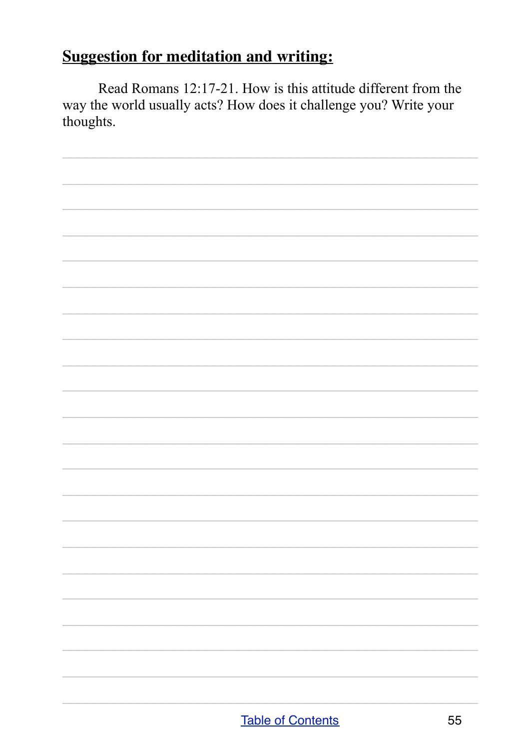## **Suggestion for meditation and writing:**

Read Romans 12:17-21. How is this attitude different from the way the world usually acts? How does it challenge you? Write your thoughts.

[Table of Contents]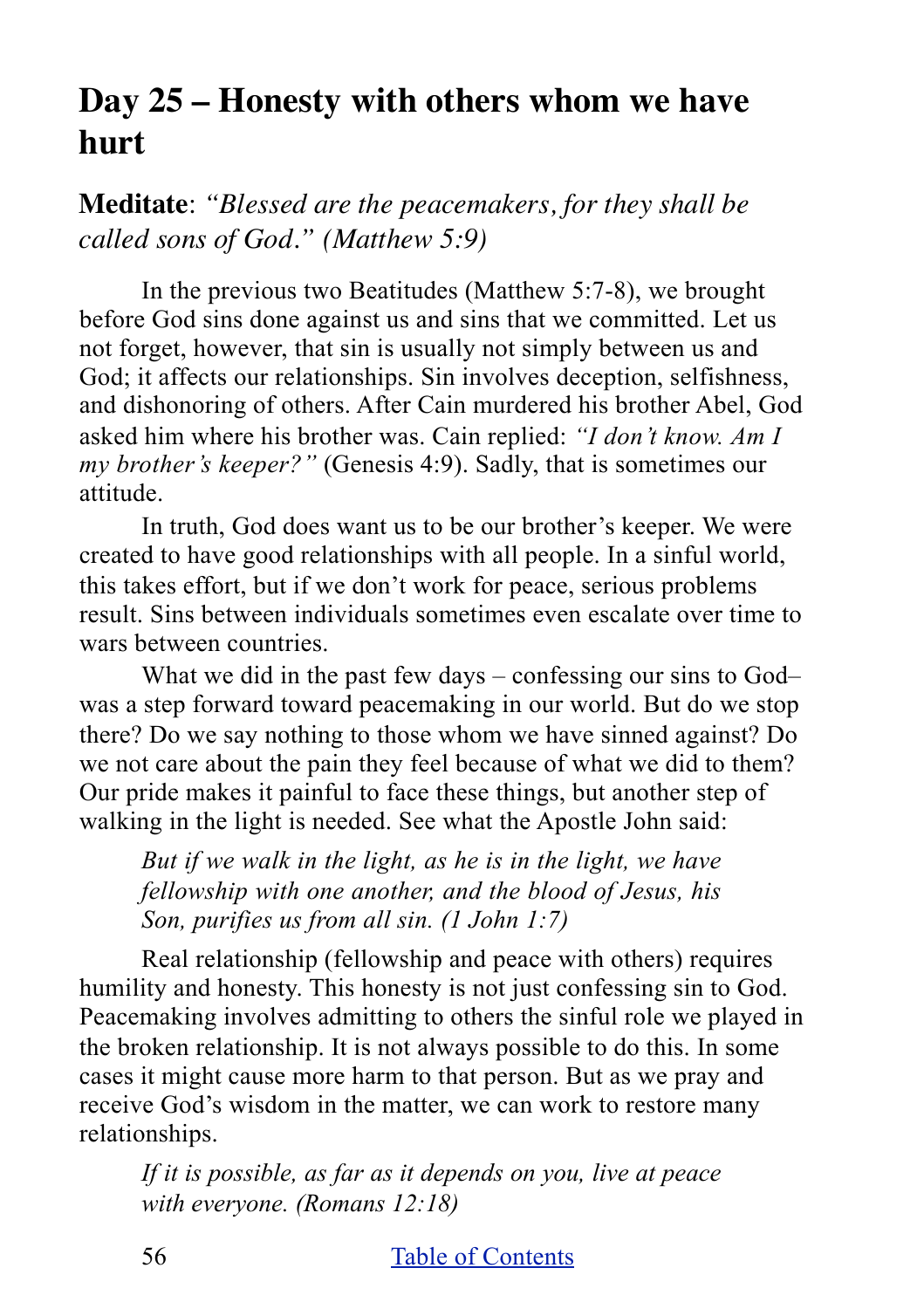## Day 25 – Honesty with others whom we have hurt

**Meditate**: *"Blessed are the peacemakers, for they shall be called sons of God." (Matthew 5:9)*

In the previous two Beatitudes (Matthew 5:7-8), we brought before God sins done against us and sins that we committed. Let us not forget, however, that sin is usually not simply between us and God; it affects our relationships. Sin involves deception, selfishness, and dishonoring of others. After Cain murdered his brother Abel, God asked him where his brother was. Cain replied: *"I don't know. Am I my brother's keeper?"* (Genesis 4:9). Sadly, that is sometimes our attitude.

In truth, God does want us to be our brother's keeper. We were created to have good relationships with all people. In a sinful world, this takes effort, but if we don't work for peace, serious problems result. Sins between individuals sometimes even escalate over time to wars between countries.

What we did in the past few days – confessing our sins to God– was a step forward toward peacemaking in our world. But do we stop there? Do we say nothing to those whom we have sinned against? Do we not care about the pain they feel because of what we did to them? Our pride makes it painful to face these things, but another step of walking in the light is needed. See what the Apostle John said:

> *But if we walk in the light, as he is in the light, we have fellowship with one another, and the blood of Jesus, his Son, purifies us from all sin. (1 John 1:7)*

Real relationship (fellowship and peace with others) requires humility and honesty. This honesty is not just confessing sin to God. Peacemaking involves admitting to others the sinful role we played in the broken relationship. It is not always possible to do this. In some cases it might cause more harm to that person. But as we pray and receive God's wisdom in the matter, we can work to restore many relationships.

> *If it is possible, as far as it depends on you, live at peace with everyone. (Romans 12:18)*

[Table of Contents](#)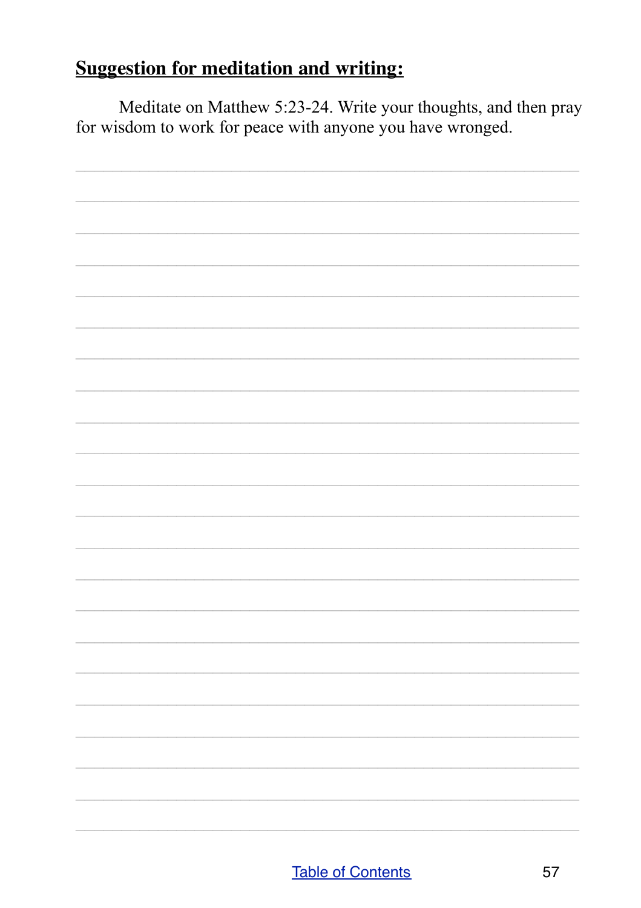## **Suggestion for meditation and writing:**

Meditate on Matthew 5:23-24. Write your thoughts, and then pray for wisdom to work for peace with anyone you have wronged.

[Table of Contents](#)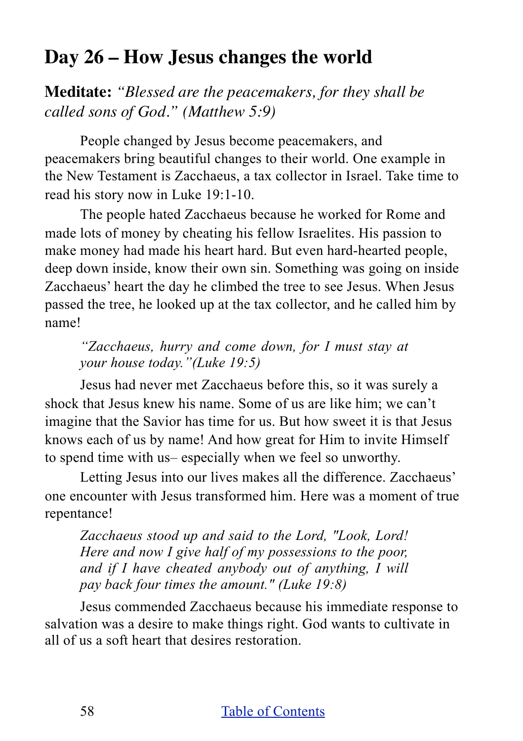## Day 26 – How Jesus changes the world

**Meditate:** *"Blessed are the peacemakers, for they shall be called sons of God." (Matthew 5:9)*

People changed by Jesus become peacemakers, and peacemakers bring beautiful changes to their world. One example in the New Testament is Zacchaeus, a tax collector in Israel. Take time to read his story now in Luke 19:1-10.

The people hated Zacchaeus because he worked for Rome and made lots of money by cheating his fellow Israelites. His passion to make money had made his heart hard. But even hard-hearted people, deep down inside, know their own sin. Something was going on inside Zacchaeus' heart the day he climbed the tree to see Jesus. When Jesus passed the tree, he looked up at the tax collector, and he called him by name!

> *"Zacchaeus, hurry and come down, for I must stay at your house today."(Luke 19:5)*

Jesus had never met Zacchaeus before this, so it was surely a shock that Jesus knew his name. Some of us are like him; we can't imagine that the Savior has time for us. But how sweet it is that Jesus knows each of us by name! And how great for Him to invite Himself to spend time with us– especially when we feel so unworthy.

Letting Jesus into our lives makes all the difference. Zacchaeus' one encounter with Jesus transformed him. Here was a moment of true repentance!

> *Zacchaeus stood up and said to the Lord, "Look, Lord! Here and now I give half of my possessions to the poor, and if I have cheated anybody out of anything, I will pay back four times the amount." (Luke 19:8)*

Jesus commended Zacchaeus because his immediate response to salvation was a desire to make things right. God wants to cultivate in all of us a soft heart that desires restoration.

[Table of Contents]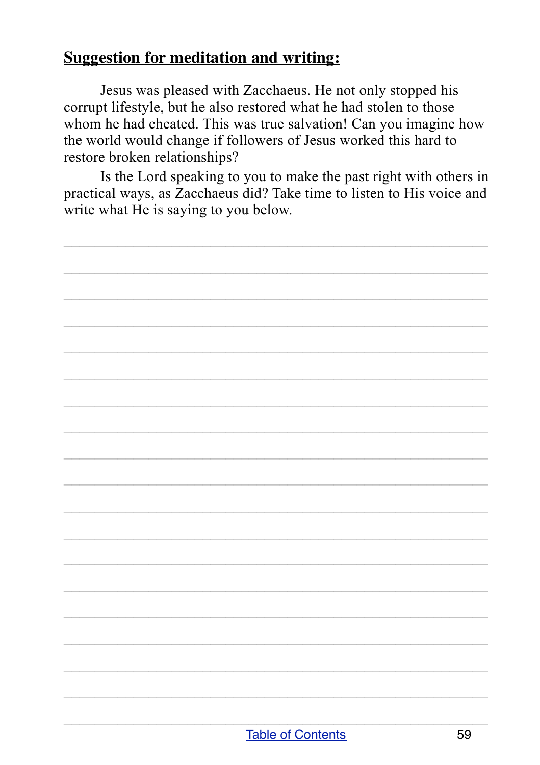## Suggestion for meditation and writing:

Jesus was pleased with Zacchaeus. He not only stopped his corrupt lifestyle, but he also restored what he had stolen to those whom he had cheated. This was true salvation! Can you imagine how the world would change if followers of Jesus worked this hard to restore broken relationships?

Is the Lord speaking to you to make the past right with others in practical ways, as Zacchaeus did? Take time to listen to His voice and write what He is saying to you below.

[Table of Contents]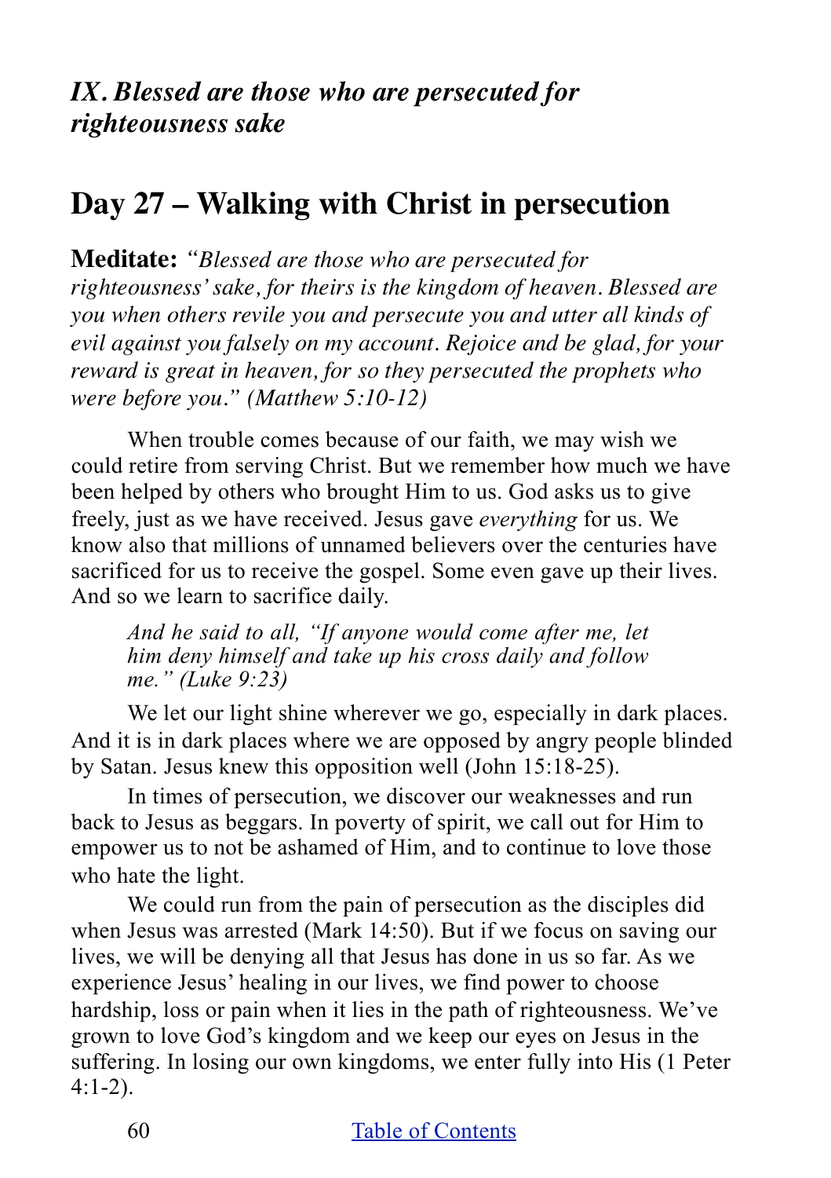## *IX. Blessed are those who are persecuted for righteousness sake*

# Day 27 – Walking with Christ in persecution

**Meditate:** *"Blessed are those who are persecuted for righteousness' sake, for theirs is the kingdom of heaven. Blessed are you when others revile you and persecute you and utter all kinds of evil against you falsely on my account. Rejoice and be glad, for your reward is great in heaven, for so they persecuted the prophets who were before you." (Matthew 5:10-12)*

When trouble comes because of our faith, we may wish we could retire from serving Christ. But we remember how much we have been helped by others who brought Him to us. God asks us to give freely, just as we have received. Jesus gave *everything* for us. We know also that millions of unnamed believers over the centuries have sacrificed for us to receive the gospel. Some even gave up their lives. And so we learn to sacrifice daily.

> *And he said to all, "If anyone would come after me, let him deny himself and take up his cross daily and follow me." (Luke 9:23)*

We let our light shine wherever we go, especially in dark places. And it is in dark places where we are opposed by angry people blinded by Satan. Jesus knew this opposition well (John 15:18-25).

In times of persecution, we discover our weaknesses and run back to Jesus as beggars. In poverty of spirit, we call out for Him to empower us to not be ashamed of Him, and to continue to love those who hate the light.

We could run from the pain of persecution as the disciples did when Jesus was arrested (Mark 14:50). But if we focus on saving our lives, we will be denying all that Jesus has done in us so far. As we experience Jesus' healing in our lives, we find power to choose hardship, loss or pain when it lies in the path of righteousness. We've grown to love God's kingdom and we keep our eyes on Jesus in the suffering. In losing our own kingdoms, we enter fully into His (1 Peter 4:1-2).

[Table of Contents]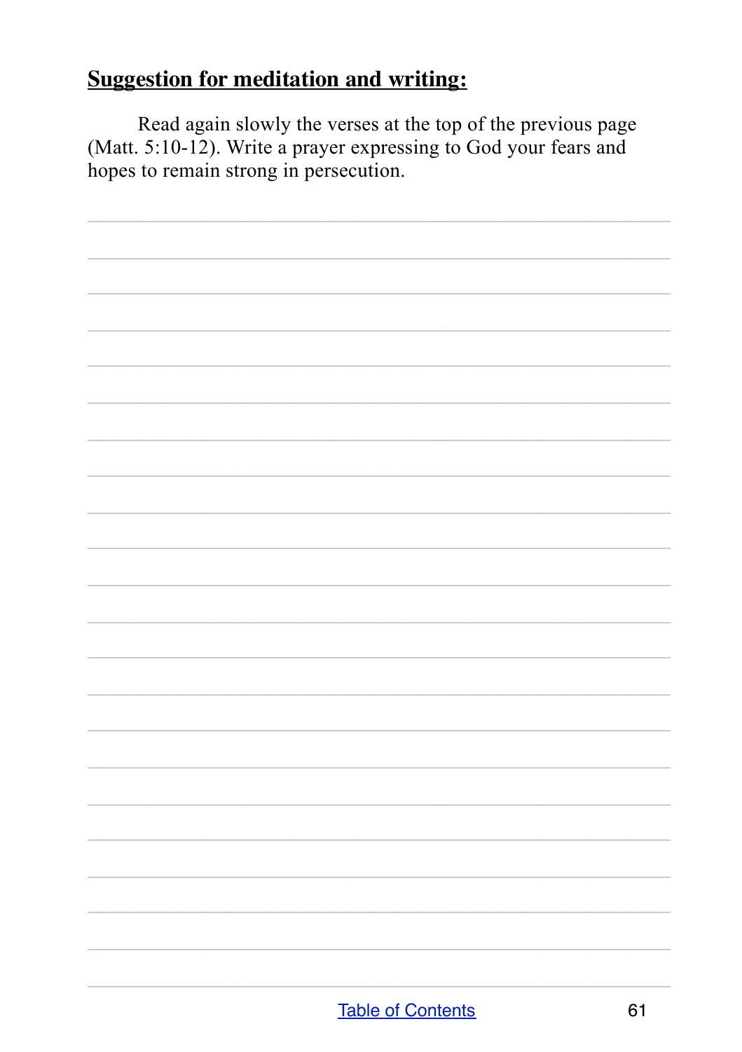## Suggestion for meditation and writing:

Read again slowly the verses at the top of the previous page (Matt. 5:10-12). Write a prayer expressing to God your fears and hopes to remain strong in persecution.

[Table of Contents]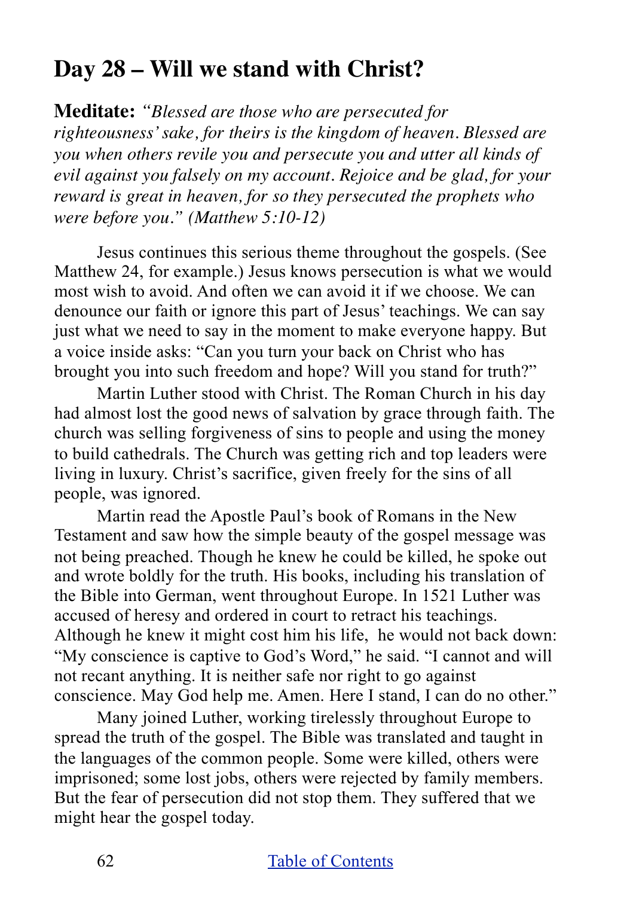## Day 28 – Will we stand with Christ?

**Meditate:** *"Blessed are those who are persecuted for righteousness' sake, for theirs is the kingdom of heaven. Blessed are you when others revile you and persecute you and utter all kinds of evil against you falsely on my account. Rejoice and be glad, for your reward is great in heaven, for so they persecuted the prophets who were before you." (Matthew 5:10-12)*

Jesus continues this serious theme throughout the gospels. (See Matthew 24, for example.) Jesus knows persecution is what we would most wish to avoid. And often we can avoid it if we choose. We can denounce our faith or ignore this part of Jesus' teachings. We can say just what we need to say in the moment to make everyone happy. But a voice inside asks: "Can you turn your back on Christ who has brought you into such freedom and hope? Will you stand for truth?"

Martin Luther stood with Christ. The Roman Church in his day had almost lost the good news of salvation by grace through faith. The church was selling forgiveness of sins to people and using the money to build cathedrals. The Church was getting rich and top leaders were living in luxury. Christ's sacrifice, given freely for the sins of all people, was ignored.

Martin read the Apostle Paul's book of Romans in the New Testament and saw how the simple beauty of the gospel message was not being preached. Though he knew he could be killed, he spoke out and wrote boldly for the truth. His books, including his translation of the Bible into German, went throughout Europe. In 1521 Luther was accused of heresy and ordered in court to retract his teachings. Although he knew it might cost him his life, he would not back down: "My conscience is captive to God's Word," he said. "I cannot and will not recant anything. It is neither safe nor right to go against conscience. May God help me. Amen. Here I stand, I can do no other."

Many joined Luther, working tirelessly throughout Europe to spread the truth of the gospel. The Bible was translated and taught in the languages of the common people. Some were killed, others were imprisoned; some lost jobs, others were rejected by family members. But the fear of persecution did not stop them. They suffered that we might hear the gospel today.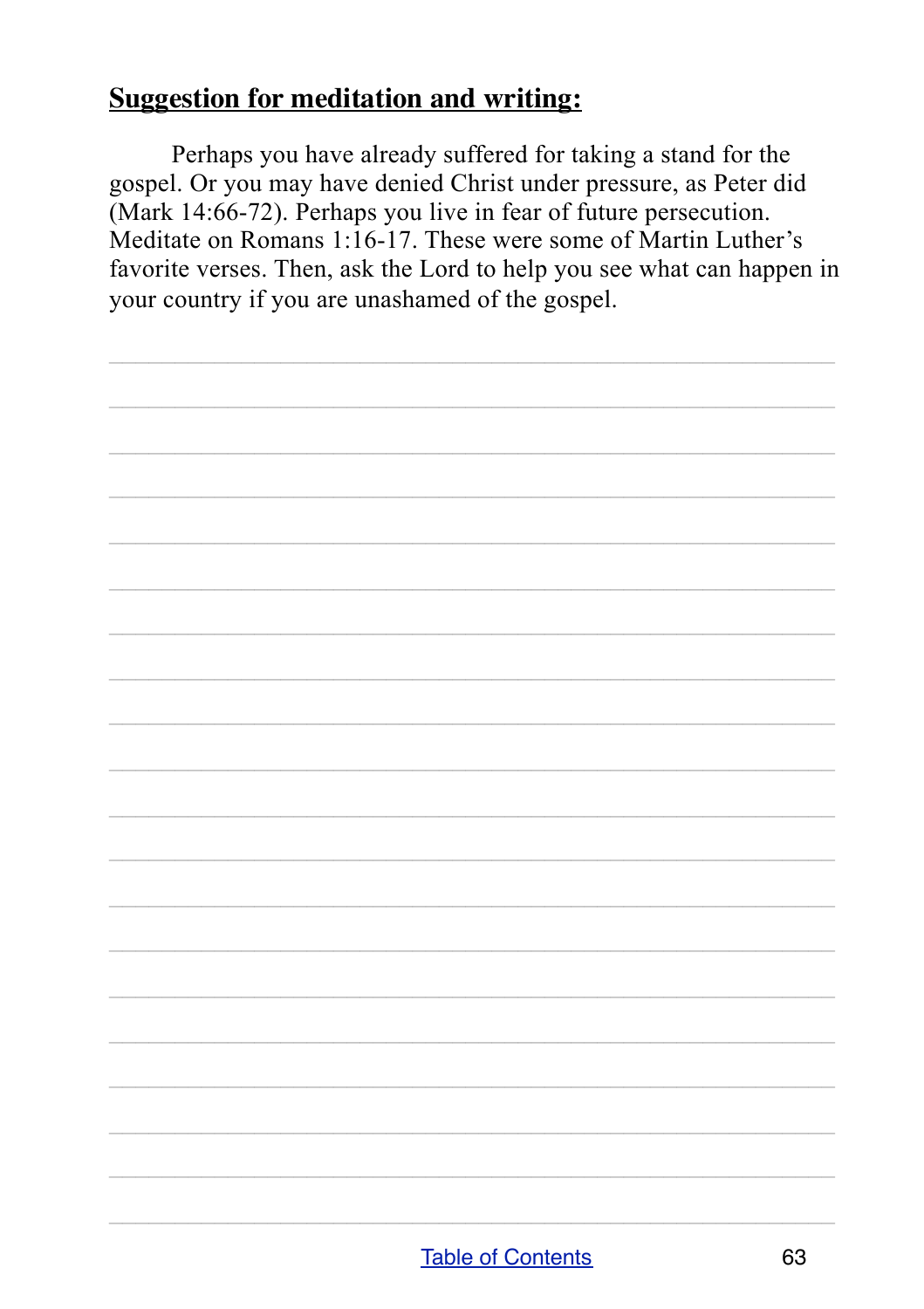## Suggestion for meditation and writing:

Perhaps you have already suffered for taking a stand for the gospel. Or you may have denied Christ under pressure, as Peter did (Mark 14:66-72). Perhaps you live in fear of future persecution. Meditate on Romans 1:16-17. These were some of Martin Luther's favorite verses. Then, ask the Lord to help you see what can happen in your country if you are unashamed of the gospel.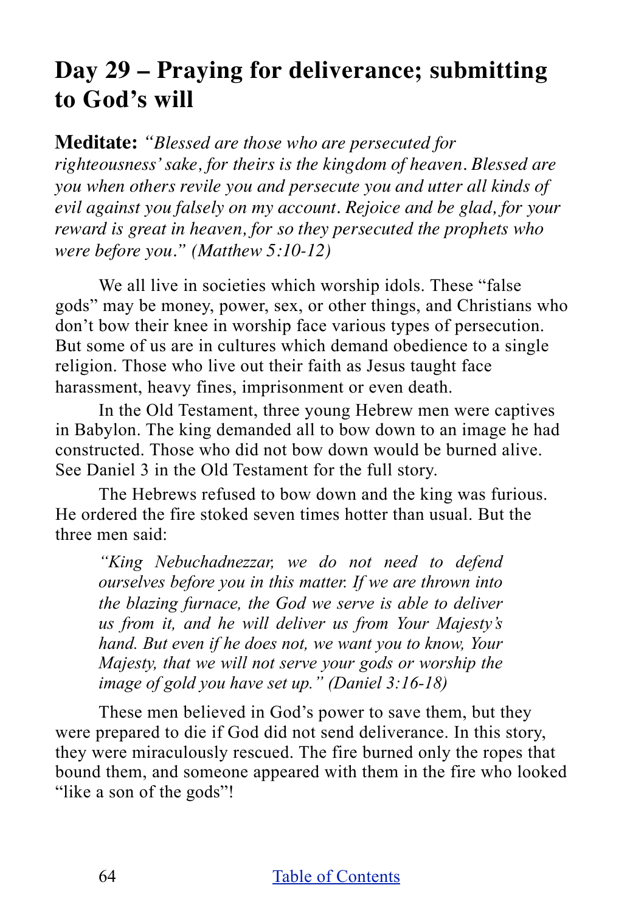# Day 29 – Praying for deliverance; submitting to God's will

**Meditate:** *"Blessed are those who are persecuted for righteousness' sake, for theirs is the kingdom of heaven. Blessed are you when others revile you and persecute you and utter all kinds of evil against you falsely on my account. Rejoice and be glad, for your reward is great in heaven, for so they persecuted the prophets who were before you." (Matthew 5:10-12)*

We all live in societies which worship idols. These "false gods" may be money, power, sex, or other things, and Christians who don't bow their knee in worship face various types of persecution. But some of us are in cultures which demand obedience to a single religion. Those who live out their faith as Jesus taught face harassment, heavy fines, imprisonment or even death.

In the Old Testament, three young Hebrew men were captives in Babylon. The king demanded all to bow down to an image he had constructed. Those who did not bow down would be burned alive. See Daniel 3 in the Old Testament for the full story.

The Hebrews refused to bow down and the king was furious. He ordered the fire stoked seven times hotter than usual. But the three men said:

> *"King Nebuchadnezzar, we do not need to defend ourselves before you in this matter. If we are thrown into the blazing furnace, the God we serve is able to deliver us from it, and he will deliver us from Your Majesty's hand. But even if he does not, we want you to know, Your Majesty, that we will not serve your gods or worship the image of gold you have set up." (Daniel 3:16-18)*

These men believed in God's power to save them, but they were prepared to die if God did not send deliverance. In this story, they were miraculously rescued. The fire burned only the ropes that bound them, and someone appeared with them in the fire who looked "like a son of the gods"!

[Table of Contents]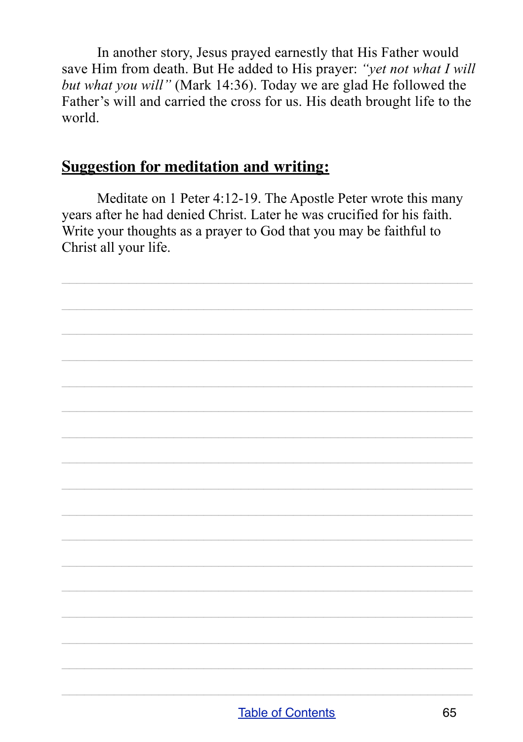In another story, Jesus prayed earnestly that His Father would save Him from death. But He added to His prayer: *"yet not what I will but what you will"* (Mark 14:36). Today we are glad He followed the Father's will and carried the cross for us. His death brought life to the world.

## **Suggestion for meditation and writing:**

Meditate on 1 Peter 4:12-19. The Apostle Peter wrote this many years after he had denied Christ. Later he was crucified for his faith. Write your thoughts as a prayer to God that you may be faithful to Christ all your life.

[Table of Contents](#)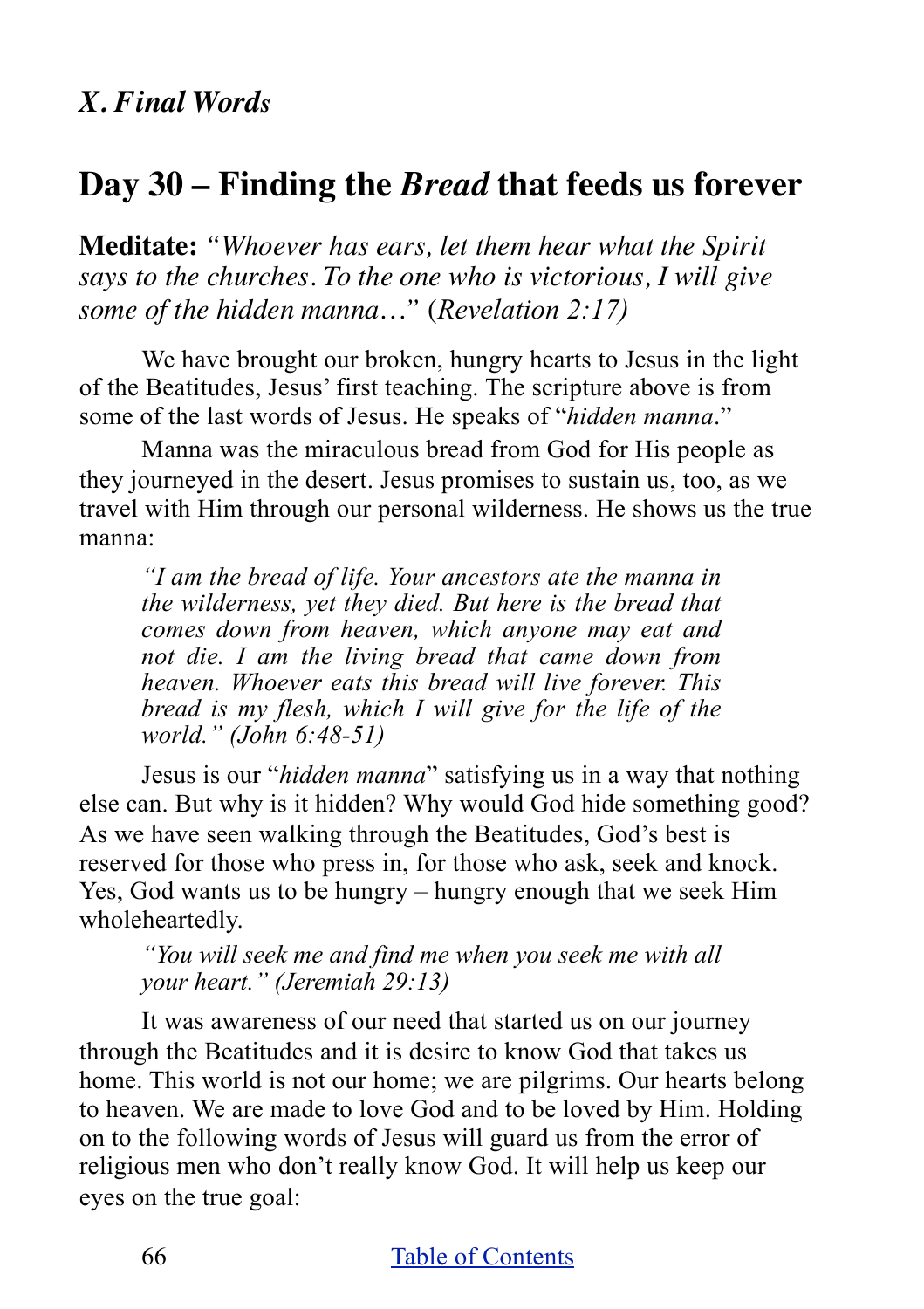## *X. Final Words*

# Day 30 – Finding the *Bread* that feeds us forever

**Meditate:** *"Whoever has ears, let them hear what the Spirit says to the churches. To the one who is victorious, I will give some of the hidden manna…"* (*Revelation 2:17)*

We have brought our broken, hungry hearts to Jesus in the light of the Beatitudes, Jesus' first teaching. The scripture above is from some of the last words of Jesus. He speaks of "*hidden manna*."

Manna was the miraculous bread from God for His people as they journeyed in the desert. Jesus promises to sustain us, too, as we travel with Him through our personal wilderness. He shows us the true manna:

> *"I am the bread of life. Your ancestors ate the manna in the wilderness, yet they died. But here is the bread that comes down from heaven, which anyone may eat and not die. I am the living bread that came down from heaven. Whoever eats this bread will live forever. This bread is my flesh, which I will give for the life of the world." (John 6:48-51)*

Jesus is our "*hidden manna*" satisfying us in a way that nothing else can. But why is it hidden? Why would God hide something good? As we have seen walking through the Beatitudes, God's best is reserved for those who press in, for those who ask, seek and knock. Yes, God wants us to be hungry – hungry enough that we seek Him wholeheartedly.

> *"You will seek me and find me when you seek me with all your heart." (Jeremiah 29:13)*

It was awareness of our need that started us on our journey through the Beatitudes and it is desire to know God that takes us home. This world is not our home; we are pilgrims. Our hearts belong to heaven. We are made to love God and to be loved by Him. Holding on to the following words of Jesus will guard us from the error of religious men who don't really know God. It will help us keep our eyes on the true goal:

[Table of Contents]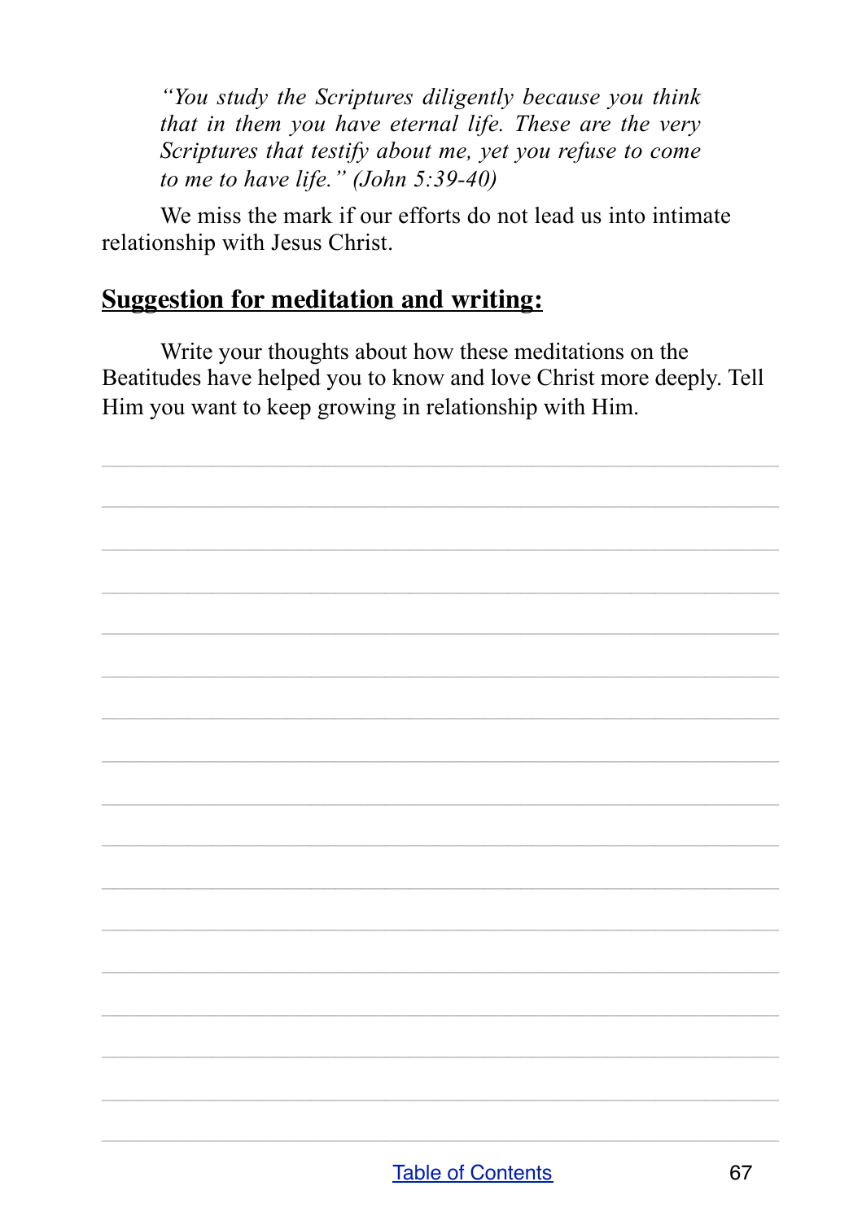*"You study the Scriptures diligently because you think that in them you have eternal life. These are the very Scriptures that testify about me, yet you refuse to come to me to have life." (John 5:39-40)*

We miss the mark if our efforts do not lead us into intimate relationship with Jesus Christ.

## Suggestion for meditation and writing:

Write your thoughts about how these meditations on the Beatitudes have helped you to know and love Christ more deeply. Tell Him you want to keep growing in relationship with Him.

[Table of Contents](#)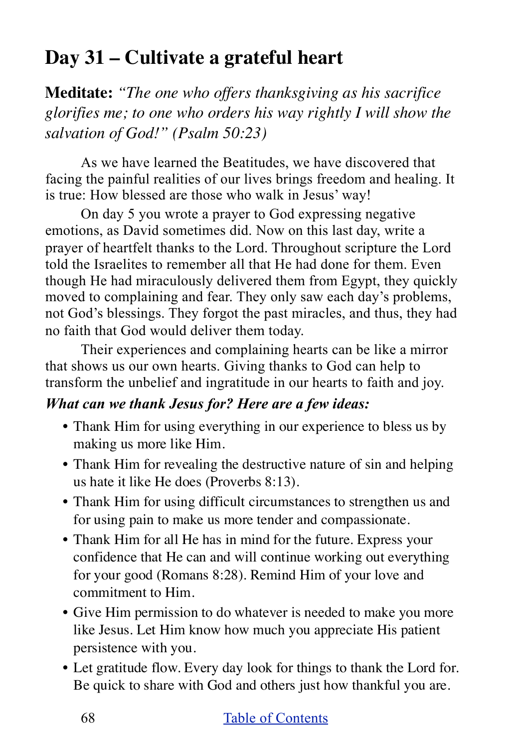## Day 31 – Cultivate a grateful heart

**Meditate:** *"The one who offers thanksgiving as his sacrifice glorifies me; to one who orders his way rightly I will show the salvation of God!" (Psalm 50:23)*

As we have learned the Beatitudes, we have discovered that facing the painful realities of our lives brings freedom and healing. It is true: How blessed are those who walk in Jesus' way!

On day 5 you wrote a prayer to God expressing negative emotions, as David sometimes did. Now on this last day, write a prayer of heartfelt thanks to the Lord. Throughout scripture the Lord told the Israelites to remember all that He had done for them. Even though He had miraculously delivered them from Egypt, they quickly moved to complaining and fear. They only saw each day's problems, not God's blessings. They forgot the past miracles, and thus, they had no faith that God would deliver them today.

Their experiences and complaining hearts can be like a mirror that shows us our own hearts. Giving thanks to God can help to transform the unbelief and ingratitude in our hearts to faith and joy.

***What can we thank Jesus for? Here are a few ideas:***

- Thank Him for using everything in our experience to bless us by making us more like Him.
- Thank Him for revealing the destructive nature of sin and helping us hate it like He does (Proverbs 8:13).
- Thank Him for using difficult circumstances to strengthen us and for using pain to make us more tender and compassionate.
- Thank Him for all He has in mind for the future. Express your confidence that He can and will continue working out everything for your good (Romans 8:28). Remind Him of your love and commitment to Him.
- Give Him permission to do whatever is needed to make you more like Jesus. Let Him know how much you appreciate His patient persistence with you.
- Let gratitude flow. Every day look for things to thank the Lord for. Be quick to share with God and others just how thankful you are.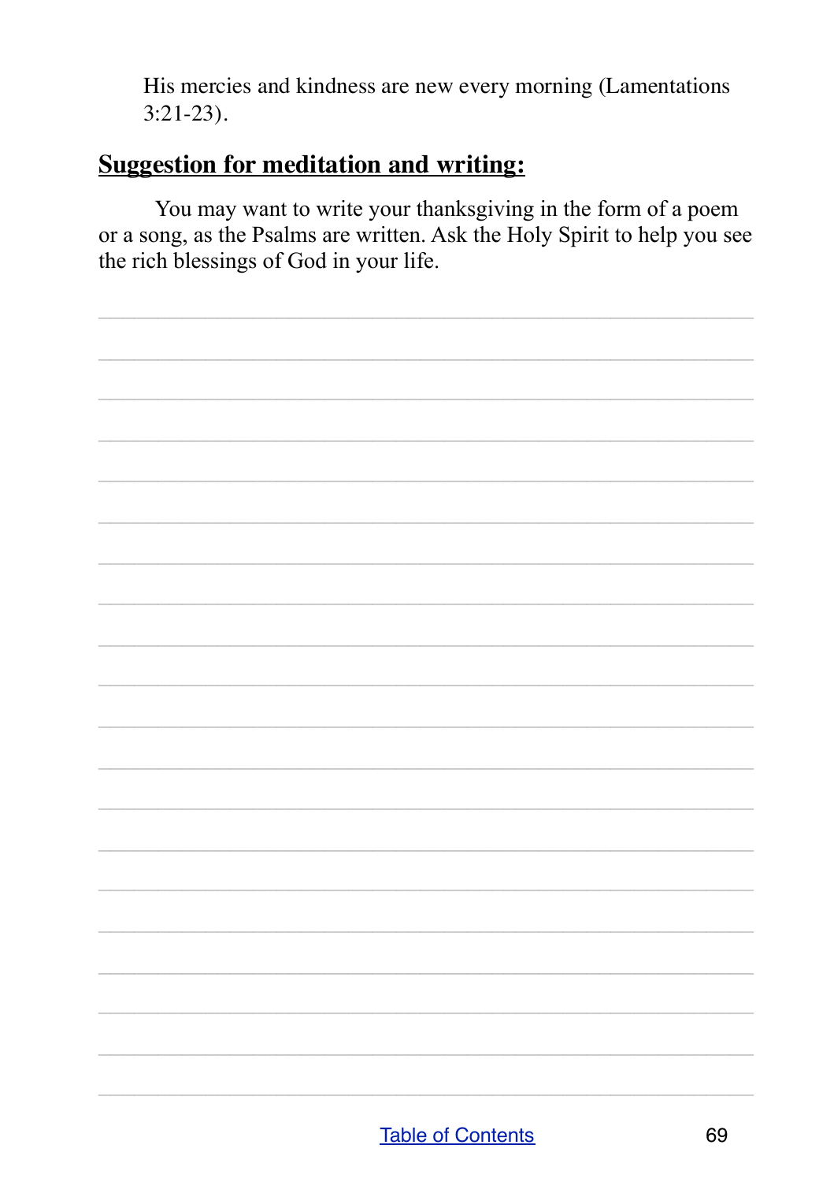His mercies and kindness are new every morning (Lamentations 3:21-23).

## Suggestion for meditation and writing:

You may want to write your thanksgiving in the form of a poem or a song, as the Psalms are written. Ask the Holy Spirit to help you see the rich blessings of God in your life.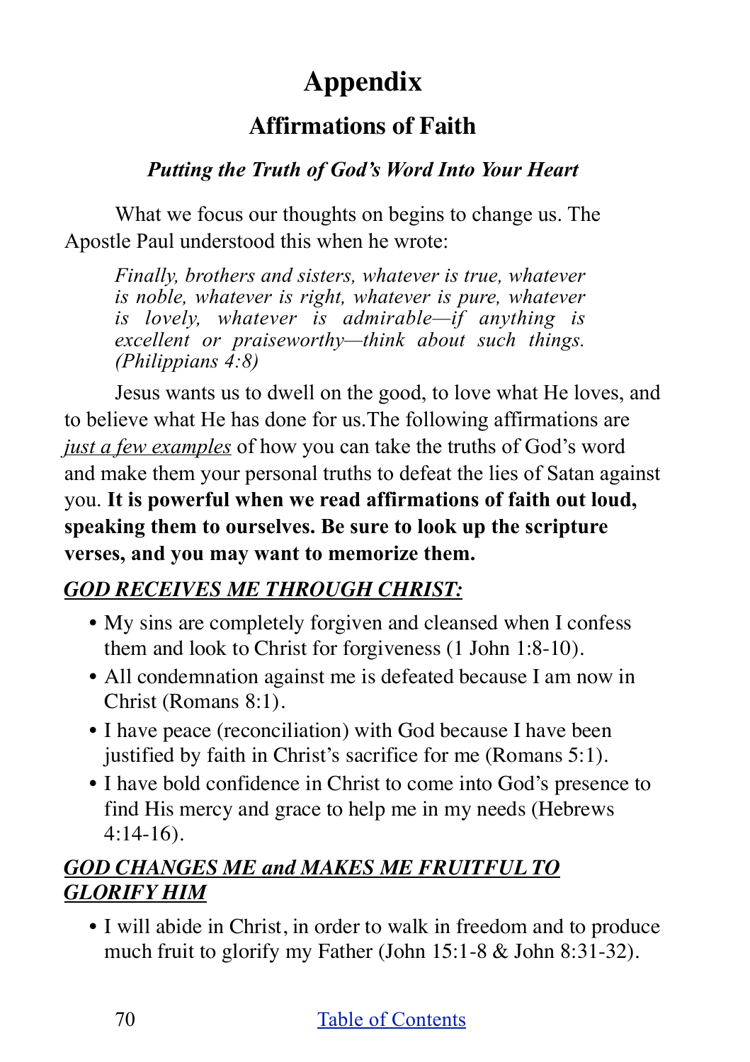# Appendix

## Affirmations of Faith

### *Putting the Truth of God's Word Into Your Heart*

What we focus our thoughts on begins to change us. The Apostle Paul understood this when he wrote:

> *Finally, brothers and sisters, whatever is true, whatever is noble, whatever is right, whatever is pure, whatever is lovely, whatever is admirable—if anything is excellent or praiseworthy—think about such things. (Philippians 4:8)*

Jesus wants us to dwell on the good, to love what He loves, and to believe what He has done for us.The following affirmations are *<u>just a few examples</u>* of how you can take the truths of God's word and make them your personal truths to defeat the lies of Satan against you. **It is powerful when we read affirmations of faith out loud, speaking them to ourselves. Be sure to look up the scripture verses, and you may want to memorize them.**

***<u>GOD RECEIVES ME THROUGH CHRIST:</u>***

- My sins are completely forgiven and cleansed when I confess them and look to Christ for forgiveness (1 John 1:8-10).
- All condemnation against me is defeated because I am now in Christ (Romans 8:1).
- I have peace (reconciliation) with God because I have been justified by faith in Christ's sacrifice for me (Romans 5:1).
- I have bold confidence in Christ to come into God's presence to find His mercy and grace to help me in my needs (Hebrews 4:14-16).

***<u>GOD CHANGES ME and MAKES ME FRUITFUL TO GLORIFY HIM</u>***

- I will abide in Christ, in order to walk in freedom and to produce much fruit to glorify my Father (John 15:1-8 & John 8:31-32).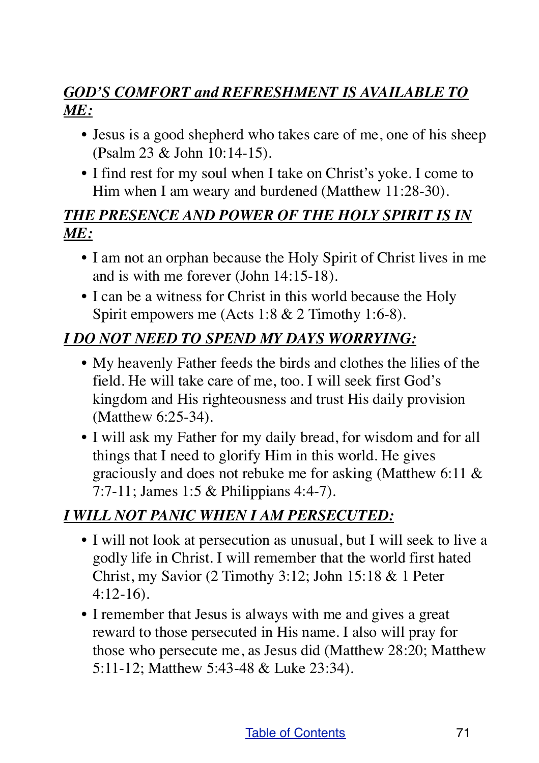***GOD'S COMFORT and REFRESHMENT IS AVAILABLE TO ME:***

- Jesus is a good shepherd who takes care of me, one of his sheep (Psalm 23 & John 10:14-15).
- I find rest for my soul when I take on Christ's yoke. I come to Him when I am weary and burdened (Matthew 11:28-30).

***THE PRESENCE AND POWER OF THE HOLY SPIRIT IS IN ME:***

- I am not an orphan because the Holy Spirit of Christ lives in me and is with me forever (John 14:15-18).
- I can be a witness for Christ in this world because the Holy Spirit empowers me (Acts 1:8 & 2 Timothy 1:6-8).

***I DO NOT NEED TO SPEND MY DAYS WORRYING:***

- My heavenly Father feeds the birds and clothes the lilies of the field. He will take care of me, too. I will seek first God's kingdom and His righteousness and trust His daily provision (Matthew 6:25-34).
- I will ask my Father for my daily bread, for wisdom and for all things that I need to glorify Him in this world. He gives graciously and does not rebuke me for asking (Matthew 6:11 & 7:7-11; James 1:5 & Philippians 4:4-7).

***I WILL NOT PANIC WHEN I AM PERSECUTED:***

- I will not look at persecution as unusual, but I will seek to live a godly life in Christ. I will remember that the world first hated Christ, my Savior (2 Timothy 3:12; John 15:18 & 1 Peter 4:12-16).
- I remember that Jesus is always with me and gives a great reward to those persecuted in His name. I also will pray for those who persecute me, as Jesus did (Matthew 28:20; Matthew 5:11-12; Matthew 5:43-48 & Luke 23:34).

Table of Contents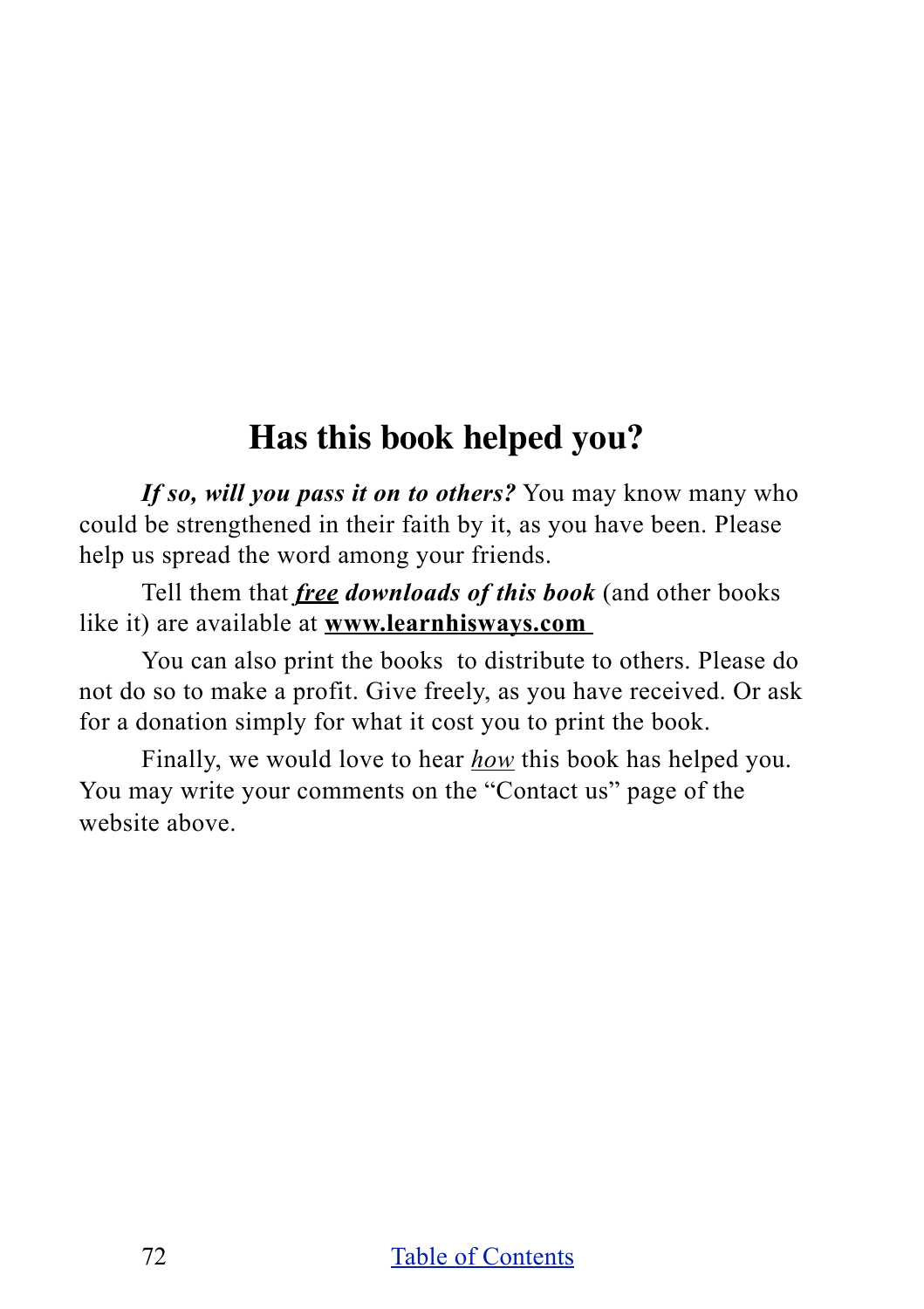## Has this book helped you?

***If so, will you pass it on to others?*** You may know many who could be strengthened in their faith by it, as you have been. Please help us spread the word among your friends.

Tell them that ***free* downloads of this book** (and other books like it) are available at **www.learnhisways.com**

You can also print the books to distribute to others. Please do not do so to make a profit. Give freely, as you have received. Or ask for a donation simply for what it cost you to print the book.

Finally, we would love to hear *how* this book has helped you. You may write your comments on the "Contact us" page of the website above.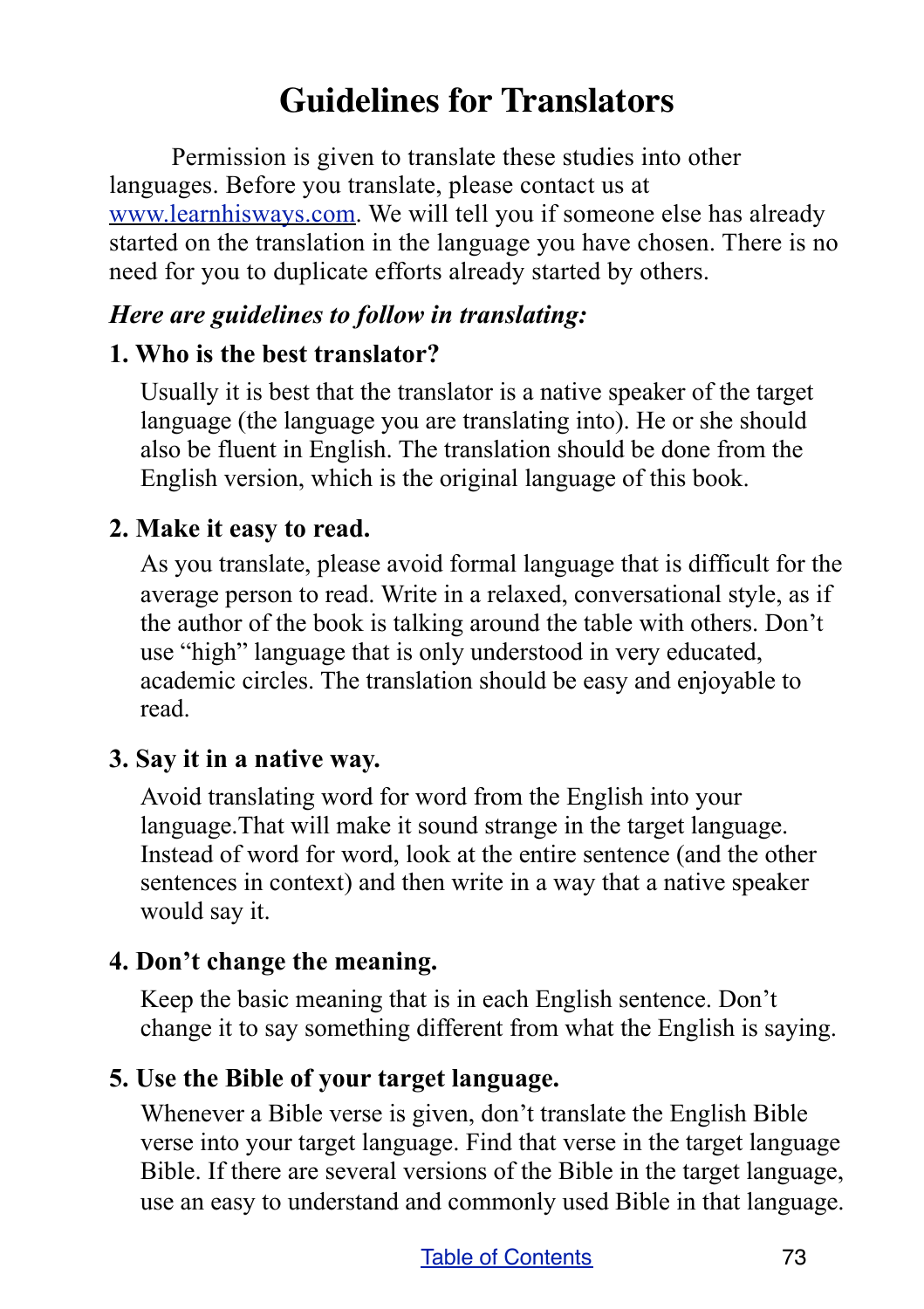# Guidelines for Translators

Permission is given to translate these studies into other languages. Before you translate, please contact us at [www.learnhisways.com](http://www.learnhisways.com). We will tell you if someone else has already started on the translation in the language you have chosen. There is no need for you to duplicate efforts already started by others.

***Here are guidelines to follow in translating:***

**1. Who is the best translator?**

Usually it is best that the translator is a native speaker of the target language (the language you are translating into). He or she should also be fluent in English. The translation should be done from the English version, which is the original language of this book.

**2. Make it easy to read.**

As you translate, please avoid formal language that is difficult for the average person to read. Write in a relaxed, conversational style, as if the author of the book is talking around the table with others. Don't use "high" language that is only understood in very educated, academic circles. The translation should be easy and enjoyable to read.

**3. Say it in a native way.**

Avoid translating word for word from the English into your language.That will make it sound strange in the target language. Instead of word for word, look at the entire sentence (and the other sentences in context) and then write in a way that a native speaker would say it.

**4. Don't change the meaning.**

Keep the basic meaning that is in each English sentence. Don't change it to say something different from what the English is saying.

**5. Use the Bible of your target language.**

Whenever a Bible verse is given, don't translate the English Bible verse into your target language. Find that verse in the target language Bible. If there are several versions of the Bible in the target language, use an easy to understand and commonly used Bible in that language.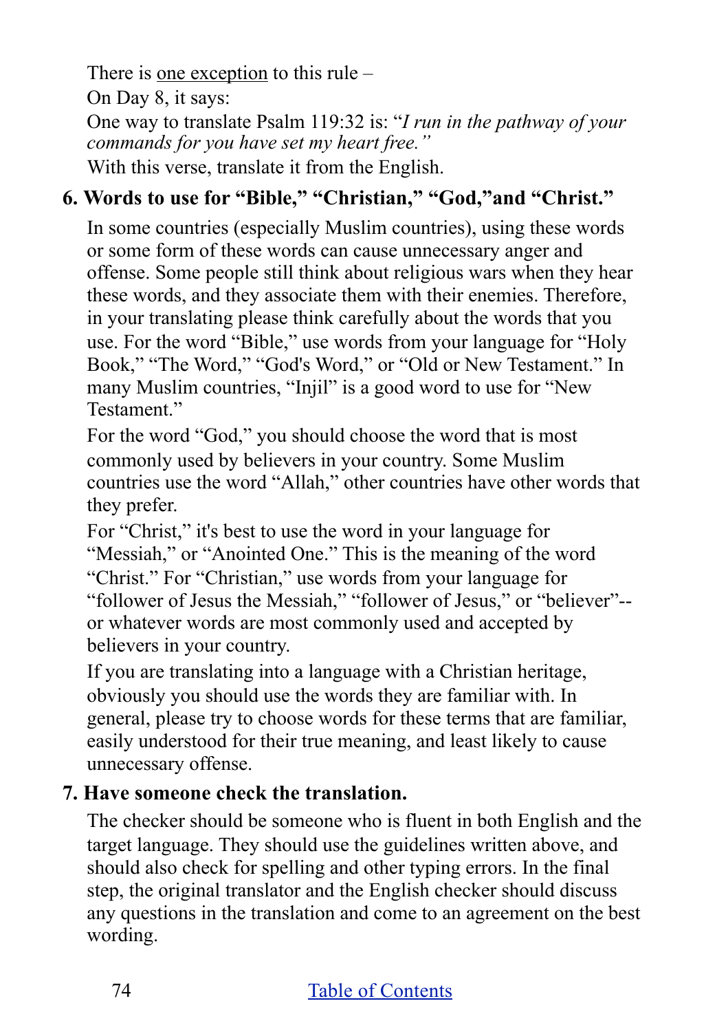There is <u>one exception</u> to this rule –

On Day 8, it says:

One way to translate Psalm 119:32 is: "*I run in the pathway of your commands for you have set my heart free.*"

With this verse, translate it from the English.

### 6. Words to use for "Bible," "Christian," "God,"and "Christ."

In some countries (especially Muslim countries), using these words or some form of these words can cause unnecessary anger and offense. Some people still think about religious wars when they hear these words, and they associate them with their enemies. Therefore, in your translating please think carefully about the words that you use. For the word "Bible," use words from your language for "Holy Book," "The Word," "God's Word," or "Old or New Testament." In many Muslim countries, "Injil" is a good word to use for "New Testament."

For the word "God," you should choose the word that is most commonly used by believers in your country. Some Muslim countries use the word "Allah," other countries have other words that they prefer.

For "Christ," it's best to use the word in your language for "Messiah," or "Anointed One." This is the meaning of the word "Christ." For "Christian," use words from your language for "follower of Jesus the Messiah," "follower of Jesus," or "believer"-- or whatever words are most commonly used and accepted by believers in your country.

If you are translating into a language with a Christian heritage, obviously you should use the words they are familiar with. In general, please try to choose words for these terms that are familiar, easily understood for their true meaning, and least likely to cause unnecessary offense.

### 7. Have someone check the translation.

The checker should be someone who is fluent in both English and the target language. They should use the guidelines written above, and should also check for spelling and other typing errors. In the final step, the original translator and the English checker should discuss any questions in the translation and come to an agreement on the best wording.

[Table of Contents]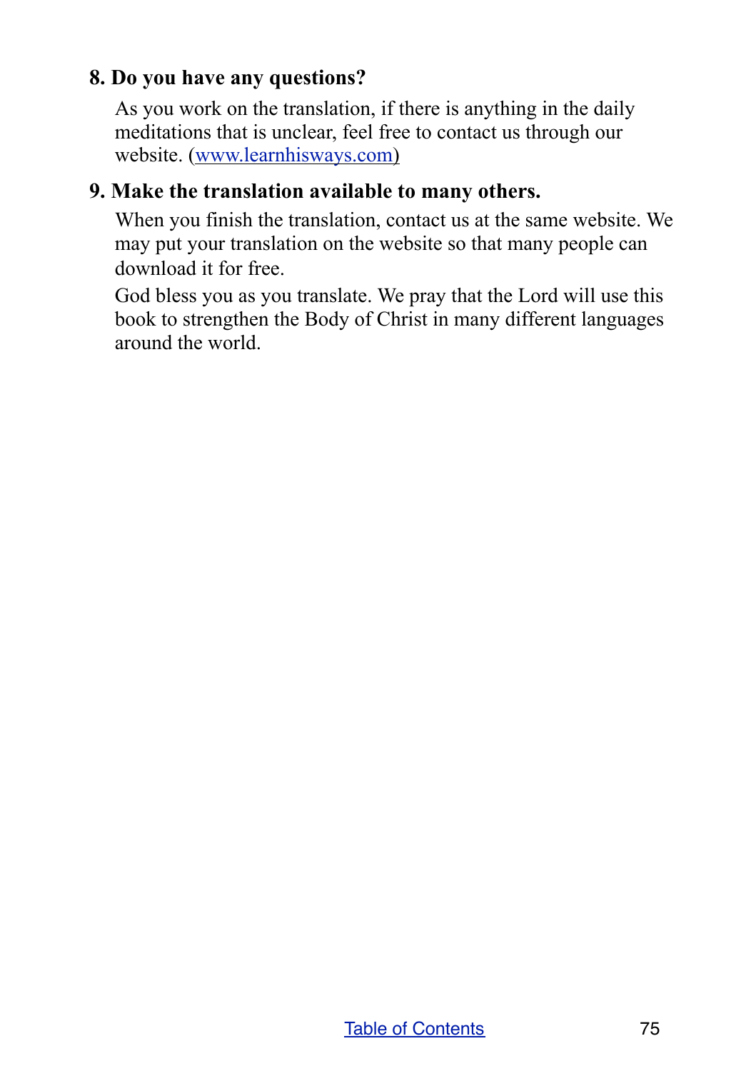### 8. Do you have any questions?

As you work on the translation, if there is anything in the daily meditations that is unclear, feel free to contact us through our website. (www.learnhisways.com)

### 9. Make the translation available to many others.

When you finish the translation, contact us at the same website. We may put your translation on the website so that many people can download it for free.

God bless you as you translate. We pray that the Lord will use this book to strengthen the Body of Christ in many different languages around the world.